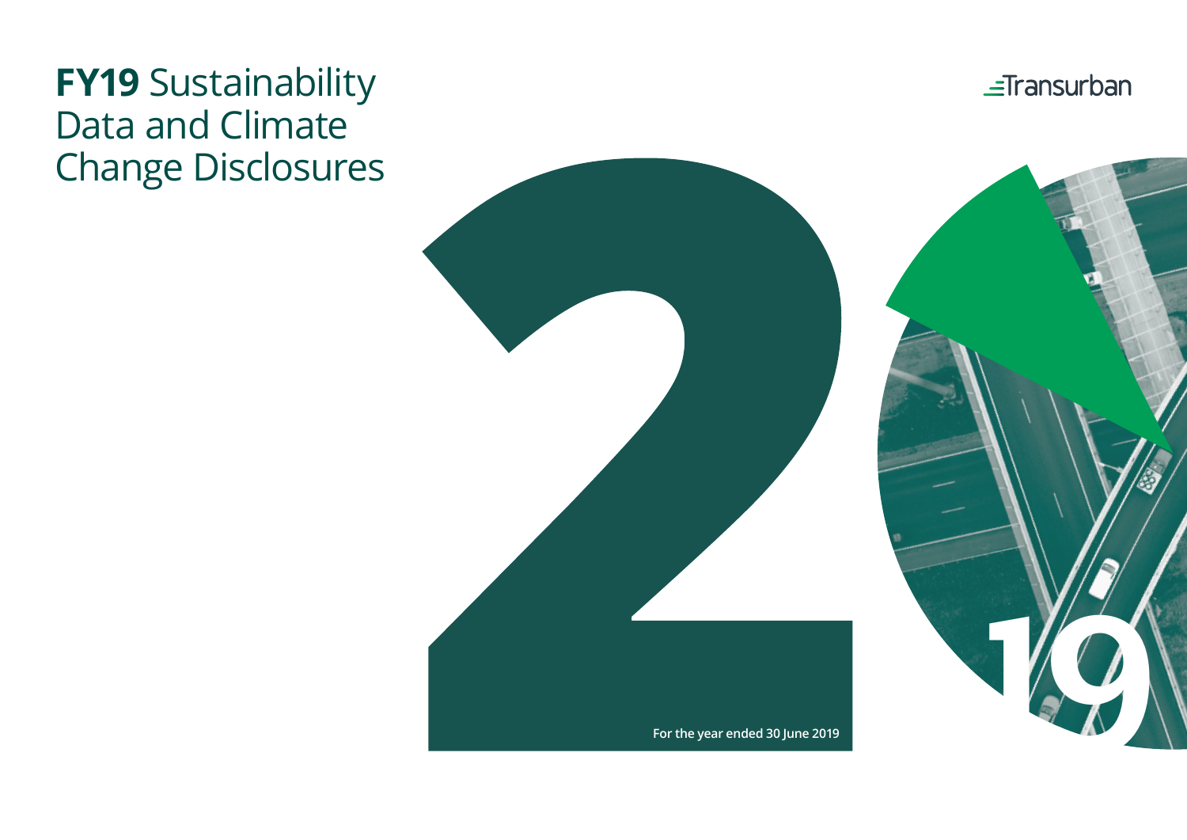# **FY19** Sustainability Data and Climate Change Disclosures

Transurban

For the year ended 30 June 2019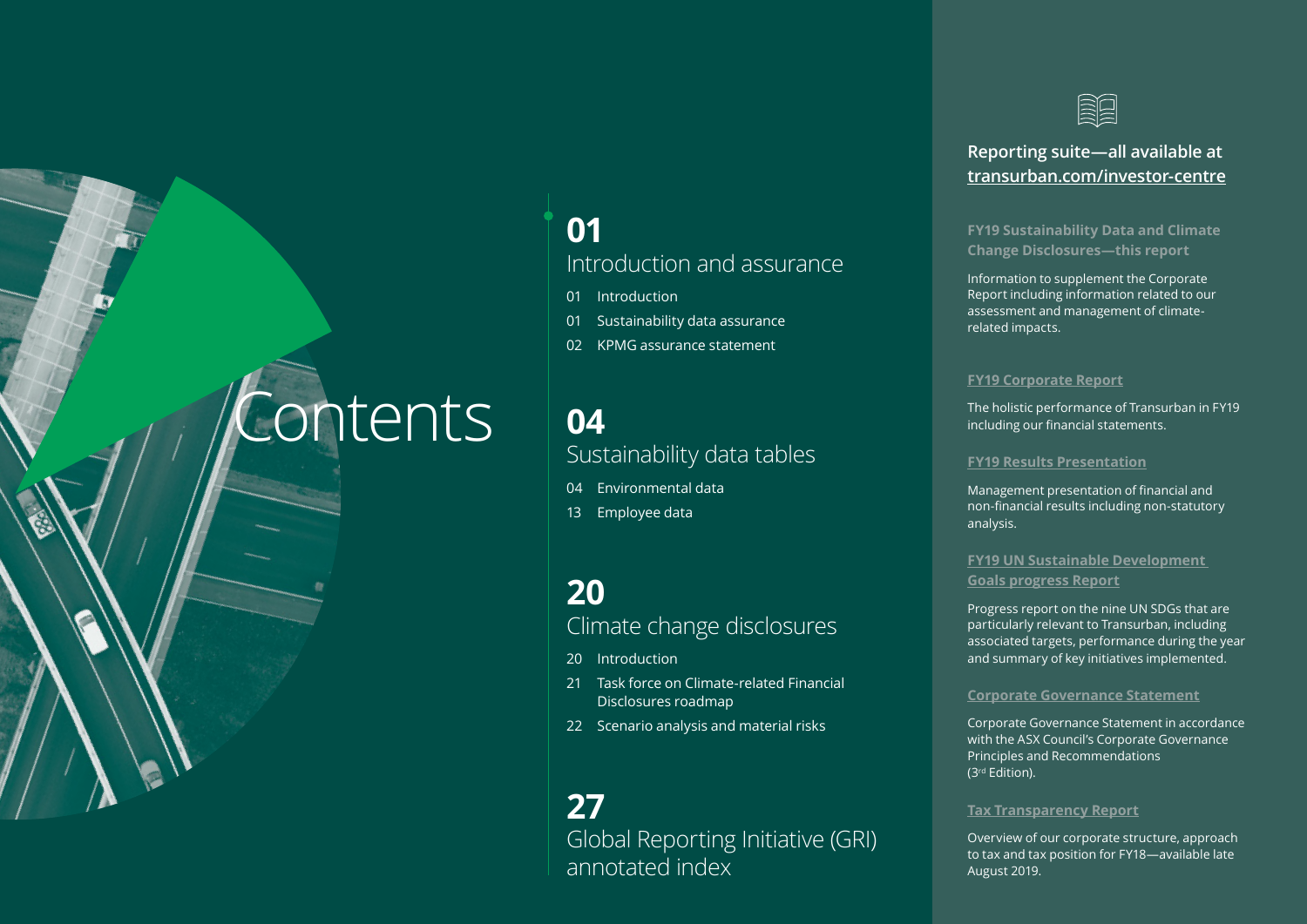# Contents

## 01 Introduction and assurance

- 01 Introduction
- 01 Sustainability data assurance
- 02 KPMG assurance statement

## 04 Sustainability data tables

- 04 Environmental data
- 13 Employee data

## 20 Climate change disclosures

- 20 Introduction
- 21 Task force on Climate-related Financial Disclosures roadmap
- 22 Scenario analysis and material risks

## 27 Global Reporting Initiative (GRI) annotated index

---

### Reporting suite—all available at transurban.com/investor-centre

**FY19 Sustainability Data and Climate Change Disclosures—this report**

Information to supplement the Corporate Report including information related to our assessment and management of climate-related impacts.

**FY19 Corporate Report**

The holistic performance of Transurban in FY19 including our financial statements.

**FY19 Results Presentation**

Management presentation of financial and non-financial results including non-statutory analysis.

**FY19 UN Sustainable Development Goals progress Report**

Progress report on the nine UN SDGs that are particularly relevant to Transurban, including associated targets, performance during the year and summary of key initiatives implemented.

**Corporate Governance Statement**

Corporate Governance Statement in accordance with the ASX Council's Corporate Governance Principles and Recommendations (3rd Edition).

**Tax Transparency Report**

Overview of our corporate structure, approach to tax and tax position for FY18—available late August 2019.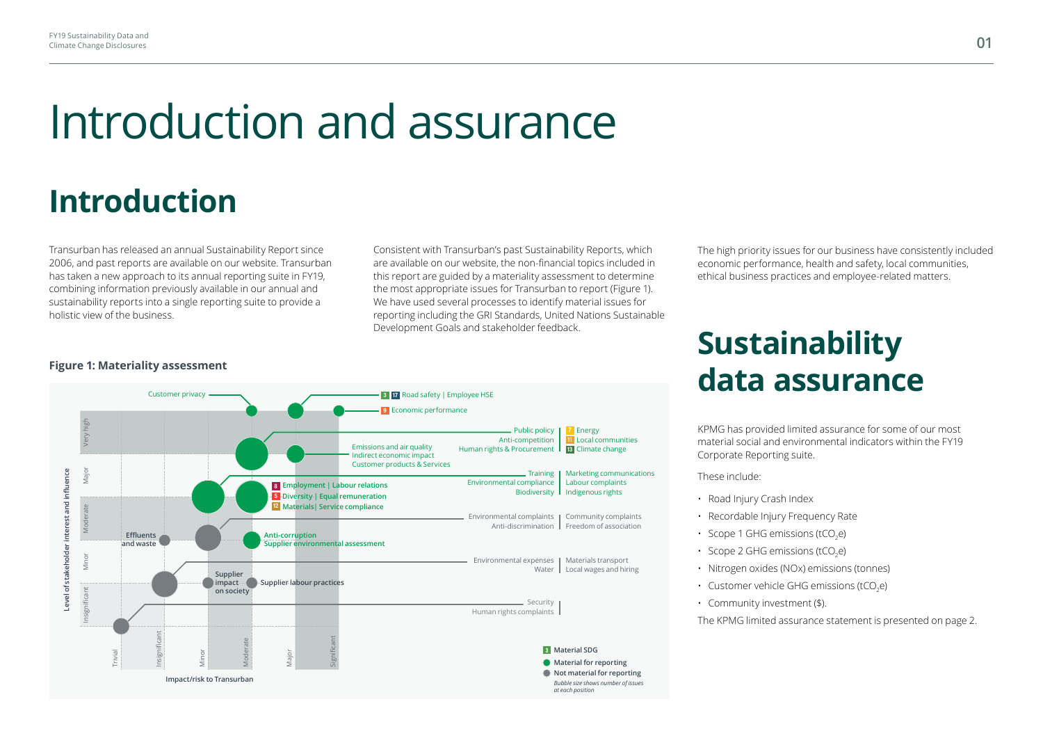# Introduction and assurance

## Introduction

Transurban has released an annual Sustainability Report since 2006, and past reports are available on our website. Transurban has taken a new approach to its annual reporting suite in FY19, combining information previously available in our annual and sustainability reports into a single reporting suite to provide a holistic view of the business.

Consistent with Transurban's past Sustainability Reports, which are available on our website, the non-financial topics included in this report are guided by a materiality assessment to determine the most appropriate issues for Transurban to report (Figure 1). We have used several processes to identify material issues for reporting including the GRI Standards, United Nations Sustainable Development Goals and stakeholder feedback.

The high priority issues for our business have consistently included economic performance, health and safety, local communities, ethical business practices and employee-related matters.

**Figure 1: Materiality assessment**

Level of stakeholder interest and influence (Very high, Major, Moderate, Minor, Insignificant) vs Impact/risk to Transurban (Trivial, Insignificant, Minor, Moderate, Major, Significant)

- Customer privacy
- 3 17 Road safety | Employee HSE
- 9 Economic performance
- Public policy, Anti-competition, Human rights & Procurement | 7 Energy, 11 Local communities, 13 Climate change
- Emissions and air quality, Indirect economic impact, Customer products & Services
- Training, Environmental compliance, Biodiversity | Marketing communications, Labour complaints, Indigenous rights
- 8 Employment | Labour relations
- 5 Diversity | Equal remuneration
- 12 Materials| Service compliance
- Environmental complaints, Anti-discrimination | Community complaints, Freedom of association
- Effluents and waste
- Anti-corruption, Supplier environmental assessment
- Environmental expenses, Water | Materials transport, Local wages and hiring
- Supplier impact on society
- Supplier labour practices
- Security, Human rights complaints

Legend: 3 Material SDG; Material for reporting; Not material for reporting. *Bubble size shows number of issues at each position*

## Sustainability data assurance

KPMG has provided limited assurance for some of our most material social and environmental indicators within the FY19 Corporate Reporting suite.

These include:

- Road Injury Crash Index
- Recordable Injury Frequency Rate
- Scope 1 GHG emissions ($tCO_2e$)
- Scope 2 GHG emissions ($tCO_2e$)
- Nitrogen oxides (NOx) emissions (tonnes)
- Customer vehicle GHG emissions ($tCO_2e$)
- Community investment ($).

The KPMG limited assurance statement is presented on page 2.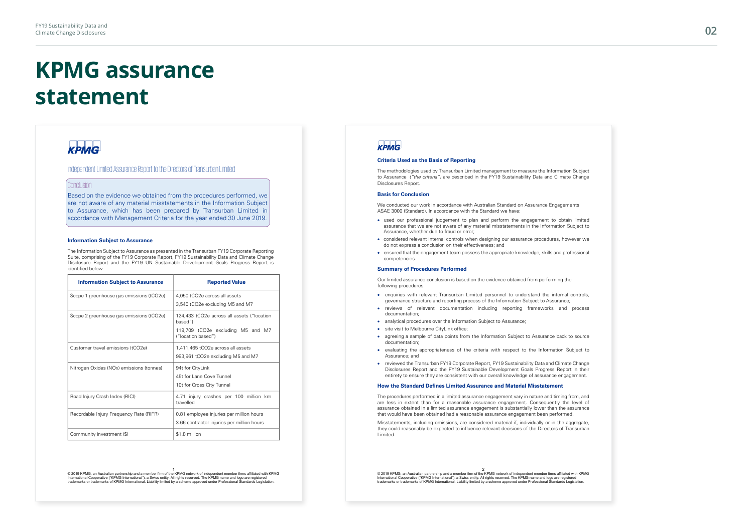# KPMG assurance statement

KPMG

## Independent Limited Assurance Report to the Directors of Transurban Limited

### Conclusion

Based on the evidence we obtained from the procedures performed, we are not aware of any material misstatements in the Information Subject to Assurance, which has been prepared by Transurban Limited in accordance with Management Criteria for the year ended 30 June 2019.

### Information Subject to Assurance

The Information Subject to Assurance as presented in the Transurban FY19 Corporate Reporting Suite, comprising of the FY19 Corporate Report, FY19 Sustainability Data and Climate Change Disclosure Report and the FY19 UN Sustainable Development Goals Progress Report is identified below:

| Information Subject to Assurance | Reported Value |
|---|---|
| Scope 1 greenhouse gas emissions (tCO2e) | 4,050 tCO2e across all assets<br>3,540 tCO2e excluding M5 and M7 |
| Scope 2 greenhouse gas emissions (tCO2e) | 124,433 tCO2e across all assets ("location based")<br>119,709 tCO2e excluding M5 and M7 ("location based") |
| Customer travel emissions (tCO2e) | 1,411,465 tCO2e across all assets<br>993,961 tCO2e excluding M5 and M7 |
| Nitrogen Oxides (NOx) emissions (tonnes) | 94t for CityLink<br>45t for Lane Cove Tunnel<br>10t for Cross City Tunnel |
| Road Injury Crash Index (RICI) | 4.71 injury crashes per 100 million km travelled |
| Recordable Injury Frequency Rate (RIFR) | 0.81 employee injuries per million hours<br>3.66 contractor injuries per million hours |
| Community investment ($) | $1.8 million |

© 2019 KPMG, an Australian partnership and a member firm of the KPMG network of independent member firms affiliated with KPMG International Cooperative ("KPMG International"), a Swiss entity. All rights reserved. The KPMG name and logo are registered trademarks or trademarks of KPMG International. Liability limited by a scheme approved under Professional Standards Legislation.

KPMG

### Criteria Used as the Basis of Reporting

The methodologies used by Transurban Limited management to measure the Information Subject to Assurance *("the criteria")* are described in the FY19 Sustainability Data and Climate Change Disclosures Report.

### Basis for Conclusion

We conducted our work in accordance with Australian Standard on Assurance Engagements ASAE 3000 (Standard). In accordance with the Standard we have:

- used our professional judgement to plan and perform the engagement to obtain limited assurance that we are not aware of any material misstatements in the Information Subject to Assurance, whether due to fraud or error;
- considered relevant internal controls when designing our assurance procedures, however we do not express a conclusion on their effectiveness; and
- ensured that the engagement team possess the appropriate knowledge, skills and professional competencies.

### Summary of Procedures Performed

Our limited assurance conclusion is based on the evidence obtained from performing the following procedures:

- enquiries with relevant Transurban Limited personnel to understand the internal controls, governance structure and reporting process of the Information Subject to Assurance;
- reviews of relevant documentation including reporting frameworks and process documentation;
- analytical procedures over the Information Subject to Assurance;
- site visit to Melbourne CityLink office;
- agreeing a sample of data points from the Information Subject to Assurance back to source documentation;
- evaluating the appropriateness of the criteria with respect to the Information Subject to Assurance; and
- reviewed the Transurban FY19 Corporate Report, FY19 Sustainability Data and Climate Change Disclosures Report and the FY19 Sustainable Development Goals Progress Report in their entirety to ensure they are consistent with our overall knowledge of assurance engagement.

### How the Standard Defines Limited Assurance and Material Misstatement

The procedures performed in a limited assurance engagement vary in nature and timing from, and are less in extent than for a reasonable assurance engagement. Consequently the level of assurance obtained in a limited assurance engagement is substantially lower than the assurance that would have been obtained had a reasonable assurance engagement been performed.

Misstatements, including omissions, are considered material if, individually or in the aggregate, they could reasonably be expected to influence relevant decisions of the Directors of Transurban Limited.

© 2019 KPMG, an Australian partnership and a member firm of the KPMG network of independent member firms affiliated with KPMG International Cooperative ("KPMG International"), a Swiss entity. All rights reserved. The KPMG name and logo are registered trademarks or trademarks of KPMG International. Liability limited by a scheme approved under Professional Standards Legislation.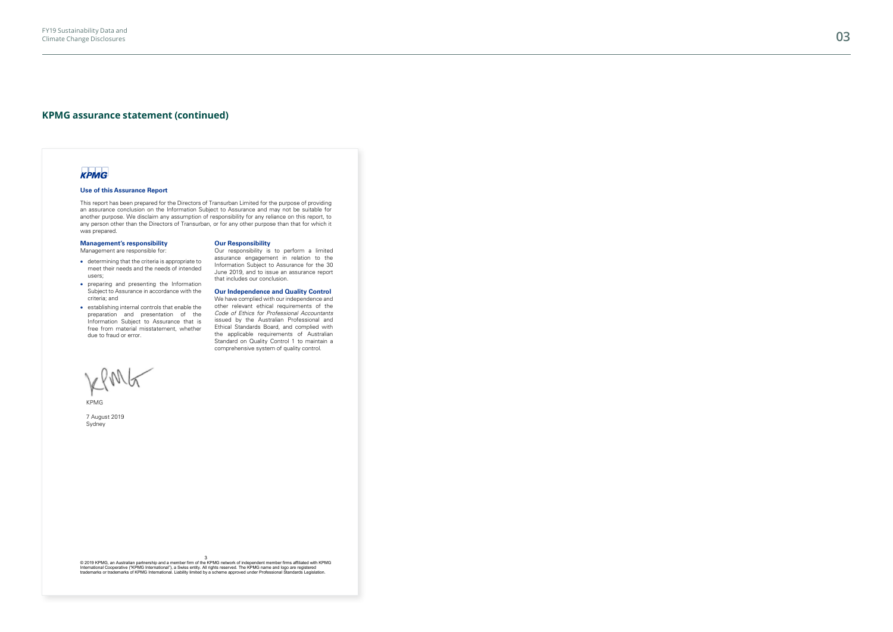## KPMG assurance statement (continued)

KPMG

### Use of this Assurance Report

This report has been prepared for the Directors of Transurban Limited for the purpose of providing an assurance conclusion on the Information Subject to Assurance and may not be suitable for another purpose. We disclaim any assumption of responsibility for any reliance on this report, to any person other than the Directors of Transurban, or for any other purpose than that for which it was prepared.

### Management's responsibility

Management are responsible for:

- determining that the criteria is appropriate to meet their needs and the needs of intended users;
- preparing and presenting the Information Subject to Assurance in accordance with the criteria; and
- establishing internal controls that enable the preparation and presentation of the Information Subject to Assurance that is free from material misstatement, whether due to fraud or error.

### Our Responsibility

Our responsibility is to perform a limited assurance engagement in relation to the Information Subject to Assurance for the 30 June 2019, and to issue an assurance report that includes our conclusion.

### Our Independence and Quality Control

We have complied with our independence and other relevant ethical requirements of the *Code of Ethics for Professional Accountants* issued by the Australian Professional and Ethical Standards Board, and complied with the applicable requirements of Australian Standard on Quality Control 1 to maintain a comprehensive system of quality control.

KPMG

7 August 2019
Sydney

© 2019 KPMG, an Australian partnership and a member firm of the KPMG network of independent member firms affiliated with KPMG International Cooperative ("KPMG International"), a Swiss entity. All rights reserved. The KPMG name and logo are registered trademarks or trademarks of KPMG International. Liability limited by a scheme approved under Professional Standards Legislation.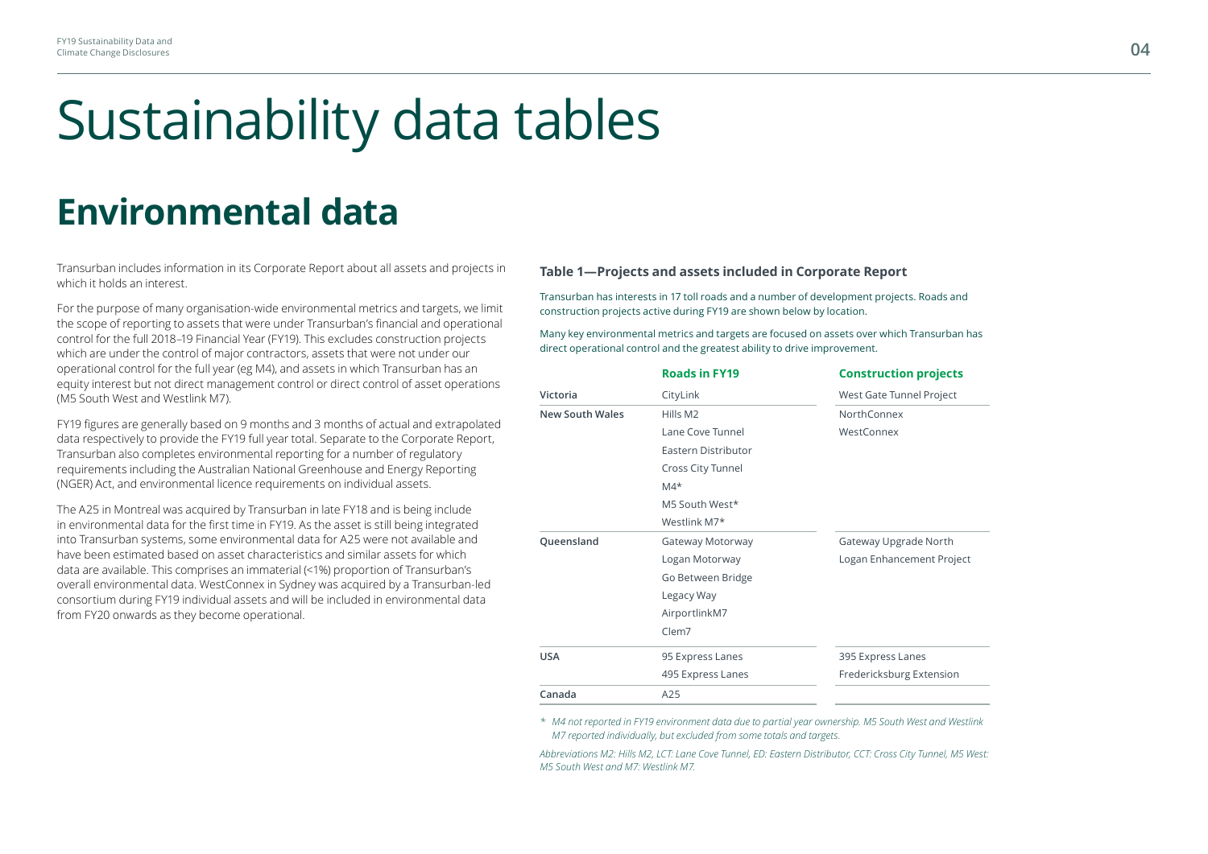# Sustainability data tables

## Environmental data

Transurban includes information in its Corporate Report about all assets and projects in which it holds an interest.

For the purpose of many organisation-wide environmental metrics and targets, we limit the scope of reporting to assets that were under Transurban's financial and operational control for the full 2018–19 Financial Year (FY19). This excludes construction projects which are under the control of major contractors, assets that were not under our operational control for the full year (eg M4), and assets in which Transurban has an equity interest but not direct management control or direct control of asset operations (M5 South West and Westlink M7).

FY19 figures are generally based on 9 months and 3 months of actual and extrapolated data respectively to provide the FY19 full year total. Separate to the Corporate Report, Transurban also completes environmental reporting for a number of regulatory requirements including the Australian National Greenhouse and Energy Reporting (NGER) Act, and environmental licence requirements on individual assets.

The A25 in Montreal was acquired by Transurban in late FY18 and is being include in environmental data for the first time in FY19. As the asset is still being integrated into Transurban systems, some environmental data for A25 were not available and have been estimated based on asset characteristics and similar assets for which data are available. This comprises an immaterial (<1%) proportion of Transurban's overall environmental data. WestConnex in Sydney was acquired by a Transurban-led consortium during FY19 individual assets and will be included in environmental data from FY20 onwards as they become operational.

### Table 1—Projects and assets included in Corporate Report

Transurban has interests in 17 toll roads and a number of development projects. Roads and construction projects active during FY19 are shown below by location.

Many key environmental metrics and targets are focused on assets over which Transurban has direct operational control and the greatest ability to drive improvement.

| | Roads in FY19 | Construction projects |
|---|---|---|
| **Victoria** | CityLink | West Gate Tunnel Project |
| **New South Wales** | Hills M2 | NorthConnex |
| | Lane Cove Tunnel | WestConnex |
| | Eastern Distributor | |
| | Cross City Tunnel | |
| | M4* | |
| | M5 South West* | |
| | Westlink M7* | |
| **Queensland** | Gateway Motorway | Gateway Upgrade North |
| | Logan Motorway | Logan Enhancement Project |
| | Go Between Bridge | |
| | Legacy Way | |
| | AirportlinkM7 | |
| | Clem7 | |
| **USA** | 95 Express Lanes | 395 Express Lanes |
| | 495 Express Lanes | Fredericksburg Extension |
| **Canada** | A25 | |

*\* M4 not reported in FY19 environment data due to partial year ownership. M5 South West and Westlink M7 reported individually, but excluded from some totals and targets.*

*Abbreviations M2: Hills M2, LCT: Lane Cove Tunnel, ED: Eastern Distributor, CCT: Cross City Tunnel, M5 West: M5 South West and M7: Westlink M7.*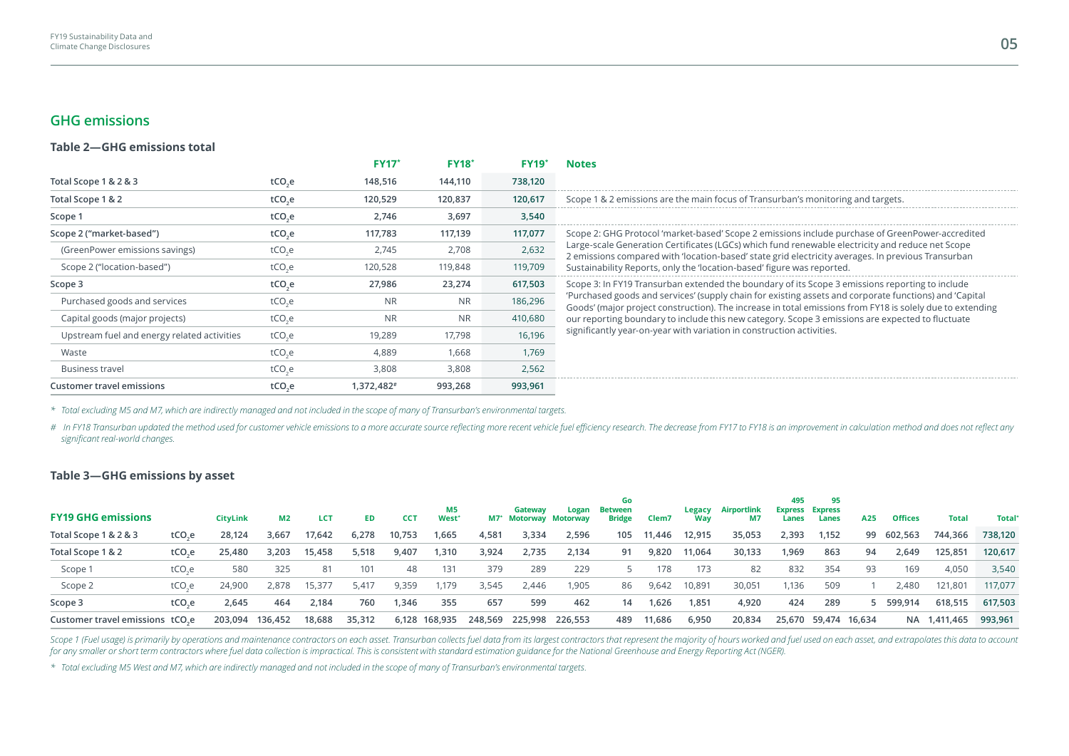## GHG emissions

### Table 2—GHG emissions total

| | | FY17* | FY18* | FY19* | Notes |
|---|---|---|---|---|---|
| **Total Scope 1 & 2 & 3** | $tCO_2e$ | 148,516 | 144,110 | 738,120 | |
| **Total Scope 1 & 2** | $tCO_2e$ | 120,529 | 120,837 | 120,617 | Scope 1 & 2 emissions are the main focus of Transurban's monitoring and targets. |
| **Scope 1** | $tCO_2e$ | 2,746 | 3,697 | 3,540 | |
| **Scope 2 ("market-based")** | $tCO_2e$ | 117,783 | 117,139 | 117,077 | Scope 2: GHG Protocol 'market-based' Scope 2 emissions include purchase of GreenPower-accredited Large-scale Generation Certificates (LGCs) which fund renewable electricity and reduce net Scope 2 emissions compared with 'location-based' state grid electricity averages. In previous Transurban Sustainability Reports, only the 'location-based' figure was reported. |
| (GreenPower emissions savings) | $tCO_2e$ | 2,745 | 2,708 | 2,632 | |
| Scope 2 ("location-based") | $tCO_2e$ | 120,528 | 119,848 | 119,709 | |
| **Scope 3** | $tCO_2e$ | 27,986 | 23,274 | 617,503 | Scope 3: In FY19 Transurban extended the boundary of its Scope 3 emissions reporting to include 'Purchased goods and services' (supply chain for existing assets and corporate functions) and 'Capital Goods' (major project construction). The increase in total emissions from FY18 is solely due to extending our reporting boundary to include this new category. Scope 3 emissions are expected to fluctuate significantly year-on-year with variation in construction activities. |
| Purchased goods and services | $tCO_2e$ | NR | NR | 186,296 | |
| Capital goods (major projects) | $tCO_2e$ | NR | NR | 410,680 | |
| Upstream fuel and energy related activities | $tCO_2e$ | 19,289 | 17,798 | 16,196 | |
| Waste | $tCO_2e$ | 4,889 | 1,668 | 1,769 | |
| Business travel | $tCO_2e$ | 3,808 | 3,808 | 2,562 | |
| **Customer travel emissions** | $tCO_2e$ | 1,372,482# | 993,268 | 993,961 | |

*\* Total excluding M5 and M7, which are indirectly managed and not included in the scope of many of Transurban's environmental targets.*

*# In FY18 Transurban updated the method used for customer vehicle emissions to a more accurate source reflecting more recent vehicle fuel efficiency research. The decrease from FY17 to FY18 is an improvement in calculation method and does not reflect any significant real-world changes.*

### Table 3—GHG emissions by asset

| FY19 GHG emissions | | CityLink | M2 | LCT | ED | CCT | M5 West* | M7* | Gateway Motorway | Logan Motorway | Go Between Bridge | Clem7 | Legacy Way | Airportlink M7 | 495 Express Lanes | 95 Express Lanes | A25 | Offices | Total | Total* |
|---|---|---|---|---|---|---|---|---|---|---|---|---|---|---|---|---|---|---|---|---|
| **Total Scope 1 & 2 & 3** | $tCO_2e$ | 28,124 | 3,667 | 17,642 | 6,278 | 10,753 | 1,665 | 4,581 | 3,334 | 2,596 | 105 | 11,446 | 12,915 | 35,053 | 2,393 | 1,152 | 99 | 602,563 | 744,366 | 738,120 |
| **Total Scope 1 & 2** | $tCO_2e$ | 25,480 | 3,203 | 15,458 | 5,518 | 9,407 | 1,310 | 3,924 | 2,735 | 2,134 | 91 | 9,820 | 11,064 | 30,133 | 1,969 | 863 | 94 | 2,649 | 125,851 | 120,617 |
| Scope 1 | $tCO_2e$ | 580 | 325 | 81 | 101 | 48 | 131 | 379 | 289 | 229 | 5 | 178 | 173 | 82 | 832 | 354 | 93 | 169 | 4,050 | 3,540 |
| Scope 2 | $tCO_2e$ | 24,900 | 2,878 | 15,377 | 5,417 | 9,359 | 1,179 | 3,545 | 2,446 | 1,905 | 86 | 9,642 | 10,891 | 30,051 | 1,136 | 509 | 1 | 2,480 | 121,801 | 117,077 |
| **Scope 3** | $tCO_2e$ | 2,645 | 464 | 2,184 | 760 | 1,346 | 355 | 657 | 599 | 462 | 14 | 1,626 | 1,851 | 4,920 | 424 | 289 | 5 | 599,914 | 618,515 | 617,503 |
| **Customer travel emissions** | $tCO_2e$ | 203,094 | 136,452 | 18,688 | 35,312 | 6,128 | 168,935 | 248,569 | 225,998 | 226,553 | 489 | 11,686 | 6,950 | 20,834 | 25,670 | 59,474 | 16,634 | NA | 1,411,465 | 993,961 |

*Scope 1 (Fuel usage) is primarily by operations and maintenance contractors on each asset. Transurban collects fuel data from its largest contractors that represent the majority of hours worked and fuel used on each asset, and extrapolates this data to account for any smaller or short term contractors where fuel data collection is impractical. This is consistent with standard estimation guidance for the National Greenhouse and Energy Reporting Act (NGER).*

*\* Total excluding M5 West and M7, which are indirectly managed and not included in the scope of many of Transurban's environmental targets.*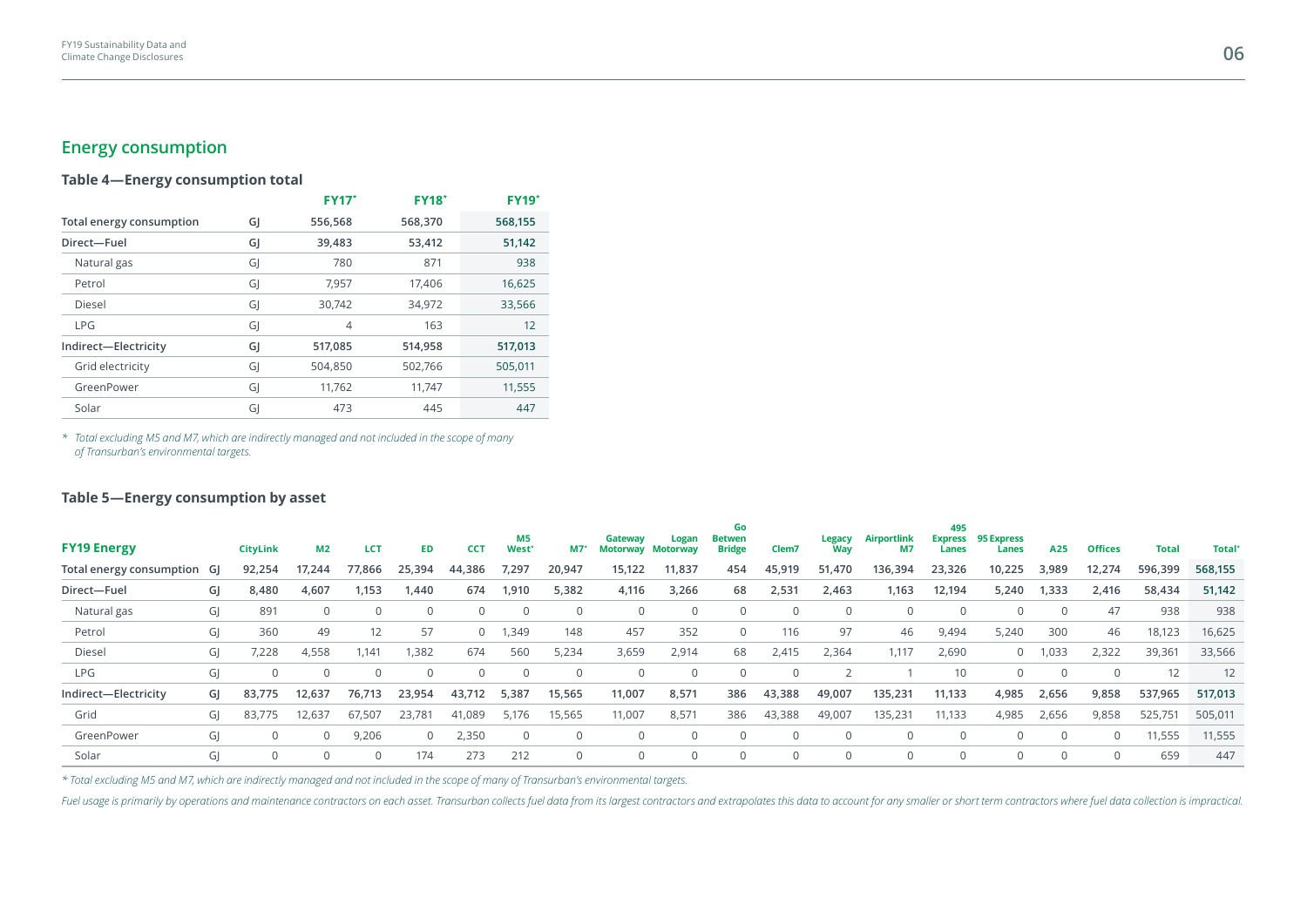## Energy consumption

### Table 4—Energy consumption total

| | | FY17* | FY18* | FY19* |
|---|---|---|---|---|
| **Total energy consumption** | GJ | **556,568** | **568,370** | **568,155** |
| **Direct—Fuel** | GJ | **39,483** | **53,412** | **51,142** |
| Natural gas | GJ | 780 | 871 | 938 |
| Petrol | GJ | 7,957 | 17,406 | 16,625 |
| Diesel | GJ | 30,742 | 34,972 | 33,566 |
| LPG | GJ | 4 | 163 | 12 |
| **Indirect—Electricity** | GJ | **517,085** | **514,958** | **517,013** |
| Grid electricity | GJ | 504,850 | 502,766 | 505,011 |
| GreenPower | GJ | 11,762 | 11,747 | 11,555 |
| Solar | GJ | 473 | 445 | 447 |

*\* Total excluding M5 and M7, which are indirectly managed and not included in the scope of many of Transurban's environmental targets.*

### Table 5—Energy consumption by asset

| FY19 Energy | | CityLink | M2 | LCT | ED | CCT | M5 West* | M7* | Gateway Motorway | Logan Motorway | Go Betwen Bridge | Clem7 | Legacy Way | Airportlink M7 | 495 Express Lanes | 95 Express Lanes | A25 | Offices | Total | Total* |
|---|---|---|---|---|---|---|---|---|---|---|---|---|---|---|---|---|---|---|---|---|
| **Total energy consumption** | GJ | **92,254** | **17,244** | **77,866** | **25,394** | **44,386** | **7,297** | **20,947** | **15,122** | **11,837** | **454** | **45,919** | **51,470** | **136,394** | **23,326** | **10,225** | **3,989** | **12,274** | **596,399** | **568,155** |
| **Direct—Fuel** | GJ | **8,480** | **4,607** | **1,153** | **1,440** | **674** | **1,910** | **5,382** | **4,116** | **3,266** | **68** | **2,531** | **2,463** | **1,163** | **12,194** | **5,240** | **1,333** | **2,416** | **58,434** | **51,142** |
| Natural gas | GJ | 891 | 0 | 0 | 0 | 0 | 0 | 0 | 0 | 0 | 0 | 0 | 0 | 0 | 0 | 0 | 0 | 47 | 938 | 938 |
| Petrol | GJ | 360 | 49 | 12 | 57 | 0 | 1,349 | 148 | 457 | 352 | 0 | 116 | 97 | 46 | 9,494 | 5,240 | 300 | 46 | 18,123 | 16,625 |
| Diesel | GJ | 7,228 | 4,558 | 1,141 | 1,382 | 674 | 560 | 5,234 | 3,659 | 2,914 | 68 | 2,415 | 2,364 | 1,117 | 2,690 | 0 | 1,033 | 2,322 | 39,361 | 33,566 |
| LPG | GJ | 0 | 0 | 0 | 0 | 0 | 0 | 0 | 0 | 0 | 0 | 0 | 2 | 1 | 10 | 0 | 0 | 0 | 12 | 12 |
| **Indirect—Electricity** | GJ | **83,775** | **12,637** | **76,713** | **23,954** | **43,712** | **5,387** | **15,565** | **11,007** | **8,571** | **386** | **43,388** | **49,007** | **135,231** | **11,133** | **4,985** | **2,656** | **9,858** | **537,965** | **517,013** |
| Grid | GJ | 83,775 | 12,637 | 67,507 | 23,781 | 41,089 | 5,176 | 15,565 | 11,007 | 8,571 | 386 | 43,388 | 49,007 | 135,231 | 11,133 | 4,985 | 2,656 | 9,858 | 525,751 | 505,011 |
| GreenPower | GJ | 0 | 0 | 9,206 | 0 | 2,350 | 0 | 0 | 0 | 0 | 0 | 0 | 0 | 0 | 0 | 0 | 0 | 0 | 11,555 | 11,555 |
| Solar | GJ | 0 | 0 | 0 | 174 | 273 | 212 | 0 | 0 | 0 | 0 | 0 | 0 | 0 | 0 | 0 | 0 | 0 | 659 | 447 |

*\* Total excluding M5 and M7, which are indirectly managed and not included in the scope of many of Transurban's environmental targets.*

*Fuel usage is primarily by operations and maintenance contractors on each asset. Transurban collects fuel data from its largest contractors and extrapolates this data to account for any smaller or short term contractors where fuel data collection is impractical.*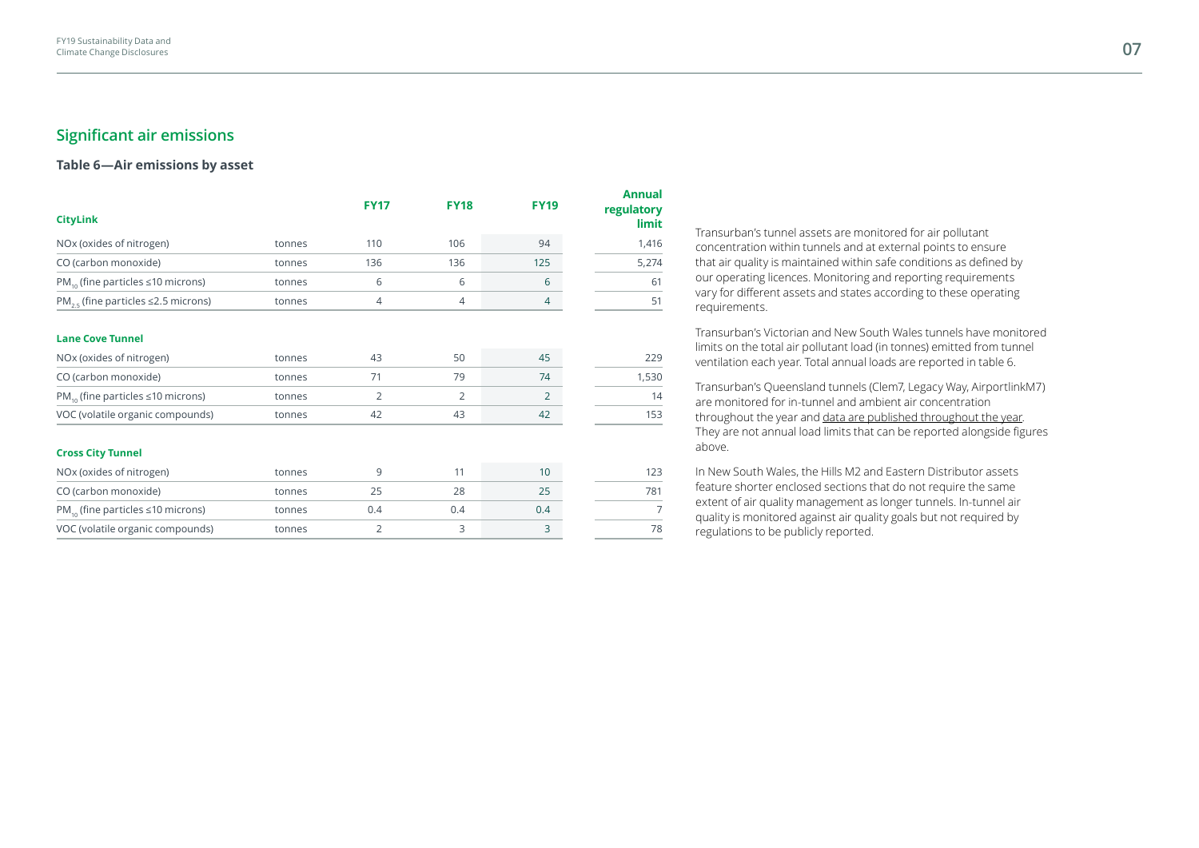## Significant air emissions

### Table 6—Air emissions by asset

| CityLink | | FY17 | FY18 | FY19 | Annual regulatory limit |
|---|---|---|---|---|---|
| NOx (oxides of nitrogen) | tonnes | 110 | 106 | 94 | 1,416 |
| CO (carbon monoxide) | tonnes | 136 | 136 | 125 | 5,274 |
| $PM_{10}$ (fine particles ≤10 microns) | tonnes | 6 | 6 | 6 | 61 |
| $PM_{2.5}$ (fine particles ≤2.5 microns) | tonnes | 4 | 4 | 4 | 51 |
| **Lane Cove Tunnel** | | | | | |
| NOx (oxides of nitrogen) | tonnes | 43 | 50 | 45 | 229 |
| CO (carbon monoxide) | tonnes | 71 | 79 | 74 | 1,530 |
| $PM_{10}$ (fine particles ≤10 microns) | tonnes | 2 | 2 | 2 | 14 |
| VOC (volatile organic compounds) | tonnes | 42 | 43 | 42 | 153 |
| **Cross City Tunnel** | | | | | |
| NOx (oxides of nitrogen) | tonnes | 9 | 11 | 10 | 123 |
| CO (carbon monoxide) | tonnes | 25 | 28 | 25 | 781 |
| $PM_{10}$ (fine particles ≤10 microns) | tonnes | 0.4 | 0.4 | 0.4 | 7 |
| VOC (volatile organic compounds) | tonnes | 2 | 3 | 3 | 78 |

Transurban's tunnel assets are monitored for air pollutant concentration within tunnels and at external points to ensure that air quality is maintained within safe conditions as defined by our operating licences. Monitoring and reporting requirements vary for different assets and states according to these operating requirements.

Transurban's Victorian and New South Wales tunnels have monitored limits on the total air pollutant load (in tonnes) emitted from tunnel ventilation each year. Total annual loads are reported in table 6.

Transurban's Queensland tunnels (Clem7, Legacy Way, AirportlinkM7) are monitored for in-tunnel and ambient air concentration throughout the year and data are published throughout the year. They are not annual load limits that can be reported alongside figures above.

In New South Wales, the Hills M2 and Eastern Distributor assets feature shorter enclosed sections that do not require the same extent of air quality management as longer tunnels. In-tunnel air quality is monitored against air quality goals but not required by regulations to be publicly reported.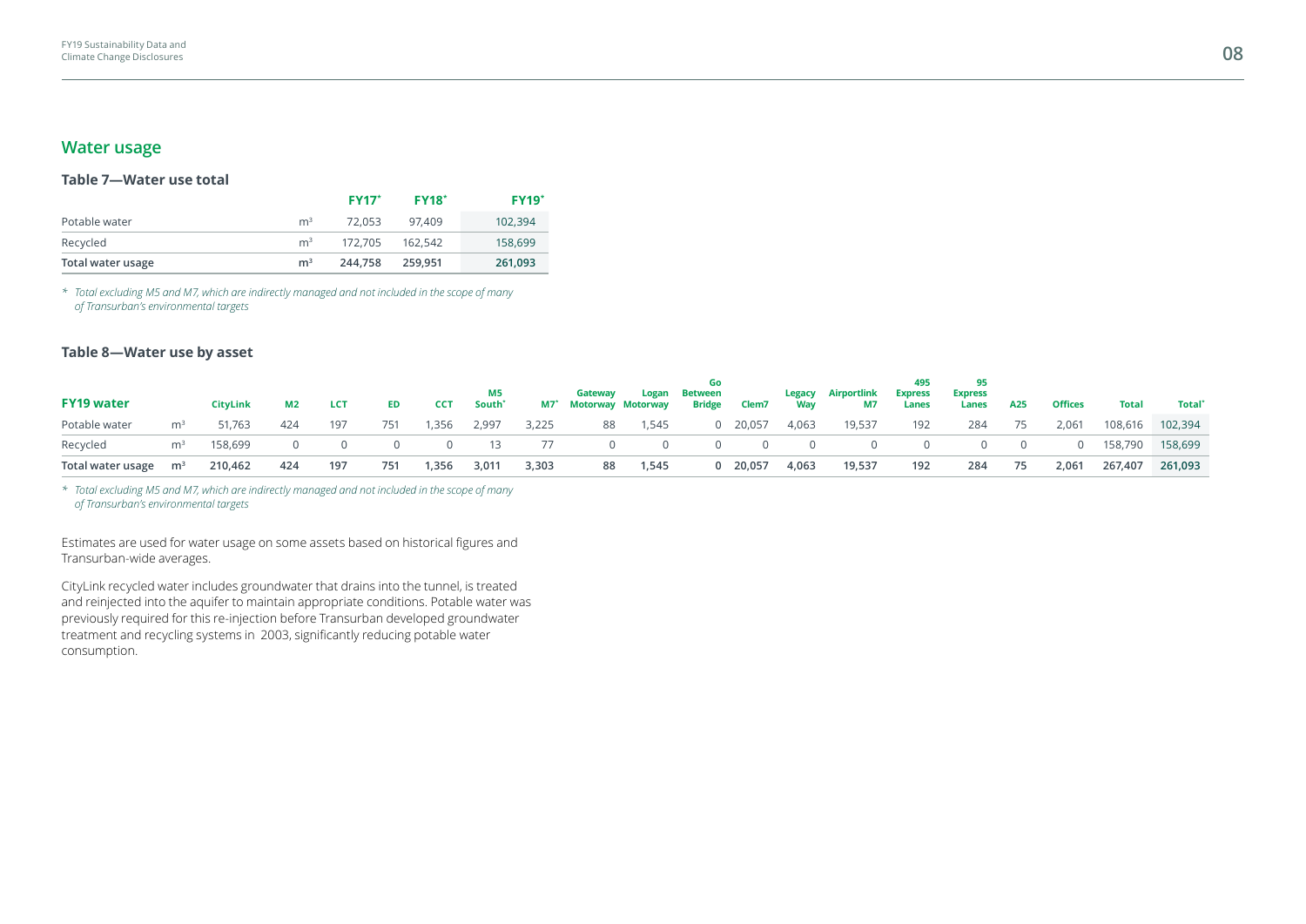## Water usage

### Table 7—Water use total

| | | FY17* | FY18* | FY19* |
|---|---|---|---|---|
| Potable water | m³ | 72,053 | 97,409 | 102,394 |
| Recycled | m³ | 172,705 | 162,542 | 158,699 |
| **Total water usage** | **m³** | **244,758** | **259,951** | **261,093** |

*\* Total excluding M5 and M7, which are indirectly managed and not included in the scope of many of Transurban's environmental targets*

### Table 8—Water use by asset

| FY19 water | | CityLink | M2 | LCT | ED | CCT | M5 South* | M7* | Gateway Motorway | Logan Motorway | Go Between Bridge | Clem7 | Legacy Way | Airportlink M7 | 495 Express Lanes | 95 Express Lanes | A25 | Offices | Total | Total* |
|---|---|---|---|---|---|---|---|---|---|---|---|---|---|---|---|---|---|---|---|---|
| Potable water | m³ | 51,763 | 424 | 197 | 751 | 1,356 | 2,997 | 3,225 | 88 | 1,545 | 0 | 20,057 | 4,063 | 19,537 | 192 | 284 | 75 | 2,061 | 108,616 | 102,394 |
| Recycled | m³ | 158,699 | 0 | 0 | 0 | 0 | 13 | 77 | 0 | 0 | 0 | 0 | 0 | 0 | 0 | 0 | 0 | 0 | 158,790 | 158,699 |
| **Total water usage** | **m³** | **210,462** | **424** | **197** | **751** | **1,356** | **3,011** | **3,303** | **88** | **1,545** | **0** | **20,057** | **4,063** | **19,537** | **192** | **284** | **75** | **2,061** | **267,407** | **261,093** |

*\* Total excluding M5 and M7, which are indirectly managed and not included in the scope of many of Transurban's environmental targets*

Estimates are used for water usage on some assets based on historical figures and Transurban-wide averages.

CityLink recycled water includes groundwater that drains into the tunnel, is treated and reinjected into the aquifer to maintain appropriate conditions. Potable water was previously required for this re-injection before Transurban developed groundwater treatment and recycling systems in 2003, significantly reducing potable water consumption.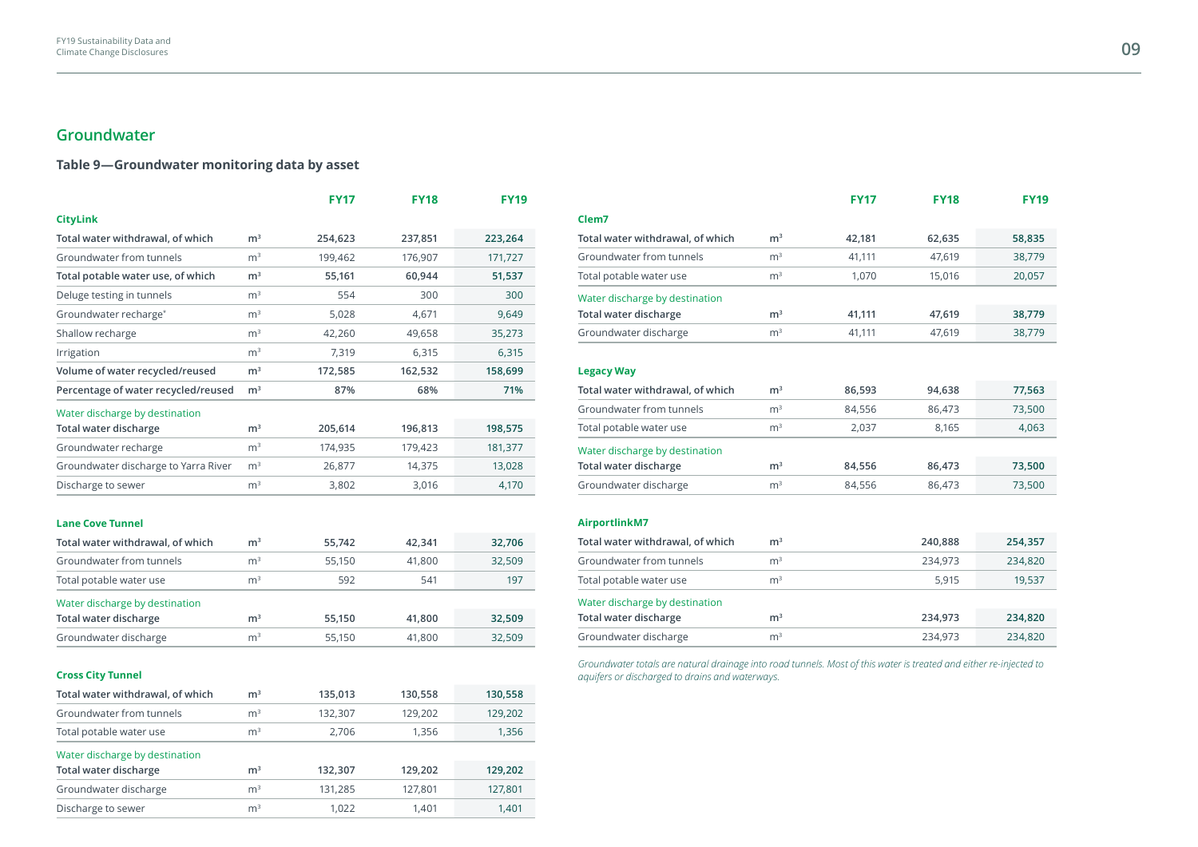## Groundwater

### Table 9—Groundwater monitoring data by asset

| | | FY17 | FY18 | FY19 |
|---|---|---|---|---|
| **CityLink** | | | | |
| **Total water withdrawal, of which** | **m³** | **254,623** | **237,851** | **223,264** |
| Groundwater from tunnels | m³ | 199,462 | 176,907 | 171,727 |
| **Total potable water use, of which** | **m³** | **55,161** | **60,944** | **51,537** |
| Deluge testing in tunnels | m³ | 554 | 300 | 300 |
| Groundwater recharge* | m³ | 5,028 | 4,671 | 9,649 |
| Shallow recharge | m³ | 42,260 | 49,658 | 35,273 |
| Irrigation | m³ | 7,319 | 6,315 | 6,315 |
| **Volume of water recycled/reused** | **m³** | **172,585** | **162,532** | **158,699** |
| **Percentage of water recycled/reused** | **m³** | **87%** | **68%** | **71%** |
| Water discharge by destination | | | | |
| **Total water discharge** | **m³** | **205,614** | **196,813** | **198,575** |
| Groundwater recharge | m³ | 174,935 | 179,423 | 181,377 |
| Groundwater discharge to Yarra River | m³ | 26,877 | 14,375 | 13,028 |
| Discharge to sewer | m³ | 3,802 | 3,016 | 4,170 |
| **Lane Cove Tunnel** | | | | |
| **Total water withdrawal, of which** | **m³** | **55,742** | **42,341** | **32,706** |
| Groundwater from tunnels | m³ | 55,150 | 41,800 | 32,509 |
| Total potable water use | m³ | 592 | 541 | 197 |
| Water discharge by destination | | | | |
| **Total water discharge** | **m³** | **55,150** | **41,800** | **32,509** |
| Groundwater discharge | m³ | 55,150 | 41,800 | 32,509 |
| **Cross City Tunnel** | | | | |
| **Total water withdrawal, of which** | **m³** | **135,013** | **130,558** | **130,558** |
| Groundwater from tunnels | m³ | 132,307 | 129,202 | 129,202 |
| Total potable water use | m³ | 2,706 | 1,356 | 1,356 |
| Water discharge by destination | | | | |
| **Total water discharge** | **m³** | **132,307** | **129,202** | **129,202** |
| Groundwater discharge | m³ | 131,285 | 127,801 | 127,801 |
| Discharge to sewer | m³ | 1,022 | 1,401 | 1,401 |
| **Clem7** | | | | |
| **Total water withdrawal, of which** | **m³** | **42,181** | **62,635** | **58,835** |
| Groundwater from tunnels | m³ | 41,111 | 47,619 | 38,779 |
| Total potable water use | m³ | 1,070 | 15,016 | 20,057 |
| Water discharge by destination | | | | |
| **Total water discharge** | **m³** | **41,111** | **47,619** | **38,779** |
| Groundwater discharge | m³ | 41,111 | 47,619 | 38,779 |
| **Legacy Way** | | | | |
| **Total water withdrawal, of which** | **m³** | **86,593** | **94,638** | **77,563** |
| Groundwater from tunnels | m³ | 84,556 | 86,473 | 73,500 |
| Total potable water use | m³ | 2,037 | 8,165 | 4,063 |
| Water discharge by destination | | | | |
| **Total water discharge** | **m³** | **84,556** | **86,473** | **73,500** |
| Groundwater discharge | m³ | 84,556 | 86,473 | 73,500 |
| **AirportlinkM7** | | | | |
| **Total water withdrawal, of which** | **m³** | | **240,888** | **254,357** |
| Groundwater from tunnels | m³ | | 234,973 | 234,820 |
| Total potable water use | m³ | | 5,915 | 19,537 |
| Water discharge by destination | | | | |
| **Total water discharge** | **m³** | | **234,973** | **234,820** |
| Groundwater discharge | m³ | | 234,973 | 234,820 |

*Groundwater totals are natural drainage into road tunnels. Most of this water is treated and either re-injected to aquifers or discharged to drains and waterways.*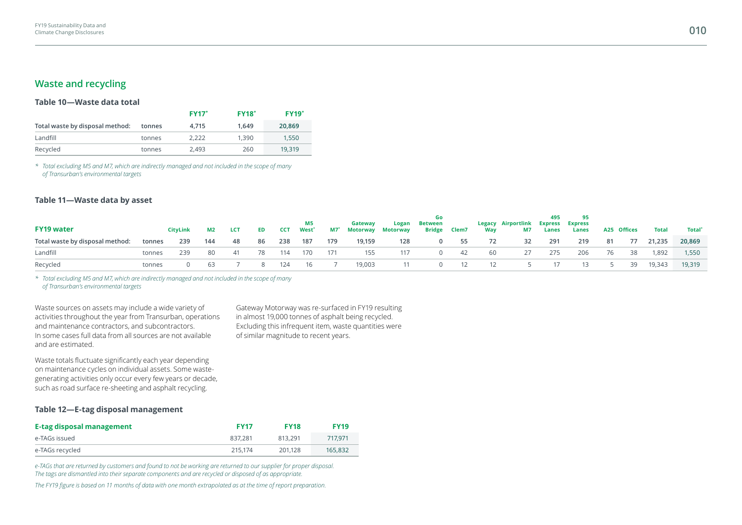## Waste and recycling

### Table 10—Waste data total

| | | FY17* | FY18* | FY19* |
|---|---|---|---|---|
| **Total waste by disposal method:** | **tonnes** | **4,715** | **1,649** | **20,869** |
| Landfill | tonnes | 2,222 | 1,390 | 1,550 |
| Recycled | tonnes | 2,493 | 260 | 19,319 |

*\* Total excluding M5 and M7, which are indirectly managed and not included in the scope of many of Transurban's environmental targets*

### Table 11—Waste data by asset

| FY19 water | | CityLink | M2 | LCT | ED | CCT | M5 West* | M7* | Gateway Motorway | Logan Motorway | Go Between Bridge | Clem7 | Legacy Way | Airportlink M7 | 495 Express Lanes | 95 Express Lanes | A25 | Offices | Total | Total* |
|---|---|---|---|---|---|---|---|---|---|---|---|---|---|---|---|---|---|---|---|---|
| **Total waste by disposal method:** | **tonnes** | **239** | **144** | **48** | **86** | **238** | **187** | **179** | **19,159** | **128** | **0** | **55** | **72** | **32** | **291** | **219** | **81** | **77** | **21,235** | **20,869** |
| Landfill | tonnes | 239 | 80 | 41 | 78 | 114 | 170 | 171 | 155 | 117 | 0 | 42 | 60 | 27 | 275 | 206 | 76 | 38 | 1,892 | 1,550 |
| Recycled | tonnes | 0 | 63 | 7 | 8 | 124 | 16 | 7 | 19,003 | 11 | 0 | 12 | 12 | 5 | 17 | 13 | 5 | 39 | 19,343 | 19,319 |

*\* Total excluding M5 and M7, which are indirectly managed and not included in the scope of many of Transurban's environmental targets*

Waste sources on assets may include a wide variety of activities throughout the year from Transurban, operations and maintenance contractors, and subcontractors. In some cases full data from all sources are not available and are estimated.

Waste totals fluctuate significantly each year depending on maintenance cycles on individual assets. Some waste-generating activities only occur every few years or decade, such as road surface re-sheeting and asphalt recycling.

Gateway Motorway was re-surfaced in FY19 resulting in almost 19,000 tonnes of asphalt being recycled. Excluding this infrequent item, waste quantities were of similar magnitude to recent years.

### Table 12—E-tag disposal management

| E-tag disposal management | FY17 | FY18 | FY19 |
|---|---|---|---|
| e-TAGs issued | 837,281 | 813,291 | 717,971 |
| e-TAGs recycled | 215,174 | 201,128 | 165,832 |

*e-TAGs that are returned by customers and found to not be working are returned to our supplier for proper disposal. The tags are dismantled into their separate components and are recycled or disposed of as appropriate.*

*The FY19 figure is based on 11 months of data with one month extrapolated as at the time of report preparation.*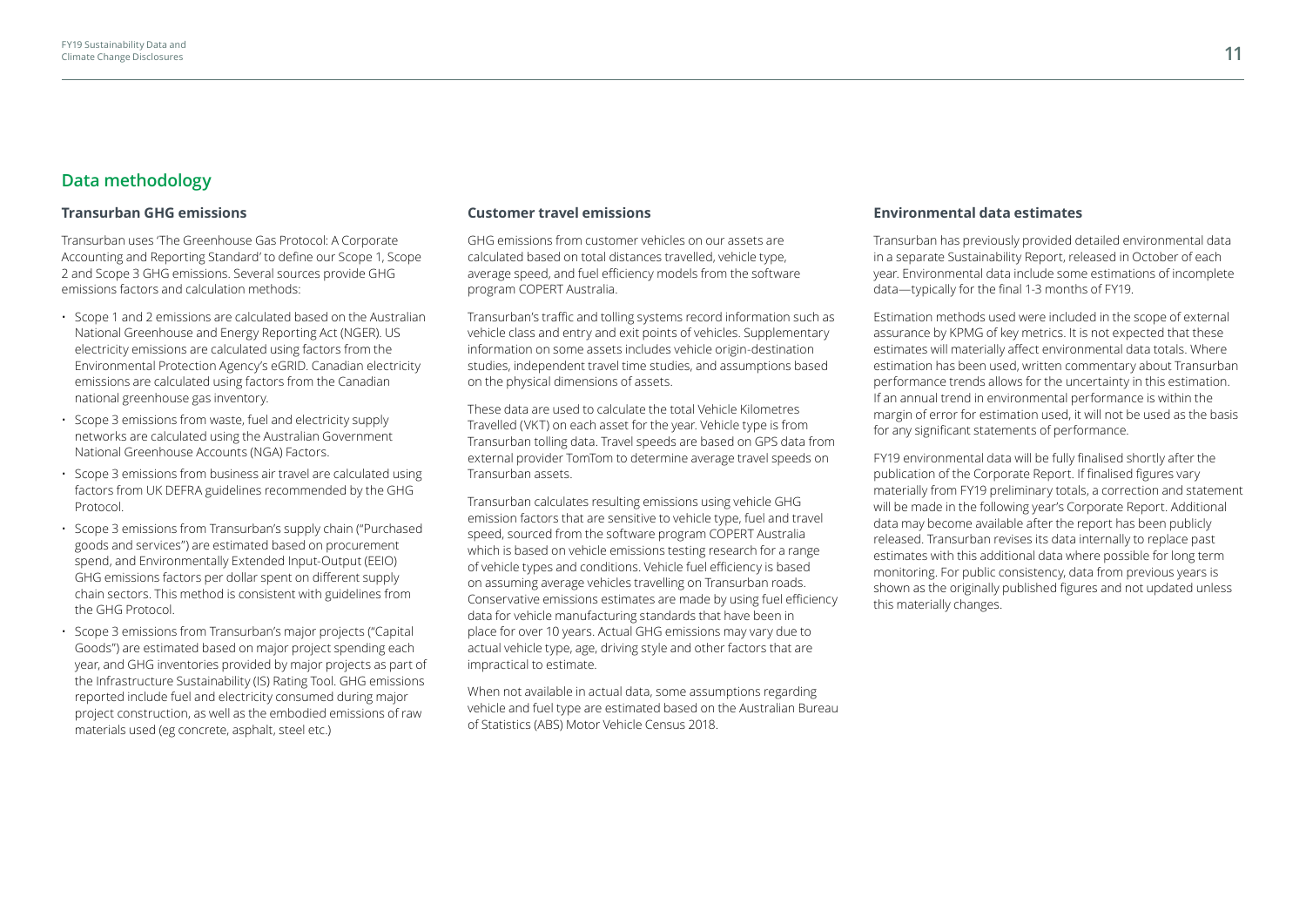## Data methodology

### Transurban GHG emissions

Transurban uses 'The Greenhouse Gas Protocol: A Corporate Accounting and Reporting Standard' to define our Scope 1, Scope 2 and Scope 3 GHG emissions. Several sources provide GHG emissions factors and calculation methods:

- Scope 1 and 2 emissions are calculated based on the Australian National Greenhouse and Energy Reporting Act (NGER). US electricity emissions are calculated using factors from the Environmental Protection Agency's eGRID. Canadian electricity emissions are calculated using factors from the Canadian national greenhouse gas inventory.
- Scope 3 emissions from waste, fuel and electricity supply networks are calculated using the Australian Government National Greenhouse Accounts (NGA) Factors.
- Scope 3 emissions from business air travel are calculated using factors from UK DEFRA guidelines recommended by the GHG Protocol.
- Scope 3 emissions from Transurban's supply chain ("Purchased goods and services") are estimated based on procurement spend, and Environmentally Extended Input-Output (EEIO) GHG emissions factors per dollar spent on different supply chain sectors. This method is consistent with guidelines from the GHG Protocol.
- Scope 3 emissions from Transurban's major projects ("Capital Goods") are estimated based on major project spending each year, and GHG inventories provided by major projects as part of the Infrastructure Sustainability (IS) Rating Tool. GHG emissions reported include fuel and electricity consumed during major project construction, as well as the embodied emissions of raw materials used (eg concrete, asphalt, steel etc.)

### Customer travel emissions

GHG emissions from customer vehicles on our assets are calculated based on total distances travelled, vehicle type, average speed, and fuel efficiency models from the software program COPERT Australia.

Transurban's traffic and tolling systems record information such as vehicle class and entry and exit points of vehicles. Supplementary information on some assets includes vehicle origin-destination studies, independent travel time studies, and assumptions based on the physical dimensions of assets.

These data are used to calculate the total Vehicle Kilometres Travelled (VKT) on each asset for the year. Vehicle type is from Transurban tolling data. Travel speeds are based on GPS data from external provider TomTom to determine average travel speeds on Transurban assets.

Transurban calculates resulting emissions using vehicle GHG emission factors that are sensitive to vehicle type, fuel and travel speed, sourced from the software program COPERT Australia which is based on vehicle emissions testing research for a range of vehicle types and conditions. Vehicle fuel efficiency is based on assuming average vehicles travelling on Transurban roads. Conservative emissions estimates are made by using fuel efficiency data for vehicle manufacturing standards that have been in place for over 10 years. Actual GHG emissions may vary due to actual vehicle type, age, driving style and other factors that are impractical to estimate.

When not available in actual data, some assumptions regarding vehicle and fuel type are estimated based on the Australian Bureau of Statistics (ABS) Motor Vehicle Census 2018.

### Environmental data estimates

Transurban has previously provided detailed environmental data in a separate Sustainability Report, released in October of each year. Environmental data include some estimations of incomplete data—typically for the final 1-3 months of FY19.

Estimation methods used were included in the scope of external assurance by KPMG of key metrics. It is not expected that these estimates will materially affect environmental data totals. Where estimation has been used, written commentary about Transurban performance trends allows for the uncertainty in this estimation. If an annual trend in environmental performance is within the margin of error for estimation used, it will not be used as the basis for any significant statements of performance.

FY19 environmental data will be fully finalised shortly after the publication of the Corporate Report. If finalised figures vary materially from FY19 preliminary totals, a correction and statement will be made in the following year's Corporate Report. Additional data may become available after the report has been publicly released. Transurban revises its data internally to replace past estimates with this additional data where possible for long term monitoring. For public consistency, data from previous years is shown as the originally published figures and not updated unless this materially changes.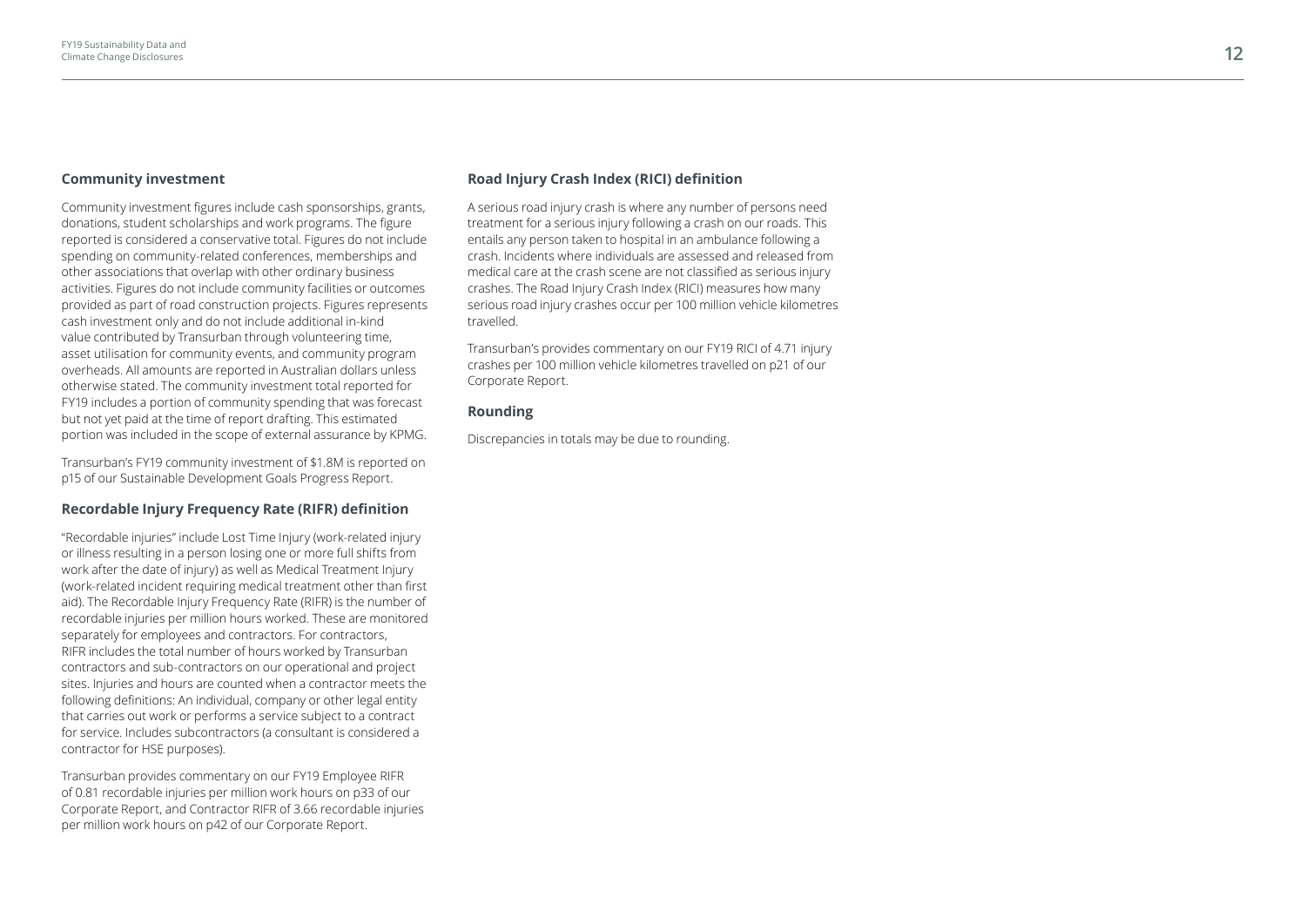### Community investment

Community investment figures include cash sponsorships, grants, donations, student scholarships and work programs. The figure reported is considered a conservative total. Figures do not include spending on community-related conferences, memberships and other associations that overlap with other ordinary business activities. Figures do not include community facilities or outcomes provided as part of road construction projects. Figures represents cash investment only and do not include additional in-kind value contributed by Transurban through volunteering time, asset utilisation for community events, and community program overheads. All amounts are reported in Australian dollars unless otherwise stated. The community investment total reported for FY19 includes a portion of community spending that was forecast but not yet paid at the time of report drafting. This estimated portion was included in the scope of external assurance by KPMG.

Transurban's FY19 community investment of $1.8M is reported on p15 of our Sustainable Development Goals Progress Report.

### Recordable Injury Frequency Rate (RIFR) definition

"Recordable injuries" include Lost Time Injury (work-related injury or illness resulting in a person losing one or more full shifts from work after the date of injury) as well as Medical Treatment Injury (work-related incident requiring medical treatment other than first aid). The Recordable Injury Frequency Rate (RIFR) is the number of recordable injuries per million hours worked. These are monitored separately for employees and contractors. For contractors, RIFR includes the total number of hours worked by Transurban contractors and sub-contractors on our operational and project sites. Injuries and hours are counted when a contractor meets the following definitions: An individual, company or other legal entity that carries out work or performs a service subject to a contract for service. Includes subcontractors (a consultant is considered a contractor for HSE purposes).

Transurban provides commentary on our FY19 Employee RIFR of 0.81 recordable injuries per million work hours on p33 of our Corporate Report, and Contractor RIFR of 3.66 recordable injuries per million work hours on p42 of our Corporate Report.

### Road Injury Crash Index (RICI) definition

A serious road injury crash is where any number of persons need treatment for a serious injury following a crash on our roads. This entails any person taken to hospital in an ambulance following a crash. Incidents where individuals are assessed and released from medical care at the crash scene are not classified as serious injury crashes. The Road Injury Crash Index (RICI) measures how many serious road injury crashes occur per 100 million vehicle kilometres travelled.

Transurban's provides commentary on our FY19 RICI of 4.71 injury crashes per 100 million vehicle kilometres travelled on p21 of our Corporate Report.

### Rounding

Discrepancies in totals may be due to rounding.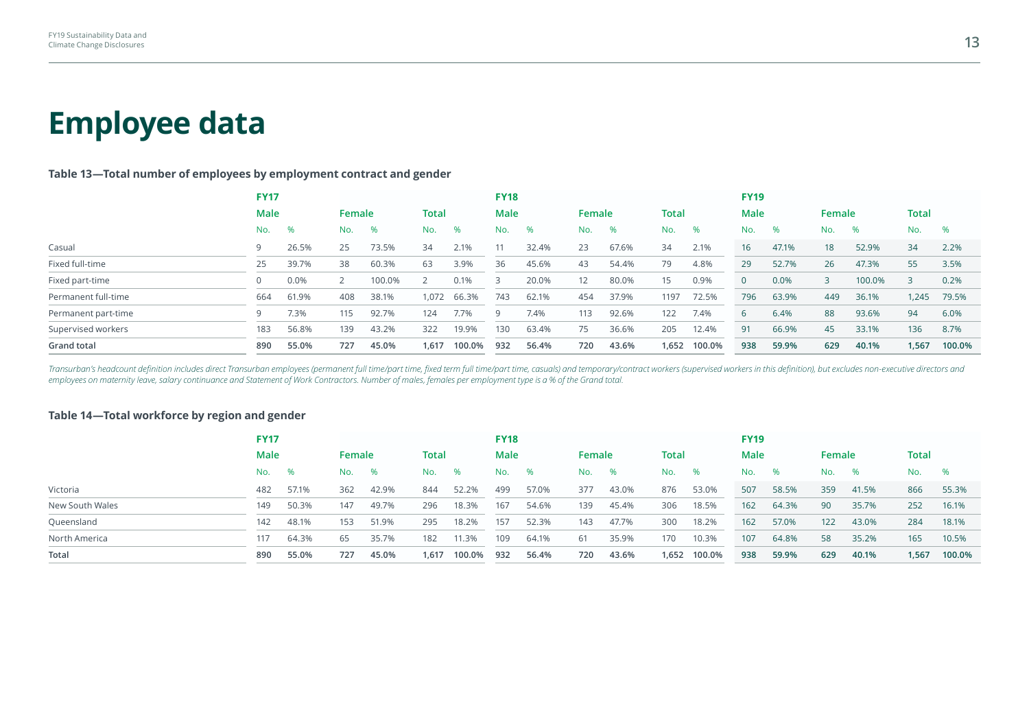# Employee data

### Table 13—Total number of employees by employment contract and gender

| | FY17 | | | | | | FY18 | | | | | | FY19 | | | | | |
|---|---|---|---|---|---|---|---|---|---|---|---|---|---|---|---|---|---|---|
| | Male | | Female | | Total | | Male | | Female | | Total | | Male | | Female | | Total | |
| | No. | % | No. | % | No. | % | No. | % | No. | % | No. | % | No. | % | No. | % | No. | % |
| Casual | 9 | 26.5% | 25 | 73.5% | 34 | 2.1% | 11 | 32.4% | 23 | 67.6% | 34 | 2.1% | 16 | 47.1% | 18 | 52.9% | 34 | 2.2% |
| Fixed full-time | 25 | 39.7% | 38 | 60.3% | 63 | 3.9% | 36 | 45.6% | 43 | 54.4% | 79 | 4.8% | 29 | 52.7% | 26 | 47.3% | 55 | 3.5% |
| Fixed part-time | 0 | 0.0% | 2 | 100.0% | 2 | 0.1% | 3 | 20.0% | 12 | 80.0% | 15 | 0.9% | 0 | 0.0% | 3 | 100.0% | 3 | 0.2% |
| Permanent full-time | 664 | 61.9% | 408 | 38.1% | 1,072 | 66.3% | 743 | 62.1% | 454 | 37.9% | 1197 | 72.5% | 796 | 63.9% | 449 | 36.1% | 1,245 | 79.5% |
| Permanent part-time | 9 | 7.3% | 115 | 92.7% | 124 | 7.7% | 9 | 7.4% | 113 | 92.6% | 122 | 7.4% | 6 | 6.4% | 88 | 93.6% | 94 | 6.0% |
| Supervised workers | 183 | 56.8% | 139 | 43.2% | 322 | 19.9% | 130 | 63.4% | 75 | 36.6% | 205 | 12.4% | 91 | 66.9% | 45 | 33.1% | 136 | 8.7% |
| **Grand total** | **890** | **55.0%** | **727** | **45.0%** | **1,617** | **100.0%** | **932** | **56.4%** | **720** | **43.6%** | **1,652** | **100.0%** | **938** | **59.9%** | **629** | **40.1%** | **1,567** | **100.0%** |

*Transurban's headcount definition includes direct Transurban employees (permanent full time/part time, fixed term full time/part time, casuals) and temporary/contract workers (supervised workers in this definition), but excludes non-executive directors and employees on maternity leave, salary continuance and Statement of Work Contractors. Number of males, females per employment type is a % of the Grand total.*

### Table 14—Total workforce by region and gender

| | FY17 | | | | | | FY18 | | | | | | FY19 | | | | | |
|---|---|---|---|---|---|---|---|---|---|---|---|---|---|---|---|---|---|---|
| | Male | | Female | | Total | | Male | | Female | | Total | | Male | | Female | | Total | |
| | No. | % | No. | % | No. | % | No. | % | No. | % | No. | % | No. | % | No. | % | No. | % |
| Victoria | 482 | 57.1% | 362 | 42.9% | 844 | 52.2% | 499 | 57.0% | 377 | 43.0% | 876 | 53.0% | 507 | 58.5% | 359 | 41.5% | 866 | 55.3% |
| New South Wales | 149 | 50.3% | 147 | 49.7% | 296 | 18.3% | 167 | 54.6% | 139 | 45.4% | 306 | 18.5% | 162 | 64.3% | 90 | 35.7% | 252 | 16.1% |
| Queensland | 142 | 48.1% | 153 | 51.9% | 295 | 18.2% | 157 | 52.3% | 143 | 47.7% | 300 | 18.2% | 162 | 57.0% | 122 | 43.0% | 284 | 18.1% |
| North America | 117 | 64.3% | 65 | 35.7% | 182 | 11.3% | 109 | 64.1% | 61 | 35.9% | 170 | 10.3% | 107 | 64.8% | 58 | 35.2% | 165 | 10.5% |
| **Total** | **890** | **55.0%** | **727** | **45.0%** | **1,617** | **100.0%** | **932** | **56.4%** | **720** | **43.6%** | **1,652** | **100.0%** | **938** | **59.9%** | **629** | **40.1%** | **1,567** | **100.0%** |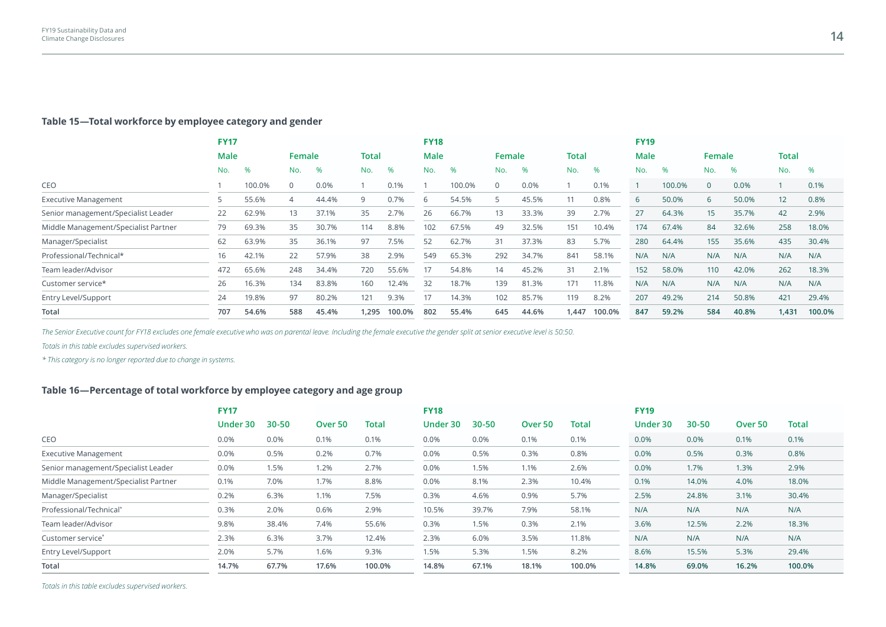### Table 15—Total workforce by employee category and gender

| | FY17 | | | | | | FY18 | | | | | | FY19 | | | | | |
|---|---|---|---|---|---|---|---|---|---|---|---|---|---|---|---|---|---|---|
| | Male | | Female | | Total | | Male | | Female | | Total | | Male | | Female | | Total | |
| | No. | % | No. | % | No. | % | No. | % | No. | % | No. | % | No. | % | No. | % | No. | % |
| CEO | 1 | 100.0% | 0 | 0.0% | 1 | 0.1% | 1 | 100.0% | 0 | 0.0% | 1 | 0.1% | 1 | 100.0% | 0 | 0.0% | 1 | 0.1% |
| Executive Management | 5 | 55.6% | 4 | 44.4% | 9 | 0.7% | 6 | 54.5% | 5 | 45.5% | 11 | 0.8% | 6 | 50.0% | 6 | 50.0% | 12 | 0.8% |
| Senior management/Specialist Leader | 22 | 62.9% | 13 | 37.1% | 35 | 2.7% | 26 | 66.7% | 13 | 33.3% | 39 | 2.7% | 27 | 64.3% | 15 | 35.7% | 42 | 2.9% |
| Middle Management/Specialist Partner | 79 | 69.3% | 35 | 30.7% | 114 | 8.8% | 102 | 67.5% | 49 | 32.5% | 151 | 10.4% | 174 | 67.4% | 84 | 32.6% | 258 | 18.0% |
| Manager/Specialist | 62 | 63.9% | 35 | 36.1% | 97 | 7.5% | 52 | 62.7% | 31 | 37.3% | 83 | 5.7% | 280 | 64.4% | 155 | 35.6% | 435 | 30.4% |
| Professional/Technical* | 16 | 42.1% | 22 | 57.9% | 38 | 2.9% | 549 | 65.3% | 292 | 34.7% | 841 | 58.1% | N/A | N/A | N/A | N/A | N/A | N/A |
| Team leader/Advisor | 472 | 65.6% | 248 | 34.4% | 720 | 55.6% | 17 | 54.8% | 14 | 45.2% | 31 | 2.1% | 152 | 58.0% | 110 | 42.0% | 262 | 18.3% |
| Customer service* | 26 | 16.3% | 134 | 83.8% | 160 | 12.4% | 32 | 18.7% | 139 | 81.3% | 171 | 11.8% | N/A | N/A | N/A | N/A | N/A | N/A |
| Entry Level/Support | 24 | 19.8% | 97 | 80.2% | 121 | 9.3% | 17 | 14.3% | 102 | 85.7% | 119 | 8.2% | 207 | 49.2% | 214 | 50.8% | 421 | 29.4% |
| **Total** | **707** | **54.6%** | **588** | **45.4%** | **1,295** | **100.0%** | **802** | **55.4%** | **645** | **44.6%** | **1,447** | **100.0%** | **847** | **59.2%** | **584** | **40.8%** | **1,431** | **100.0%** |

*The Senior Executive count for FY18 excludes one female executive who was on parental leave. Including the female executive the gender split at senior executive level is 50:50.*

*Totals in this table excludes supervised workers.*

*\* This category is no longer reported due to change in systems.*

### Table 16—Percentage of total workforce by employee category and age group

| | FY17 | | | | FY18 | | | | FY19 | | | |
|---|---|---|---|---|---|---|---|---|---|---|---|---|
| | Under 30 | 30-50 | Over 50 | Total | Under 30 | 30-50 | Over 50 | Total | Under 30 | 30-50 | Over 50 | Total |
| CEO | 0.0% | 0.0% | 0.1% | 0.1% | 0.0% | 0.0% | 0.1% | 0.1% | 0.0% | 0.0% | 0.1% | 0.1% |
| Executive Management | 0.0% | 0.5% | 0.2% | 0.7% | 0.0% | 0.5% | 0.3% | 0.8% | 0.0% | 0.5% | 0.3% | 0.8% |
| Senior management/Specialist Leader | 0.0% | 1.5% | 1.2% | 2.7% | 0.0% | 1.5% | 1.1% | 2.6% | 0.0% | 1.7% | 1.3% | 2.9% |
| Middle Management/Specialist Partner | 0.1% | 7.0% | 1.7% | 8.8% | 0.0% | 8.1% | 2.3% | 10.4% | 0.1% | 14.0% | 4.0% | 18.0% |
| Manager/Specialist | 0.2% | 6.3% | 1.1% | 7.5% | 0.3% | 4.6% | 0.9% | 5.7% | 2.5% | 24.8% | 3.1% | 30.4% |
| Professional/Technical* | 0.3% | 2.0% | 0.6% | 2.9% | 10.5% | 39.7% | 7.9% | 58.1% | N/A | N/A | N/A | N/A |
| Team leader/Advisor | 9.8% | 38.4% | 7.4% | 55.6% | 0.3% | 1.5% | 0.3% | 2.1% | 3.6% | 12.5% | 2.2% | 18.3% |
| Customer service* | 2.3% | 6.3% | 3.7% | 12.4% | 2.3% | 6.0% | 3.5% | 11.8% | N/A | N/A | N/A | N/A |
| Entry Level/Support | 2.0% | 5.7% | 1.6% | 9.3% | 1.5% | 5.3% | 1.5% | 8.2% | 8.6% | 15.5% | 5.3% | 29.4% |
| **Total** | **14.7%** | **67.7%** | **17.6%** | **100.0%** | **14.8%** | **67.1%** | **18.1%** | **100.0%** | **14.8%** | **69.0%** | **16.2%** | **100.0%** |

*Totals in this table excludes supervised workers.*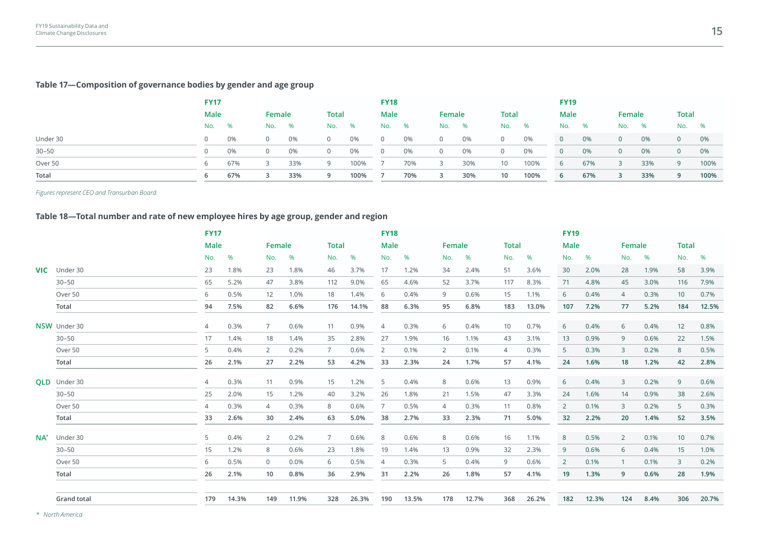### Table 17—Composition of governance bodies by gender and age group

| | FY17 | | | | | | FY18 | | | | | | FY19 | | | | | |
|---|---|---|---|---|---|---|---|---|---|---|---|---|---|---|---|---|---|---|
| | Male | | Female | | Total | | Male | | Female | | Total | | Male | | Female | | Total | |
| | No. | % | No. | % | No. | % | No. | % | No. | % | No. | % | No. | % | No. | % | No. | % |
| Under 30 | 0 | 0% | 0 | 0% | 0 | 0% | 0 | 0% | 0 | 0% | 0 | 0% | 0 | 0% | 0 | 0% | 0 | 0% |
| 30–50 | 0 | 0% | 0 | 0% | 0 | 0% | 0 | 0% | 0 | 0% | 0 | 0% | 0 | 0% | 0 | 0% | 0 | 0% |
| Over 50 | 6 | 67% | 3 | 33% | 9 | 100% | 7 | 70% | 3 | 30% | 10 | 100% | 6 | 67% | 3 | 33% | 9 | 100% |
| **Total** | **6** | **67%** | **3** | **33%** | **9** | **100%** | **7** | **70%** | **3** | **30%** | **10** | **100%** | **6** | **67%** | **3** | **33%** | **9** | **100%** |

*Figures represent CEO and Transurban Board.*

### Table 18—Total number and rate of new employee hires by age group, gender and region

| | | FY17 | | | | | | FY18 | | | | | | FY19 | | | | | |
|---|---|---|---|---|---|---|---|---|---|---|---|---|---|---|---|---|---|---|---|
| | | Male | | Female | | Total | | Male | | Female | | Total | | Male | | Female | | Total | |
| | | No. | % | No. | % | No. | % | No. | % | No. | % | No. | % | No. | % | No. | % | No. | % |
| **VIC** | Under 30 | 23 | 1.8% | 23 | 1.8% | 46 | 3.7% | 17 | 1.2% | 34 | 2.4% | 51 | 3.6% | 30 | 2.0% | 28 | 1.9% | 58 | 3.9% |
| | 30–50 | 65 | 5.2% | 47 | 3.8% | 112 | 9.0% | 65 | 4.6% | 52 | 3.7% | 117 | 8.3% | 71 | 4.8% | 45 | 3.0% | 116 | 7.9% |
| | Over 50 | 6 | 0.5% | 12 | 1.0% | 18 | 1.4% | 6 | 0.4% | 9 | 0.6% | 15 | 1.1% | 6 | 0.4% | 4 | 0.3% | 10 | 0.7% |
| | **Total** | **94** | **7.5%** | **82** | **6.6%** | **176** | **14.1%** | **88** | **6.3%** | **95** | **6.8%** | **183** | **13.0%** | **107** | **7.2%** | **77** | **5.2%** | **184** | **12.5%** |
| **NSW** | Under 30 | 4 | 0.3% | 7 | 0.6% | 11 | 0.9% | 4 | 0.3% | 6 | 0.4% | 10 | 0.7% | 6 | 0.4% | 6 | 0.4% | 12 | 0.8% |
| | 30–50 | 17 | 1.4% | 18 | 1.4% | 35 | 2.8% | 27 | 1.9% | 16 | 1.1% | 43 | 3.1% | 13 | 0.9% | 9 | 0.6% | 22 | 1.5% |
| | Over 50 | 5 | 0.4% | 2 | 0.2% | 7 | 0.6% | 2 | 0.1% | 2 | 0.1% | 4 | 0.3% | 5 | 0.3% | 3 | 0.2% | 8 | 0.5% |
| | **Total** | **26** | **2.1%** | **27** | **2.2%** | **53** | **4.2%** | **33** | **2.3%** | **24** | **1.7%** | **57** | **4.1%** | **24** | **1.6%** | **18** | **1.2%** | **42** | **2.8%** |
| **QLD** | Under 30 | 4 | 0.3% | 11 | 0.9% | 15 | 1.2% | 5 | 0.4% | 8 | 0.6% | 13 | 0.9% | 6 | 0.4% | 3 | 0.2% | 9 | 0.6% |
| | 30–50 | 25 | 2.0% | 15 | 1.2% | 40 | 3.2% | 26 | 1.8% | 21 | 1.5% | 47 | 3.3% | 24 | 1.6% | 14 | 0.9% | 38 | 2.6% |
| | Over 50 | 4 | 0.3% | 4 | 0.3% | 8 | 0.6% | 7 | 0.5% | 4 | 0.3% | 11 | 0.8% | 2 | 0.1% | 3 | 0.2% | 5 | 0.3% |
| | **Total** | **33** | **2.6%** | **30** | **2.4%** | **63** | **5.0%** | **38** | **2.7%** | **33** | **2.3%** | **71** | **5.0%** | **32** | **2.2%** | **20** | **1.4%** | **52** | **3.5%** |
| **NA*** | Under 30 | 5 | 0.4% | 2 | 0.2% | 7 | 0.6% | 8 | 0.6% | 8 | 0.6% | 16 | 1.1% | 8 | 0.5% | 2 | 0.1% | 10 | 0.7% |
| | 30–50 | 15 | 1.2% | 8 | 0.6% | 23 | 1.8% | 19 | 1.4% | 13 | 0.9% | 32 | 2.3% | 9 | 0.6% | 6 | 0.4% | 15 | 1.0% |
| | Over 50 | 6 | 0.5% | 0 | 0.0% | 6 | 0.5% | 4 | 0.3% | 5 | 0.4% | 9 | 0.6% | 2 | 0.1% | 1 | 0.1% | 3 | 0.2% |
| | **Total** | **26** | **2.1%** | **10** | **0.8%** | **36** | **2.9%** | **31** | **2.2%** | **26** | **1.8%** | **57** | **4.1%** | **19** | **1.3%** | **9** | **0.6%** | **28** | **1.9%** |
| | **Grand total** | **179** | **14.3%** | **149** | **11.9%** | **328** | **26.3%** | **190** | **13.5%** | **178** | **12.7%** | **368** | **26.2%** | **182** | **12.3%** | **124** | **8.4%** | **306** | **20.7%** |

*\* North America*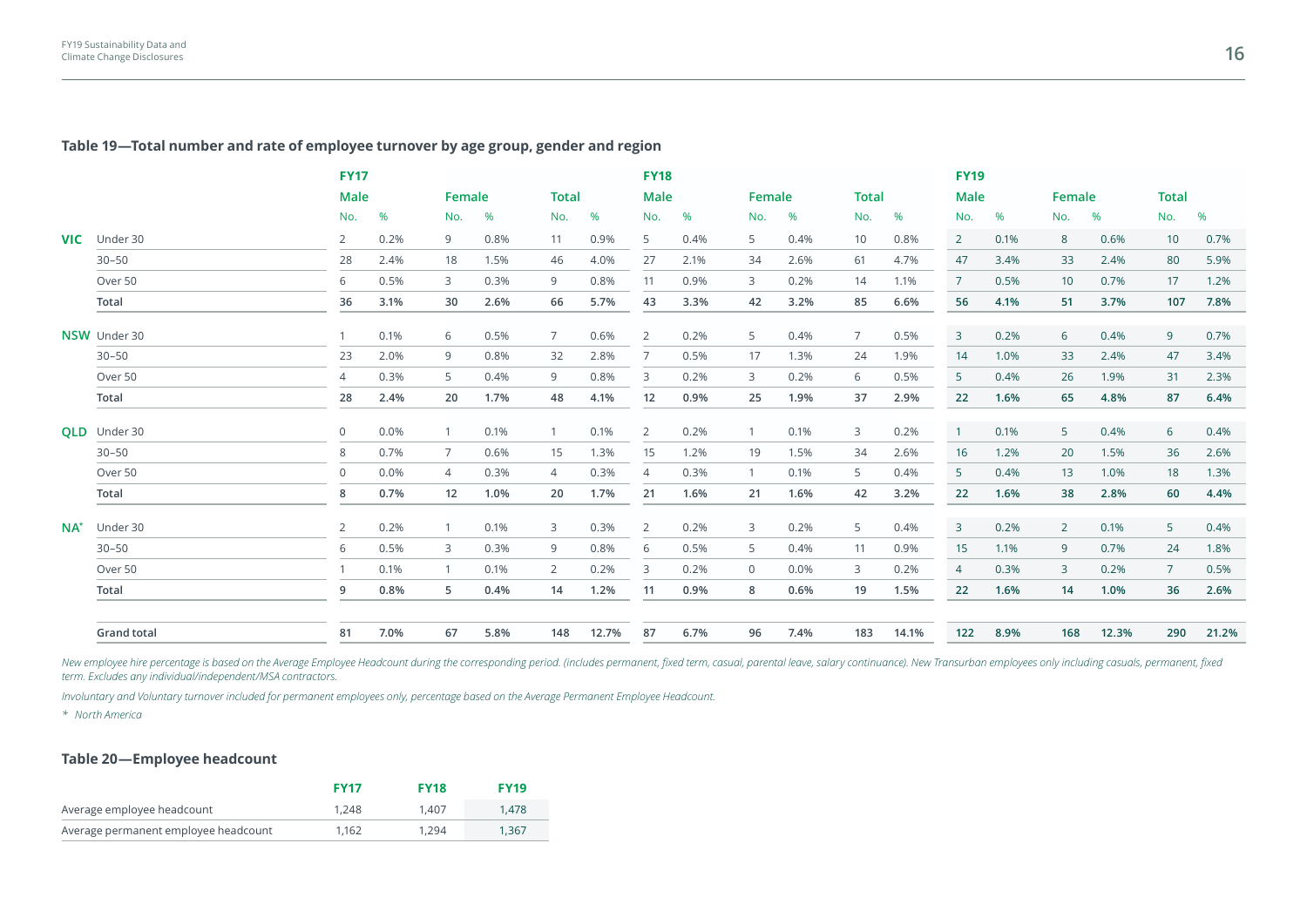### Table 19—Total number and rate of employee turnover by age group, gender and region

| | | FY17 | | | | | | FY18 | | | | | | FY19 | | | | | |
|---|---|---|---|---|---|---|---|---|---|---|---|---|---|---|---|---|---|---|---|
| | | Male | | Female | | Total | | Male | | Female | | Total | | Male | | Female | | Total | |
| | | No. | % | No. | % | No. | % | No. | % | No. | % | No. | % | No. | % | No. | % | No. | % |
| **VIC** | Under 30 | 2 | 0.2% | 9 | 0.8% | 11 | 0.9% | 5 | 0.4% | 5 | 0.4% | 10 | 0.8% | 2 | 0.1% | 8 | 0.6% | 10 | 0.7% |
| | 30–50 | 28 | 2.4% | 18 | 1.5% | 46 | 4.0% | 27 | 2.1% | 34 | 2.6% | 61 | 4.7% | 47 | 3.4% | 33 | 2.4% | 80 | 5.9% |
| | Over 50 | 6 | 0.5% | 3 | 0.3% | 9 | 0.8% | 11 | 0.9% | 3 | 0.2% | 14 | 1.1% | 7 | 0.5% | 10 | 0.7% | 17 | 1.2% |
| | **Total** | **36** | **3.1%** | **30** | **2.6%** | **66** | **5.7%** | **43** | **3.3%** | **42** | **3.2%** | **85** | **6.6%** | **56** | **4.1%** | **51** | **3.7%** | **107** | **7.8%** |
| **NSW** | Under 30 | 1 | 0.1% | 6 | 0.5% | 7 | 0.6% | 2 | 0.2% | 5 | 0.4% | 7 | 0.5% | 3 | 0.2% | 6 | 0.4% | 9 | 0.7% |
| | 30–50 | 23 | 2.0% | 9 | 0.8% | 32 | 2.8% | 7 | 0.5% | 17 | 1.3% | 24 | 1.9% | 14 | 1.0% | 33 | 2.4% | 47 | 3.4% |
| | Over 50 | 4 | 0.3% | 5 | 0.4% | 9 | 0.8% | 3 | 0.2% | 3 | 0.2% | 6 | 0.5% | 5 | 0.4% | 26 | 1.9% | 31 | 2.3% |
| | **Total** | **28** | **2.4%** | **20** | **1.7%** | **48** | **4.1%** | **12** | **0.9%** | **25** | **1.9%** | **37** | **2.9%** | **22** | **1.6%** | **65** | **4.8%** | **87** | **6.4%** |
| **QLD** | Under 30 | 0 | 0.0% | 1 | 0.1% | 1 | 0.1% | 2 | 0.2% | 1 | 0.1% | 3 | 0.2% | 1 | 0.1% | 5 | 0.4% | 6 | 0.4% |
| | 30–50 | 8 | 0.7% | 7 | 0.6% | 15 | 1.3% | 15 | 1.2% | 19 | 1.5% | 34 | 2.6% | 16 | 1.2% | 20 | 1.5% | 36 | 2.6% |
| | Over 50 | 0 | 0.0% | 4 | 0.3% | 4 | 0.3% | 4 | 0.3% | 1 | 0.1% | 5 | 0.4% | 5 | 0.4% | 13 | 1.0% | 18 | 1.3% |
| | **Total** | **8** | **0.7%** | **12** | **1.0%** | **20** | **1.7%** | **21** | **1.6%** | **21** | **1.6%** | **42** | **3.2%** | **22** | **1.6%** | **38** | **2.8%** | **60** | **4.4%** |
| **NA*** | Under 30 | 2 | 0.2% | 1 | 0.1% | 3 | 0.3% | 2 | 0.2% | 3 | 0.2% | 5 | 0.4% | 3 | 0.2% | 2 | 0.1% | 5 | 0.4% |
| | 30–50 | 6 | 0.5% | 3 | 0.3% | 9 | 0.8% | 6 | 0.5% | 5 | 0.4% | 11 | 0.9% | 15 | 1.1% | 9 | 0.7% | 24 | 1.8% |
| | Over 50 | 1 | 0.1% | 1 | 0.1% | 2 | 0.2% | 3 | 0.2% | 0 | 0.0% | 3 | 0.2% | 4 | 0.3% | 3 | 0.2% | 7 | 0.5% |
| | **Total** | **9** | **0.8%** | **5** | **0.4%** | **14** | **1.2%** | **11** | **0.9%** | **8** | **0.6%** | **19** | **1.5%** | **22** | **1.6%** | **14** | **1.0%** | **36** | **2.6%** |
| | **Grand total** | **81** | **7.0%** | **67** | **5.8%** | **148** | **12.7%** | **87** | **6.7%** | **96** | **7.4%** | **183** | **14.1%** | **122** | **8.9%** | **168** | **12.3%** | **290** | **21.2%** |

*New employee hire percentage is based on the Average Employee Headcount during the corresponding period. (includes permanent, fixed term, casual, parental leave, salary continuance). New Transurban employees only including casuals, permanent, fixed term. Excludes any individual/independent/MSA contractors.*

*Involuntary and Voluntary turnover included for permanent employees only, percentage based on the Average Permanent Employee Headcount.*

*\* North America*

### Table 20—Employee headcount

| | FY17 | FY18 | FY19 |
|---|---|---|---|
| Average employee headcount | 1,248 | 1,407 | 1,478 |
| Average permanent employee headcount | 1,162 | 1,294 | 1,367 |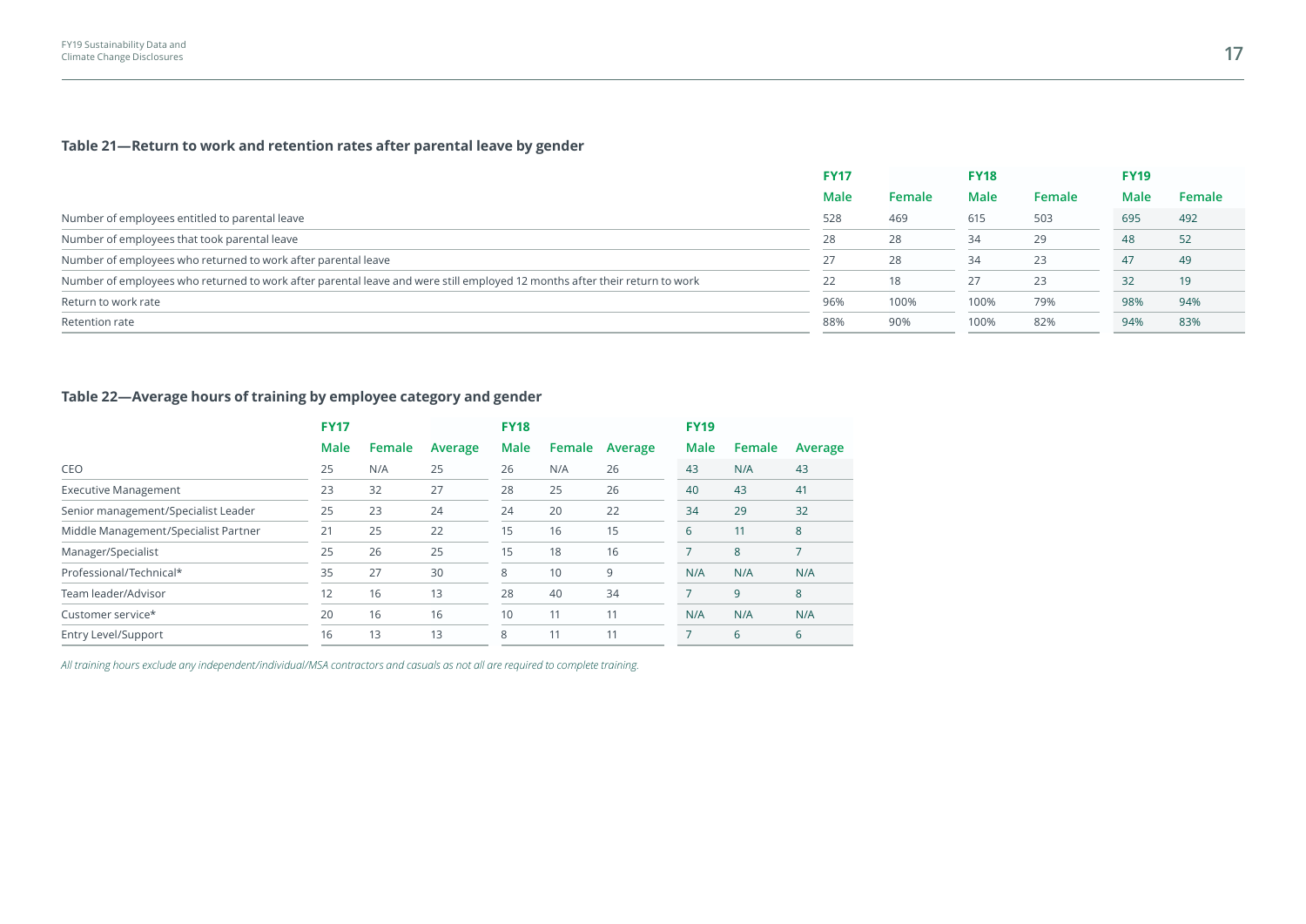### Table 21—Return to work and retention rates after parental leave by gender

| | FY17 | | FY18 | | FY19 | |
|---|---|---|---|---|---|---|
| | Male | Female | Male | Female | Male | Female |
| Number of employees entitled to parental leave | 528 | 469 | 615 | 503 | 695 | 492 |
| Number of employees that took parental leave | 28 | 28 | 34 | 29 | 48 | 52 |
| Number of employees who returned to work after parental leave | 27 | 28 | 34 | 23 | 47 | 49 |
| Number of employees who returned to work after parental leave and were still employed 12 months after their return to work | 22 | 18 | 27 | 23 | 32 | 19 |
| Return to work rate | 96% | 100% | 100% | 79% | 98% | 94% |
| Retention rate | 88% | 90% | 100% | 82% | 94% | 83% |

### Table 22—Average hours of training by employee category and gender

| | FY17 | | | FY18 | | | FY19 | | |
|---|---|---|---|---|---|---|---|---|---|
| | Male | Female | Average | Male | Female | Average | Male | Female | Average |
| CEO | 25 | N/A | 25 | 26 | N/A | 26 | 43 | N/A | 43 |
| Executive Management | 23 | 32 | 27 | 28 | 25 | 26 | 40 | 43 | 41 |
| Senior management/Specialist Leader | 25 | 23 | 24 | 24 | 20 | 22 | 34 | 29 | 32 |
| Middle Management/Specialist Partner | 21 | 25 | 22 | 15 | 16 | 15 | 6 | 11 | 8 |
| Manager/Specialist | 25 | 26 | 25 | 15 | 18 | 16 | 7 | 8 | 7 |
| Professional/Technical* | 35 | 27 | 30 | 8 | 10 | 9 | N/A | N/A | N/A |
| Team leader/Advisor | 12 | 16 | 13 | 28 | 40 | 34 | 7 | 9 | 8 |
| Customer service* | 20 | 16 | 16 | 10 | 11 | 11 | N/A | N/A | N/A |
| Entry Level/Support | 16 | 13 | 13 | 8 | 11 | 11 | 7 | 6 | 6 |

*All training hours exclude any independent/individual/MSA contractors and casuals as not all are required to complete training.*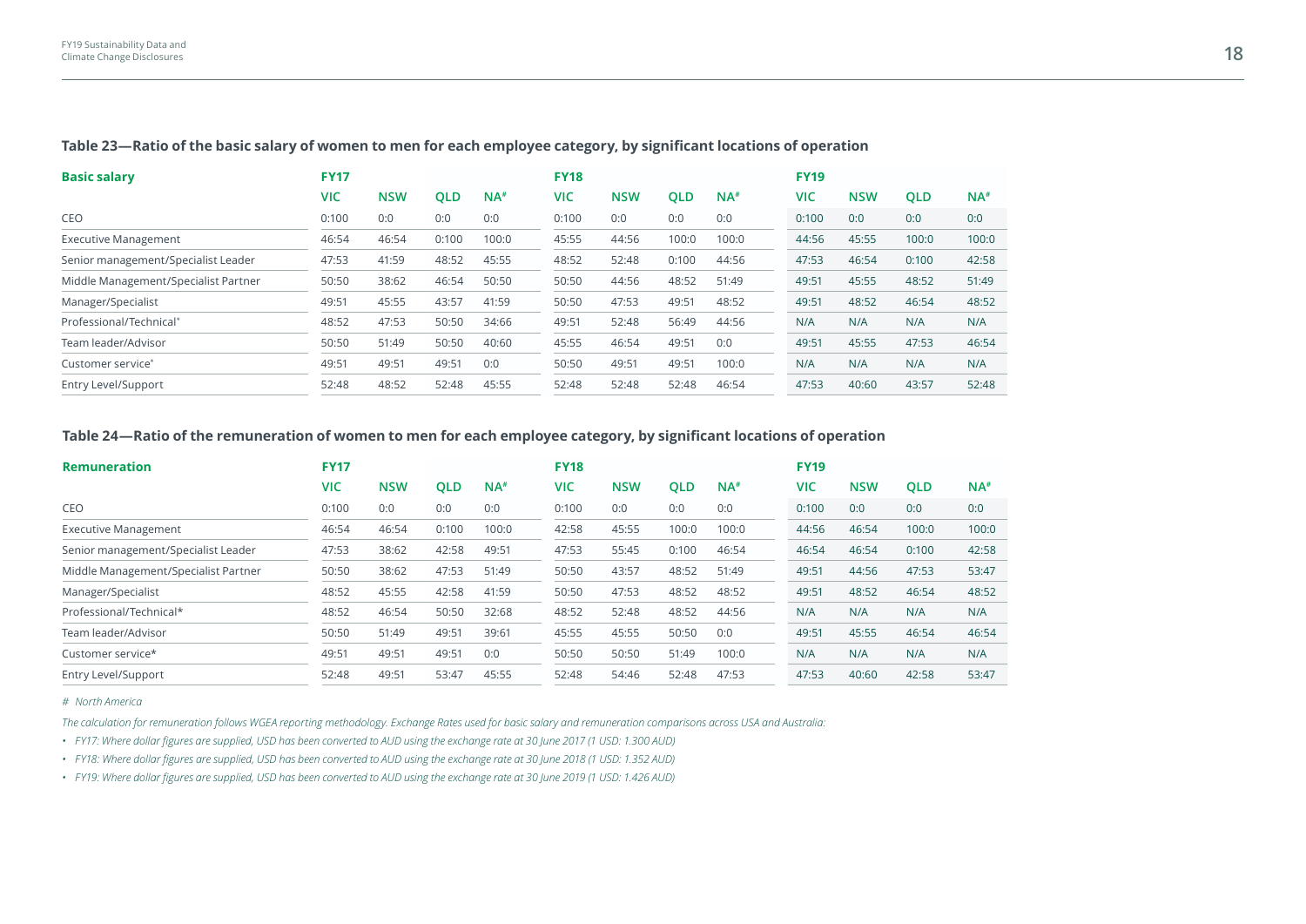### Table 23—Ratio of the basic salary of women to men for each employee category, by significant locations of operation

| Basic salary | FY17 | | | | FY18 | | | | FY19 | | | |
|---|---|---|---|---|---|---|---|---|---|---|---|---|
| | VIC | NSW | QLD | NA[#] | VIC | NSW | QLD | NA[#] | VIC | NSW | QLD | NA[#] |
| CEO | 0:100 | 0:0 | 0:0 | 0:0 | 0:100 | 0:0 | 0:0 | 0:0 | 0:100 | 0:0 | 0:0 | 0:0 |
| Executive Management | 46:54 | 46:54 | 0:100 | 100:0 | 45:55 | 44:56 | 100:0 | 100:0 | 44:56 | 45:55 | 100:0 | 100:0 |
| Senior management/Specialist Leader | 47:53 | 41:59 | 48:52 | 45:55 | 48:52 | 52:48 | 0:100 | 44:56 | 47:53 | 46:54 | 0:100 | 42:58 |
| Middle Management/Specialist Partner | 50:50 | 38:62 | 46:54 | 50:50 | 50:50 | 44:56 | 48:52 | 51:49 | 49:51 | 45:55 | 48:52 | 51:49 |
| Manager/Specialist | 49:51 | 45:55 | 43:57 | 41:59 | 50:50 | 47:53 | 49:51 | 48:52 | 49:51 | 48:52 | 46:54 | 48:52 |
| Professional/Technical* | 48:52 | 47:53 | 50:50 | 34:66 | 49:51 | 52:48 | 56:49 | 44:56 | N/A | N/A | N/A | N/A |
| Team leader/Advisor | 50:50 | 51:49 | 50:50 | 40:60 | 45:55 | 46:54 | 49:51 | 0:0 | 49:51 | 45:55 | 47:53 | 46:54 |
| Customer service* | 49:51 | 49:51 | 49:51 | 0:0 | 50:50 | 49:51 | 49:51 | 100:0 | N/A | N/A | N/A | N/A |
| Entry Level/Support | 52:48 | 48:52 | 52:48 | 45:55 | 52:48 | 52:48 | 52:48 | 46:54 | 47:53 | 40:60 | 43:57 | 52:48 |

### Table 24—Ratio of the remuneration of women to men for each employee category, by significant locations of operation

| Remuneration | FY17 | | | | FY18 | | | | FY19 | | | |
|---|---|---|---|---|---|---|---|---|---|---|---|---|
| | VIC | NSW | QLD | NA[#] | VIC | NSW | QLD | NA[#] | VIC | NSW | QLD | NA[#] |
| CEO | 0:100 | 0:0 | 0:0 | 0:0 | 0:100 | 0:0 | 0:0 | 0:0 | 0:100 | 0:0 | 0:0 | 0:0 |
| Executive Management | 46:54 | 46:54 | 0:100 | 100:0 | 42:58 | 45:55 | 100:0 | 100:0 | 44:56 | 46:54 | 100:0 | 100:0 |
| Senior management/Specialist Leader | 47:53 | 38:62 | 42:58 | 49:51 | 47:53 | 55:45 | 0:100 | 46:54 | 46:54 | 46:54 | 0:100 | 42:58 |
| Middle Management/Specialist Partner | 50:50 | 38:62 | 47:53 | 51:49 | 50:50 | 43:57 | 48:52 | 51:49 | 49:51 | 44:56 | 47:53 | 53:47 |
| Manager/Specialist | 48:52 | 45:55 | 42:58 | 41:59 | 50:50 | 47:53 | 48:52 | 48:52 | 49:51 | 48:52 | 46:54 | 48:52 |
| Professional/Technical* | 48:52 | 46:54 | 50:50 | 32:68 | 48:52 | 52:48 | 48:52 | 44:56 | N/A | N/A | N/A | N/A |
| Team leader/Advisor | 50:50 | 51:49 | 49:51 | 39:61 | 45:55 | 45:55 | 50:50 | 0:0 | 49:51 | 45:55 | 46:54 | 46:54 |
| Customer service* | 49:51 | 49:51 | 49:51 | 0:0 | 50:50 | 50:50 | 51:49 | 100:0 | N/A | N/A | N/A | N/A |
| Entry Level/Support | 52:48 | 49:51 | 53:47 | 45:55 | 52:48 | 54:46 | 52:48 | 47:53 | 47:53 | 40:60 | 42:58 | 53:47 |

*# North America*

*The calculation for remuneration follows WGEA reporting methodology. Exchange Rates used for basic salary and remuneration comparisons across USA and Australia:*

- *FY17: Where dollar figures are supplied, USD has been converted to AUD using the exchange rate at 30 June 2017 (1 USD: 1.300 AUD)*
- *FY18: Where dollar figures are supplied, USD has been converted to AUD using the exchange rate at 30 June 2018 (1 USD: 1.352 AUD)*
- *FY19: Where dollar figures are supplied, USD has been converted to AUD using the exchange rate at 30 June 2019 (1 USD: 1.426 AUD)*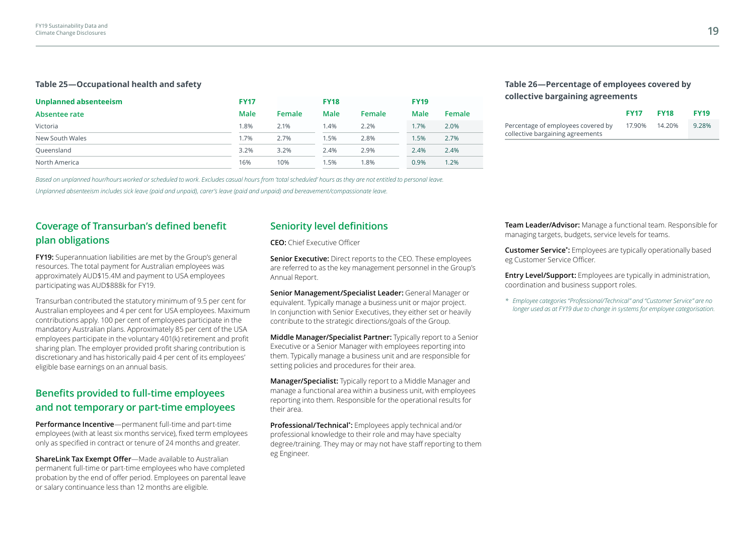### Table 25—Occupational health and safety

| Unplanned absenteeism | FY17 | | FY18 | | FY19 | |
|---|---|---|---|---|---|---|
| **Absentee rate** | **Male** | **Female** | **Male** | **Female** | **Male** | **Female** |
| Victoria | 1.8% | 2.1% | 1.4% | 2.2% | 1.7% | 2.0% |
| New South Wales | 1.7% | 2.7% | 1.5% | 2.8% | 1.5% | 2.7% |
| Queensland | 3.2% | 3.2% | 2.4% | 2.9% | 2.4% | 2.4% |
| North America | 16% | 10% | 1.5% | 1.8% | 0.9% | 1.2% |

*Based on unplanned hour/hours worked or scheduled to work. Excludes casual hours from 'total scheduled' hours as they are not entitled to personal leave.*

*Unplanned absenteeism includes sick leave (paid and unpaid), carer's leave (paid and unpaid) and bereavement/compassionate leave.*

### Table 26—Percentage of employees covered by collective bargaining agreements

| | FY17 | FY18 | FY19 |
|---|---|---|---|
| Percentage of employees covered by collective bargaining agreements | 17.90% | 14.20% | 9.28% |

## Coverage of Transurban's defined benefit plan obligations

**FY19:** Superannuation liabilities are met by the Group's general resources. The total payment for Australian employees was approximately AUD$15.4M and payment to USA employees participating was AUD$888k for FY19.

Transurban contributed the statutory minimum of 9.5 per cent for Australian employees and 4 per cent for USA employees. Maximum contributions apply. 100 per cent of employees participate in the mandatory Australian plans. Approximately 85 per cent of the USA employees participate in the voluntary 401(k) retirement and profit sharing plan. The employer provided profit sharing contribution is discretionary and has historically paid 4 per cent of its employees' eligible base earnings on an annual basis.

## Benefits provided to full-time employees and not temporary or part-time employees

**Performance Incentive**—permanent full-time and part-time employees (with at least six months service), fixed term employees only as specified in contract or tenure of 24 months and greater.

**ShareLink Tax Exempt Offer**—Made available to Australian permanent full-time or part-time employees who have completed probation by the end of offer period. Employees on parental leave or salary continuance less than 12 months are eligible.

## Seniority level definitions

**CEO:** Chief Executive Officer

**Senior Executive:** Direct reports to the CEO. These employees are referred to as the key management personnel in the Group's Annual Report.

**Senior Management/Specialist Leader:** General Manager or equivalent. Typically manage a business unit or major project. In conjunction with Senior Executives, they either set or heavily contribute to the strategic directions/goals of the Group.

**Middle Manager/Specialist Partner:** Typically report to a Senior Executive or a Senior Manager with employees reporting into them. Typically manage a business unit and are responsible for setting policies and procedures for their area.

**Manager/Specialist:** Typically report to a Middle Manager and manage a functional area within a business unit, with employees reporting into them. Responsible for the operational results for their area.

**Professional/Technical*:** Employees apply technical and/or professional knowledge to their role and may have specialty degree/training. They may or may not have staff reporting to them eg Engineer.

**Team Leader/Advisor:** Manage a functional team. Responsible for managing targets, budgets, service levels for teams.

**Customer Service*:** Employees are typically operationally based eg Customer Service Officer.

**Entry Level/Support:** Employees are typically in administration, coordination and business support roles.

*\* Employee categories "Professional/Technical" and "Customer Service" are no longer used as at FY19 due to change in systems for employee categorisation.*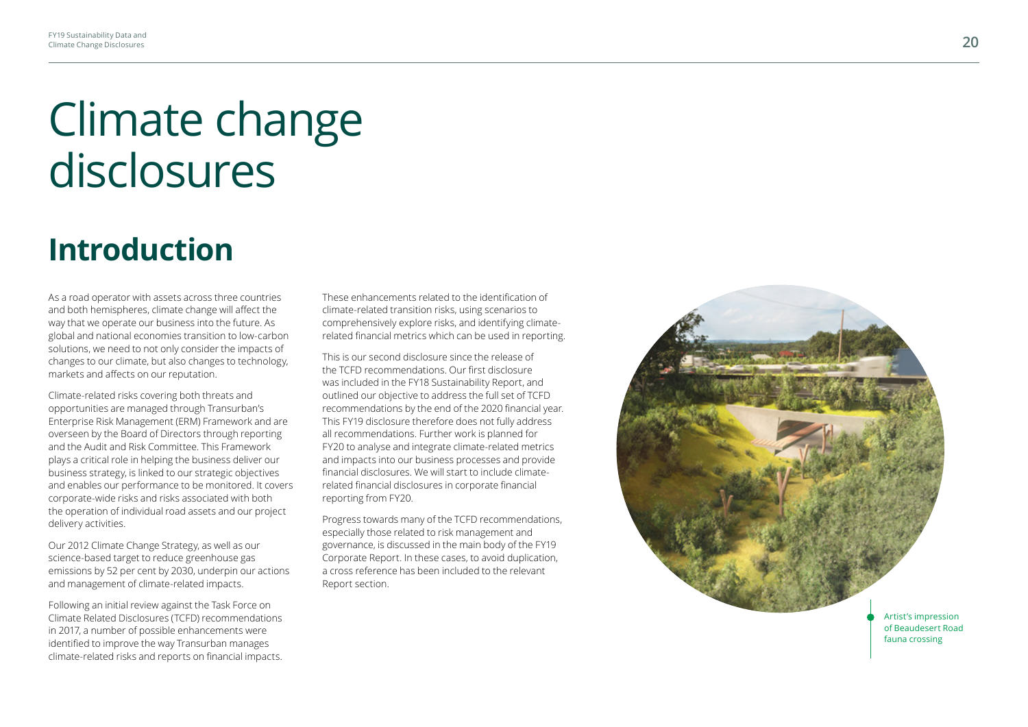# Climate change disclosures

## Introduction

As a road operator with assets across three countries and both hemispheres, climate change will affect the way that we operate our business into the future. As global and national economies transition to low-carbon solutions, we need to not only consider the impacts of changes to our climate, but also changes to technology, markets and affects on our reputation.

Climate-related risks covering both threats and opportunities are managed through Transurban's Enterprise Risk Management (ERM) Framework and are overseen by the Board of Directors through reporting and the Audit and Risk Committee. This Framework plays a critical role in helping the business deliver our business strategy, is linked to our strategic objectives and enables our performance to be monitored. It covers corporate-wide risks and risks associated with both the operation of individual road assets and our project delivery activities.

Our 2012 Climate Change Strategy, as well as our science-based target to reduce greenhouse gas emissions by 52 per cent by 2030, underpin our actions and management of climate-related impacts.

Following an initial review against the Task Force on Climate Related Disclosures (TCFD) recommendations in 2017, a number of possible enhancements were identified to improve the way Transurban manages climate-related risks and reports on financial impacts.

These enhancements related to the identification of climate-related transition risks, using scenarios to comprehensively explore risks, and identifying climate-related financial metrics which can be used in reporting.

This is our second disclosure since the release of the TCFD recommendations. Our first disclosure was included in the FY18 Sustainability Report, and outlined our objective to address the full set of TCFD recommendations by the end of the 2020 financial year. This FY19 disclosure therefore does not fully address all recommendations. Further work is planned for FY20 to analyse and integrate climate-related metrics and impacts into our business processes and provide financial disclosures. We will start to include climate-related financial disclosures in corporate financial reporting from FY20.

Progress towards many of the TCFD recommendations, especially those related to risk management and governance, is discussed in the main body of the FY19 Corporate Report. In these cases, to avoid duplication, a cross reference has been included to the relevant Report section.

Artist's impression of Beaudesert Road fauna crossing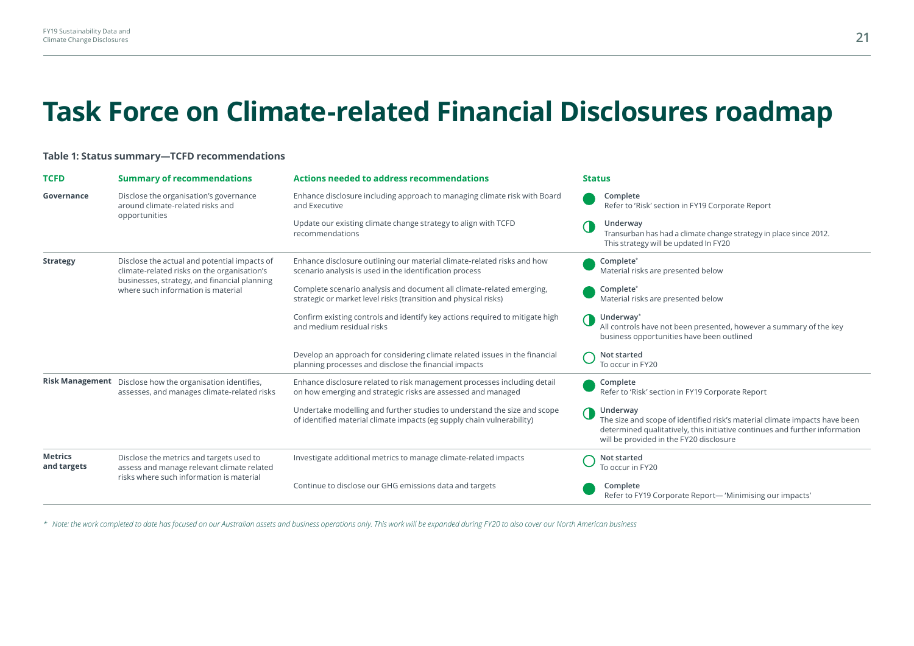# Task Force on Climate-related Financial Disclosures roadmap

**Table 1: Status summary—TCFD recommendations**

| TCFD | Summary of recommendations | Actions needed to address recommendations | Status |
|---|---|---|---|
| **Governance** | Disclose the organisation's governance around climate-related risks and opportunities | Enhance disclosure including approach to managing climate risk with Board and Executive | **Complete** Refer to 'Risk' section in FY19 Corporate Report |
| | | Update our existing climate change strategy to align with TCFD recommendations | **Underway** Transurban has had a climate change strategy in place since 2012. This strategy will be updated In FY20 |
| **Strategy** | Disclose the actual and potential impacts of climate-related risks on the organisation's businesses, strategy, and financial planning where such information is material | Enhance disclosure outlining our material climate-related risks and how scenario analysis is used in the identification process | **Complete*** Material risks are presented below |
| | | Complete scenario analysis and document all climate-related emerging, strategic or market level risks (transition and physical risks) | **Complete*** Material risks are presented below |
| | | Confirm existing controls and identify key actions required to mitigate high and medium residual risks | **Underway*** All controls have not been presented, however a summary of the key business opportunities have been outlined |
| | | Develop an approach for considering climate related issues in the financial planning processes and disclose the financial impacts | **Not started** To occur in FY20 |
| **Risk Management** | Disclose how the organisation identifies, assesses, and manages climate-related risks | Enhance disclosure related to risk management processes including detail on how emerging and strategic risks are assessed and managed | **Complete** Refer to 'Risk' section in FY19 Corporate Report |
| | | Undertake modelling and further studies to understand the size and scope of identified material climate impacts (eg supply chain vulnerability) | **Underway** The size and scope of identified risk's material climate impacts have been determined qualitatively, this initiative continues and further information will be provided in the FY20 disclosure |
| **Metrics and targets** | Disclose the metrics and targets used to assess and manage relevant climate related risks where such information is material | Investigate additional metrics to manage climate-related impacts | **Not started** To occur in FY20 |
| | | Continue to disclose our GHG emissions data and targets | **Complete** Refer to FY19 Corporate Report— 'Minimising our impacts' |

*\* Note: the work completed to date has focused on our Australian assets and business operations only. This work will be expanded during FY20 to also cover our North American business*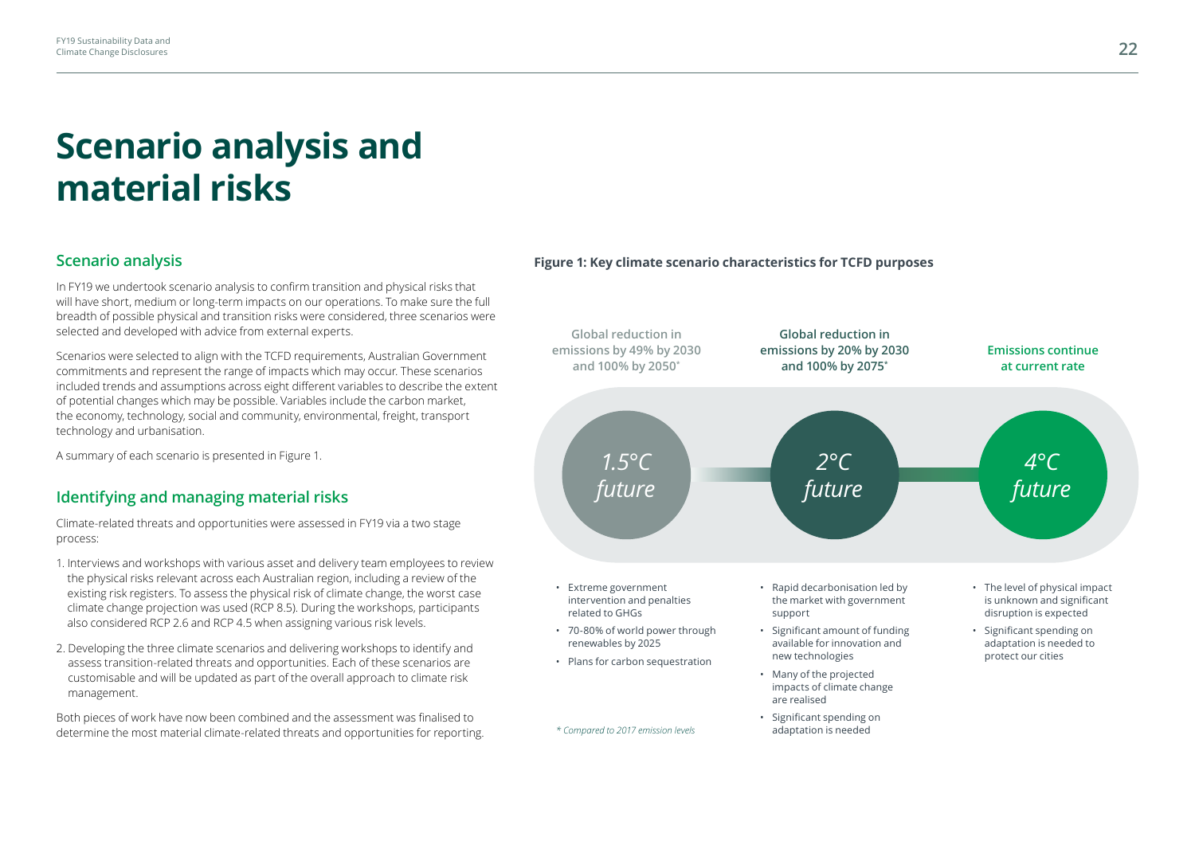# Scenario analysis and material risks

## Scenario analysis

In FY19 we undertook scenario analysis to confirm transition and physical risks that will have short, medium or long-term impacts on our operations. To make sure the full breadth of possible physical and transition risks were considered, three scenarios were selected and developed with advice from external experts.

Scenarios were selected to align with the TCFD requirements, Australian Government commitments and represent the range of impacts which may occur. These scenarios included trends and assumptions across eight different variables to describe the extent of potential changes which may be possible. Variables include the carbon market, the economy, technology, social and community, environmental, freight, transport technology and urbanisation.

A summary of each scenario is presented in Figure 1.

## Identifying and managing material risks

Climate-related threats and opportunities were assessed in FY19 via a two stage process:

1. Interviews and workshops with various asset and delivery team employees to review the physical risks relevant across each Australian region, including a review of the existing risk registers. To assess the physical risk of climate change, the worst case climate change projection was used (RCP 8.5). During the workshops, participants also considered RCP 2.6 and RCP 4.5 when assigning various risk levels.
2. Developing the three climate scenarios and delivering workshops to identify and assess transition-related threats and opportunities. Each of these scenarios are customisable and will be updated as part of the overall approach to climate risk management.

Both pieces of work have now been combined and the assessment was finalised to determine the most material climate-related threats and opportunities for reporting.

**Figure 1: Key climate scenario characteristics for TCFD purposes**

| *1.5°C future* | *2°C future* | *4°C future* |
|---|---|---|
| Global reduction in emissions by 49% by 2030 and 100% by 2050* | Global reduction in emissions by 20% by 2030 and 100% by 2075* | Emissions continue at current rate |
| • Extreme government intervention and penalties related to GHGs<br>• 70-80% of world power through renewables by 2025<br>• Plans for carbon sequestration | • Rapid decarbonisation led by the market with government support<br>• Significant amount of funding available for innovation and new technologies<br>• Many of the projected impacts of climate change are realised<br>• Significant spending on adaptation is needed | • The level of physical impact is unknown and significant disruption is expected<br>• Significant spending on adaptation is needed to protect our cities |

*\* Compared to 2017 emission levels*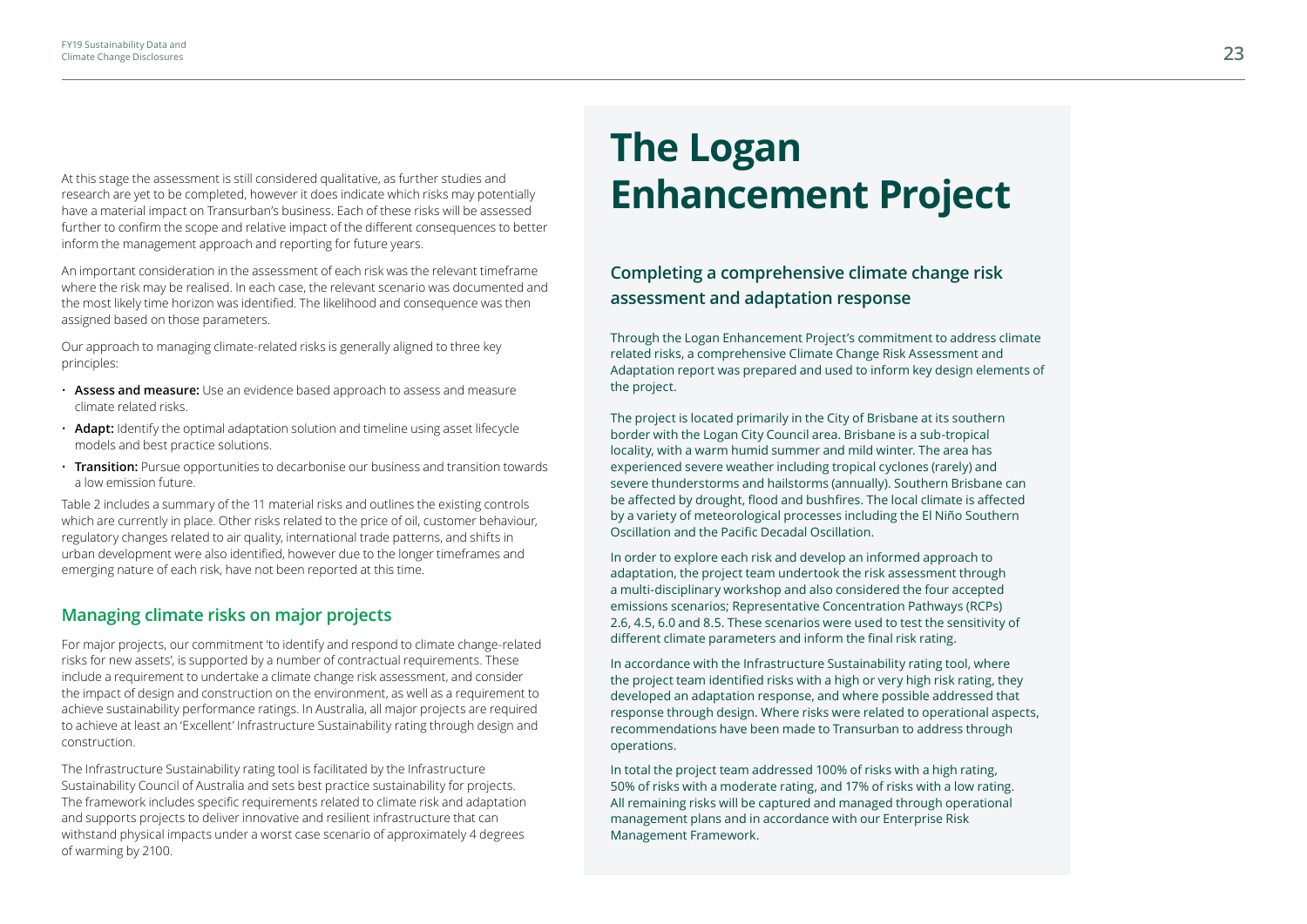At this stage the assessment is still considered qualitative, as further studies and research are yet to be completed, however it does indicate which risks may potentially have a material impact on Transurban's business. Each of these risks will be assessed further to confirm the scope and relative impact of the different consequences to better inform the management approach and reporting for future years.

An important consideration in the assessment of each risk was the relevant timeframe where the risk may be realised. In each case, the relevant scenario was documented and the most likely time horizon was identified. The likelihood and consequence was then assigned based on those parameters.

Our approach to managing climate-related risks is generally aligned to three key principles:

- **Assess and measure:** Use an evidence based approach to assess and measure climate related risks.
- **Adapt:** Identify the optimal adaptation solution and timeline using asset lifecycle models and best practice solutions.
- **Transition:** Pursue opportunities to decarbonise our business and transition towards a low emission future.

Table 2 includes a summary of the 11 material risks and outlines the existing controls which are currently in place. Other risks related to the price of oil, customer behaviour, regulatory changes related to air quality, international trade patterns, and shifts in urban development were also identified, however due to the longer timeframes and emerging nature of each risk, have not been reported at this time.

## Managing climate risks on major projects

For major projects, our commitment 'to identify and respond to climate change-related risks for new assets', is supported by a number of contractual requirements. These include a requirement to undertake a climate change risk assessment, and consider the impact of design and construction on the environment, as well as a requirement to achieve sustainability performance ratings. In Australia, all major projects are required to achieve at least an 'Excellent' Infrastructure Sustainability rating through design and construction.

The Infrastructure Sustainability rating tool is facilitated by the Infrastructure Sustainability Council of Australia and sets best practice sustainability for projects. The framework includes specific requirements related to climate risk and adaptation and supports projects to deliver innovative and resilient infrastructure that can withstand physical impacts under a worst case scenario of approximately 4 degrees of warming by 2100.

# The Logan Enhancement Project

### Completing a comprehensive climate change risk assessment and adaptation response

Through the Logan Enhancement Project's commitment to address climate related risks, a comprehensive Climate Change Risk Assessment and Adaptation report was prepared and used to inform key design elements of the project.

The project is located primarily in the City of Brisbane at its southern border with the Logan City Council area. Brisbane is a sub-tropical locality, with a warm humid summer and mild winter. The area has experienced severe weather including tropical cyclones (rarely) and severe thunderstorms and hailstorms (annually). Southern Brisbane can be affected by drought, flood and bushfires. The local climate is affected by a variety of meteorological processes including the El Niño Southern Oscillation and the Pacific Decadal Oscillation.

In order to explore each risk and develop an informed approach to adaptation, the project team undertook the risk assessment through a multi-disciplinary workshop and also considered the four accepted emissions scenarios; Representative Concentration Pathways (RCPs) 2.6, 4.5, 6.0 and 8.5. These scenarios were used to test the sensitivity of different climate parameters and inform the final risk rating.

In accordance with the Infrastructure Sustainability rating tool, where the project team identified risks with a high or very high risk rating, they developed an adaptation response, and where possible addressed that response through design. Where risks were related to operational aspects, recommendations have been made to Transurban to address through operations.

In total the project team addressed 100% of risks with a high rating, 50% of risks with a moderate rating, and 17% of risks with a low rating. All remaining risks will be captured and managed through operational management plans and in accordance with our Enterprise Risk Management Framework.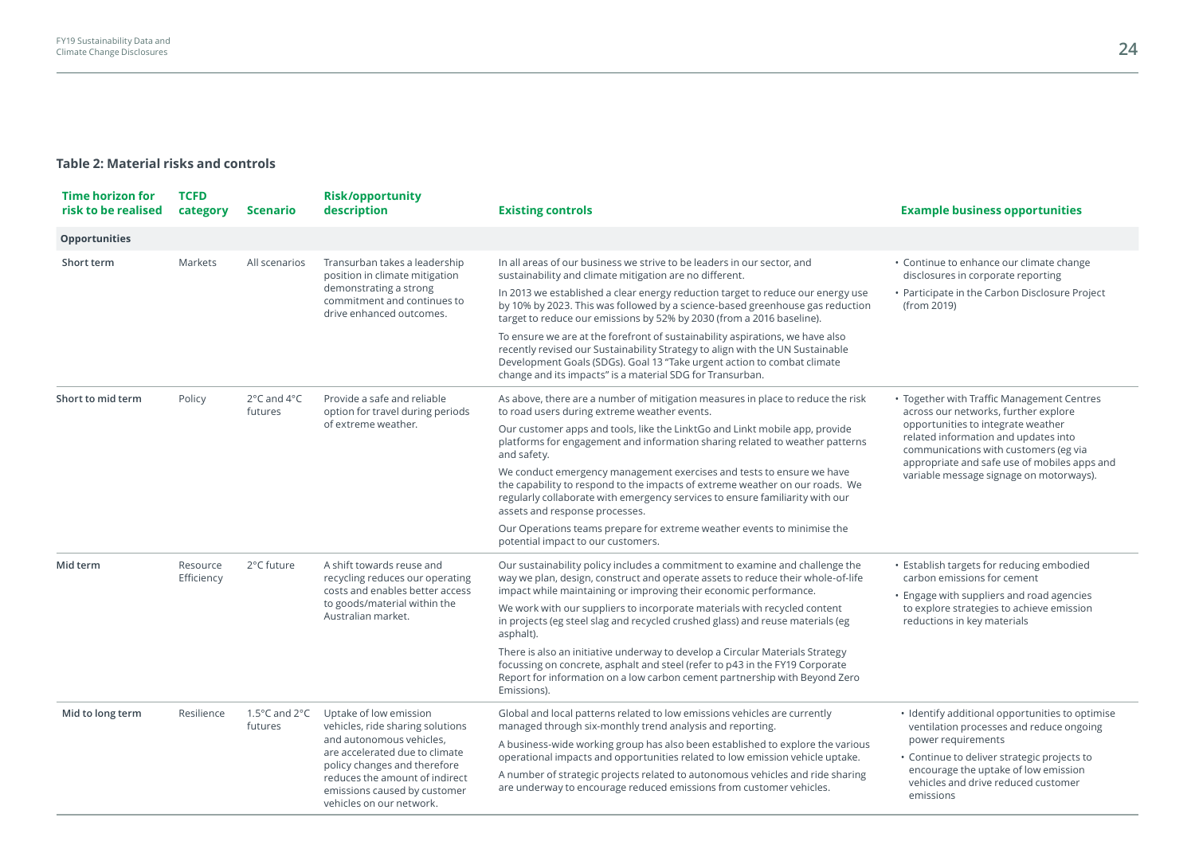### Table 2: Material risks and controls

| Time horizon for risk to be realised | TCFD category | Scenario | Risk/opportunity description | Existing controls | Example business opportunities |
|---|---|---|---|---|---|
| **Opportunities** | | | | | |
| Short term | Markets | All scenarios | Transurban takes a leadership position in climate mitigation demonstrating a strong commitment and continues to drive enhanced outcomes. | In all areas of our business we strive to be leaders in our sector, and sustainability and climate mitigation are no different.<br><br>In 2013 we established a clear energy reduction target to reduce our energy use by 10% by 2023. This was followed by a science-based greenhouse gas reduction target to reduce our emissions by 52% by 2030 (from a 2016 baseline).<br><br>To ensure we are at the forefront of sustainability aspirations, we have also recently revised our Sustainability Strategy to align with the UN Sustainable Development Goals (SDGs). Goal 13 "Take urgent action to combat climate change and its impacts" is a material SDG for Transurban. | • Continue to enhance our climate change disclosures in corporate reporting<br>• Participate in the Carbon Disclosure Project (from 2019) |
| Short to mid term | Policy | 2°C and 4°C futures | Provide a safe and reliable option for travel during periods of extreme weather. | As above, there are a number of mitigation measures in place to reduce the risk to road users during extreme weather events.<br><br>Our customer apps and tools, like the LinktGo and Linkt mobile app, provide platforms for engagement and information sharing related to weather patterns and safety.<br><br>We conduct emergency management exercises and tests to ensure we have the capability to respond to the impacts of extreme weather on our roads. We regularly collaborate with emergency services to ensure familiarity with our assets and response processes.<br><br>Our Operations teams prepare for extreme weather events to minimise the potential impact to our customers. | • Together with Traffic Management Centres across our networks, further explore opportunities to integrate weather related information and updates into communications with customers (eg via appropriate and safe use of mobiles apps and variable message signage on motorways). |
| Mid term | Resource Efficiency | 2°C future | A shift towards reuse and recycling reduces our operating costs and enables better access to goods/material within the Australian market. | Our sustainability policy includes a commitment to examine and challenge the way we plan, design, construct and operate assets to reduce their whole-of-life impact while maintaining or improving their economic performance.<br><br>We work with our suppliers to incorporate materials with recycled content in projects (eg steel slag and recycled crushed glass) and reuse materials (eg asphalt).<br><br>There is also an initiative underway to develop a Circular Materials Strategy focussing on concrete, asphalt and steel (refer to p43 in the FY19 Corporate Report for information on a low carbon cement partnership with Beyond Zero Emissions). | • Establish targets for reducing embodied carbon emissions for cement<br>• Engage with suppliers and road agencies to explore strategies to achieve emission reductions in key materials |
| Mid to long term | Resilience | 1.5°C and 2°C futures | Uptake of low emission vehicles, ride sharing solutions and autonomous vehicles, are accelerated due to climate policy changes and therefore reduces the amount of indirect emissions caused by customer vehicles on our network. | Global and local patterns related to low emissions vehicles are currently managed through six-monthly trend analysis and reporting.<br><br>A business-wide working group has also been established to explore the various operational impacts and opportunities related to low emission vehicle uptake.<br><br>A number of strategic projects related to autonomous vehicles and ride sharing are underway to encourage reduced emissions from customer vehicles. | • Identify additional opportunities to optimise ventilation processes and reduce ongoing power requirements<br>• Continue to deliver strategic projects to encourage the uptake of low emission vehicles and drive reduced customer emissions |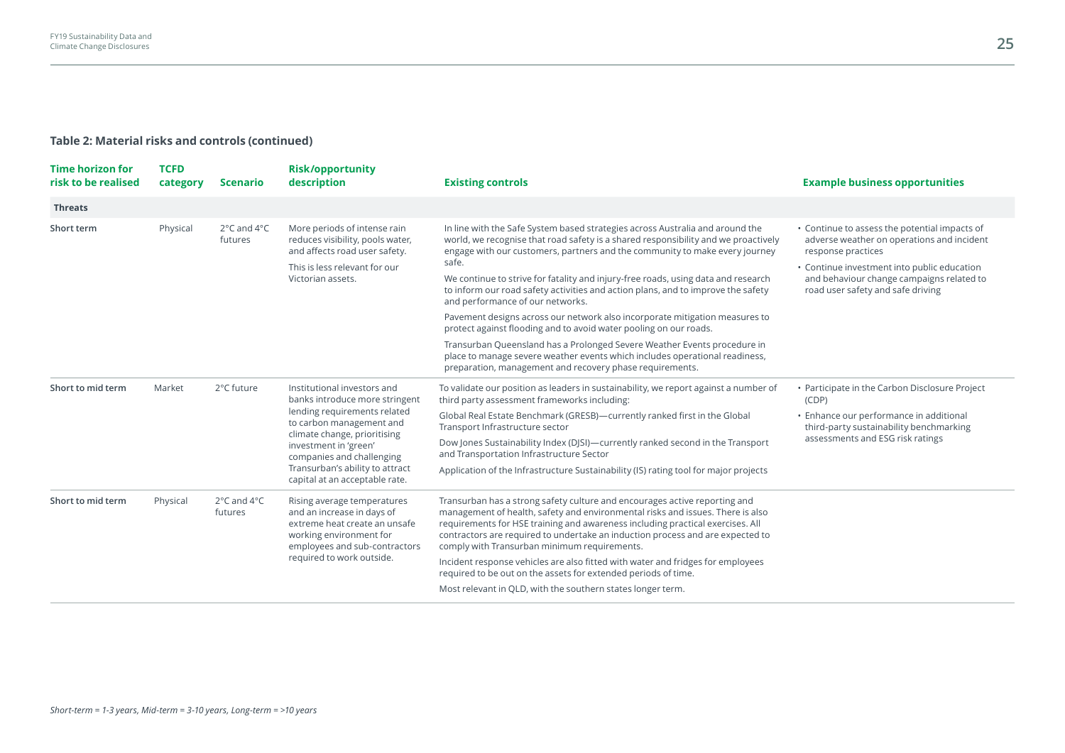### Table 2: Material risks and controls (continued)

| Time horizon for risk to be realised | TCFD category | Scenario | Risk/opportunity description | Existing controls | Example business opportunities |
|---|---|---|---|---|---|
| **Threats** | | | | | |
| Short term | Physical | 2°C and 4°C futures | More periods of intense rain reduces visibility, pools water, and affects road user safety.<br><br>This is less relevant for our Victorian assets. | In line with the Safe System based strategies across Australia and around the world, we recognise that road safety is a shared responsibility and we proactively engage with our customers, partners and the community to make every journey safe.<br><br>We continue to strive for fatality and injury-free roads, using data and research to inform our road safety activities and action plans, and to improve the safety and performance of our networks.<br><br>Pavement designs across our network also incorporate mitigation measures to protect against flooding and to avoid water pooling on our roads.<br><br>Transurban Queensland has a Prolonged Severe Weather Events procedure in place to manage severe weather events which includes operational readiness, preparation, management and recovery phase requirements. | • Continue to assess the potential impacts of adverse weather on operations and incident response practices<br>• Continue investment into public education and behaviour change campaigns related to road user safety and safe driving |
| Short to mid term | Market | 2°C future | Institutional investors and banks introduce more stringent lending requirements related to carbon management and climate change, prioritising investment in 'green' companies and challenging Transurban's ability to attract capital at an acceptable rate. | To validate our position as leaders in sustainability, we report against a number of third party assessment frameworks including:<br><br>Global Real Estate Benchmark (GRESB)—currently ranked first in the Global Transport Infrastructure sector<br><br>Dow Jones Sustainability Index (DJSI)—currently ranked second in the Transport and Transportation Infrastructure Sector<br><br>Application of the Infrastructure Sustainability (IS) rating tool for major projects | • Participate in the Carbon Disclosure Project (CDP)<br>• Enhance our performance in additional third-party sustainability benchmarking assessments and ESG risk ratings |
| Short to mid term | Physical | 2°C and 4°C futures | Rising average temperatures and an increase in days of extreme heat create an unsafe working environment for employees and sub-contractors required to work outside. | Transurban has a strong safety culture and encourages active reporting and management of health, safety and environmental risks and issues. There is also requirements for HSE training and awareness including practical exercises. All contractors are required to undertake an induction process and are expected to comply with Transurban minimum requirements.<br><br>Incident response vehicles are also fitted with water and fridges for employees required to be out on the assets for extended periods of time.<br><br>Most relevant in QLD, with the southern states longer term. | |

*Short-term = 1-3 years, Mid-term = 3-10 years, Long-term = >10 years*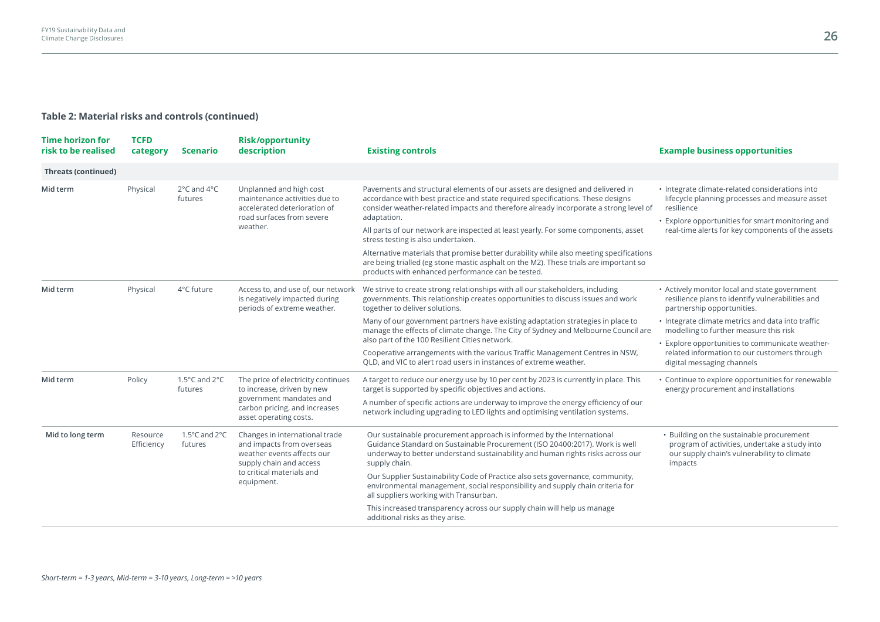### Table 2: Material risks and controls (continued)

| Time horizon for risk to be realised | TCFD category | Scenario | Risk/opportunity description | Existing controls | Example business opportunities |
|---|---|---|---|---|---|
| **Threats (continued)** | | | | | |
| **Mid term** | Physical | 2°C and 4°C futures | Unplanned and high cost maintenance activities due to accelerated deterioration of road surfaces from severe weather. | Pavements and structural elements of our assets are designed and delivered in accordance with best practice and state required specifications. These designs consider weather-related impacts and therefore already incorporate a strong level of adaptation.<br><br>All parts of our network are inspected at least yearly. For some components, asset stress testing is also undertaken.<br><br>Alternative materials that promise better durability while also meeting specifications are being trialled (eg stone mastic asphalt on the M2). These trials are important so products with enhanced performance can be tested. | • Integrate climate-related considerations into lifecycle planning processes and measure asset resilience<br>• Explore opportunities for smart monitoring and real-time alerts for key components of the assets |
| **Mid term** | Physical | 4°C future | Access to, and use of, our network is negatively impacted during periods of extreme weather. | We strive to create strong relationships with all our stakeholders, including governments. This relationship creates opportunities to discuss issues and work together to deliver solutions.<br><br>Many of our government partners have existing adaptation strategies in place to manage the effects of climate change. The City of Sydney and Melbourne Council are also part of the 100 Resilient Cities network.<br><br>Cooperative arrangements with the various Traffic Management Centres in NSW, QLD, and VIC to alert road users in instances of extreme weather. | • Actively monitor local and state government resilience plans to identify vulnerabilities and partnership opportunities.<br>• Integrate climate metrics and data into traffic modelling to further measure this risk<br>• Explore opportunities to communicate weather-related information to our customers through digital messaging channels |
| **Mid term** | Policy | 1.5°C and 2°C futures | The price of electricity continues to increase, driven by new government mandates and carbon pricing, and increases asset operating costs. | A target to reduce our energy use by 10 per cent by 2023 is currently in place. This target is supported by specific objectives and actions.<br><br>A number of specific actions are underway to improve the energy efficiency of our network including upgrading to LED lights and optimising ventilation systems. | • Continue to explore opportunities for renewable energy procurement and installations |
| **Mid to long term** | Resource Efficiency | 1.5°C and 2°C futures | Changes in international trade and impacts from overseas weather events affects our supply chain and access to critical materials and equipment. | Our sustainable procurement approach is informed by the International Guidance Standard on Sustainable Procurement (ISO 20400:2017). Work is well underway to better understand sustainability and human rights risks across our supply chain.<br><br>Our Supplier Sustainability Code of Practice also sets governance, community, environmental management, social responsibility and supply chain criteria for all suppliers working with Transurban.<br><br>This increased transparency across our supply chain will help us manage additional risks as they arise. | • Building on the sustainable procurement program of activities, undertake a study into our supply chain's vulnerability to climate impacts |

*Short-term = 1-3 years, Mid-term = 3-10 years, Long-term = >10 years*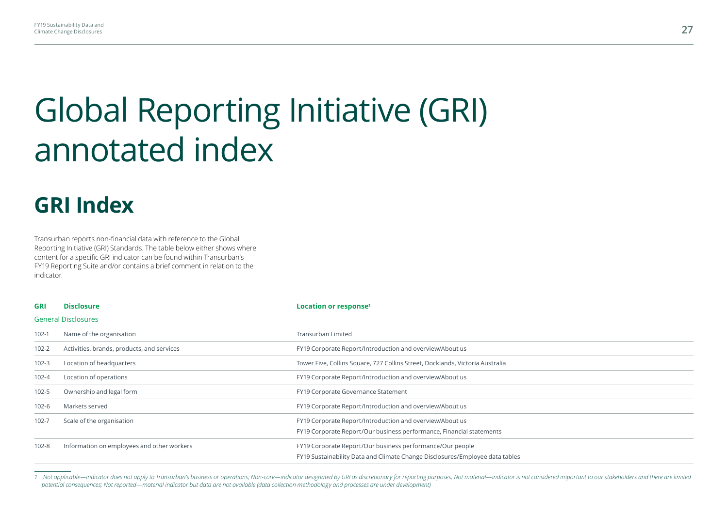# Global Reporting Initiative (GRI) annotated index

## GRI Index

Transurban reports non-financial data with reference to the Global Reporting Initiative (GRI) Standards. The table below either shows where content for a specific GRI indicator can be found within Transurban's FY19 Reporting Suite and/or contains a brief comment in relation to the indicator.

| GRI | Disclosure | Location or response[1] |
|---|---|---|
| **General Disclosures** | | |
| 102-1 | Name of the organisation | Transurban Limited |
| 102-2 | Activities, brands, products, and services | FY19 Corporate Report/Introduction and overview/About us |
| 102-3 | Location of headquarters | Tower Five, Collins Square, 727 Collins Street, Docklands, Victoria Australia |
| 102-4 | Location of operations | FY19 Corporate Report/Introduction and overview/About us |
| 102-5 | Ownership and legal form | FY19 Corporate Governance Statement |
| 102-6 | Markets served | FY19 Corporate Report/Introduction and overview/About us |
| 102-7 | Scale of the organisation | FY19 Corporate Report/Introduction and overview/About us<br>FY19 Corporate Report/Our business performance, Financial statements |
| 102-8 | Information on employees and other workers | FY19 Corporate Report/Our business performance/Our people<br>FY19 Sustainability Data and Climate Change Disclosures/Employee data tables |

*1 Not applicable—indicator does not apply to Transurban's business or operations; Non-core—indicator designated by GRI as discretionary for reporting purposes; Not material—indicator is not considered important to our stakeholders and there are limited potential consequences; Not reported—material indicator but data are not available (data collection methodology and processes are under development)*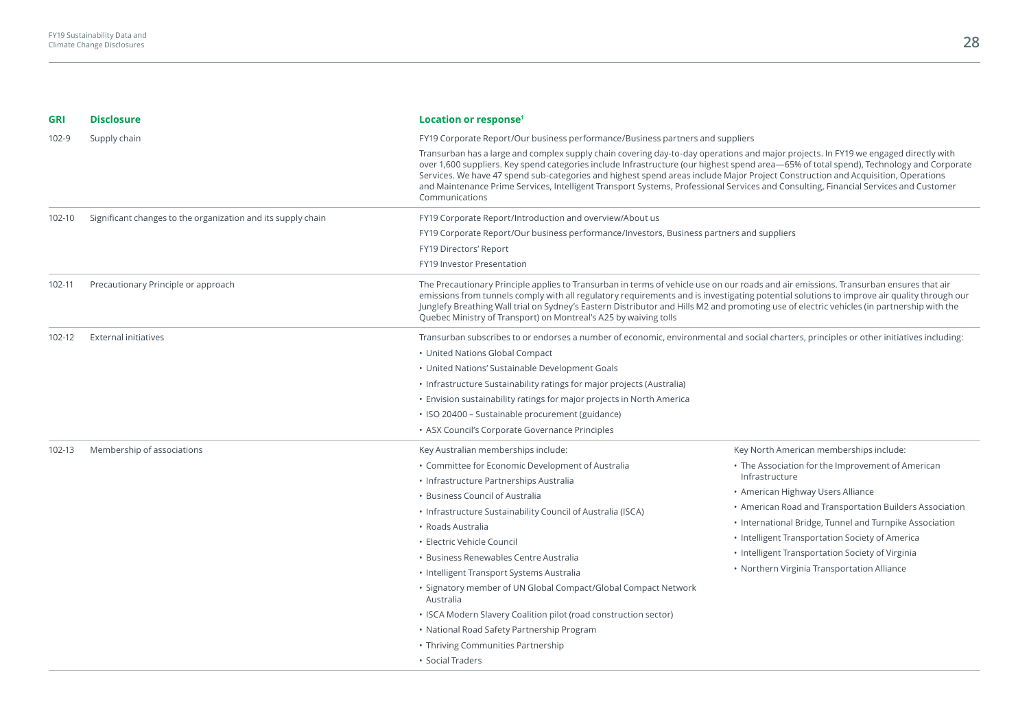| GRI | Disclosure | Location or response[1] |
|---|---|---|
| 102-9 | Supply chain | FY19 Corporate Report/Our business performance/Business partners and suppliers<br><br>Transurban has a large and complex supply chain covering day-to-day operations and major projects. In FY19 we engaged directly with over 1,600 suppliers. Key spend categories include Infrastructure (our highest spend area—65% of total spend), Technology and Corporate Services. We have 47 spend sub-categories and highest spend areas include Major Project Construction and Acquisition, Operations and Maintenance Prime Services, Intelligent Transport Systems, Professional Services and Consulting, Financial Services and Customer Communications |
| 102-10 | Significant changes to the organization and its supply chain | FY19 Corporate Report/Introduction and overview/About us<br><br>FY19 Corporate Report/Our business performance/Investors, Business partners and suppliers<br><br>FY19 Directors' Report<br><br>FY19 Investor Presentation |
| 102-11 | Precautionary Principle or approach | The Precautionary Principle applies to Transurban in terms of vehicle use on our roads and air emissions. Transurban ensures that air emissions from tunnels comply with all regulatory requirements and is investigating potential solutions to improve air quality through our Junglefy Breathing Wall trial on Sydney's Eastern Distributor and Hills M2 and promoting use of electric vehicles (in partnership with the Quebec Ministry of Transport) on Montreal's A25 by waiving tolls |
| 102-12 | External initiatives | Transurban subscribes to or endorses a number of economic, environmental and social charters, principles or other initiatives including:<br><br>• United Nations Global Compact<br>• United Nations' Sustainable Development Goals<br>• Infrastructure Sustainability ratings for major projects (Australia)<br>• Envision sustainability ratings for major projects in North America<br>• ISO 20400 – Sustainable procurement (guidance)<br>• ASX Council's Corporate Governance Principles |
| 102-13 | Membership of associations | Key Australian memberships include:<br><br>• Committee for Economic Development of Australia<br>• Infrastructure Partnerships Australia<br>• Business Council of Australia<br>• Infrastructure Sustainability Council of Australia (ISCA)<br>• Roads Australia<br>• Electric Vehicle Council<br>• Business Renewables Centre Australia<br>• Intelligent Transport Systems Australia<br>• Signatory member of UN Global Compact/Global Compact Network Australia<br>• ISCA Modern Slavery Coalition pilot (road construction sector)<br>• National Road Safety Partnership Program<br>• Thriving Communities Partnership<br>• Social Traders<br><br>Key North American memberships include:<br><br>• The Association for the Improvement of American Infrastructure<br>• American Highway Users Alliance<br>• American Road and Transportation Builders Association<br>• International Bridge, Tunnel and Turnpike Association<br>• Intelligent Transportation Society of America<br>• Intelligent Transportation Society of Virginia<br>• Northern Virginia Transportation Alliance |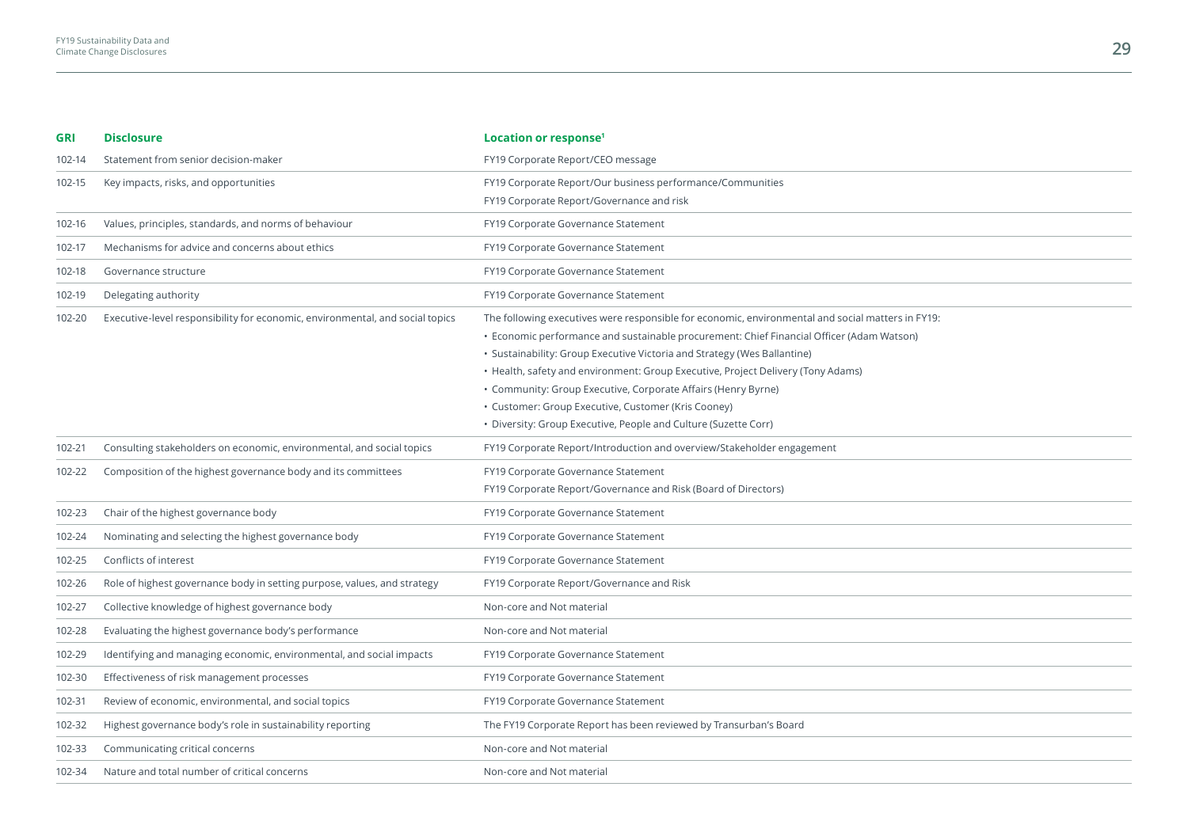| GRI | Disclosure | Location or response[1] |
| --- | --- | --- |
| 102-14 | Statement from senior decision-maker | FY19 Corporate Report/CEO message |
| 102-15 | Key impacts, risks, and opportunities | FY19 Corporate Report/Our business performance/Communities<br>FY19 Corporate Report/Governance and risk |
| 102-16 | Values, principles, standards, and norms of behaviour | FY19 Corporate Governance Statement |
| 102-17 | Mechanisms for advice and concerns about ethics | FY19 Corporate Governance Statement |
| 102-18 | Governance structure | FY19 Corporate Governance Statement |
| 102-19 | Delegating authority | FY19 Corporate Governance Statement |
| 102-20 | Executive-level responsibility for economic, environmental, and social topics | The following executives were responsible for economic, environmental and social matters in FY19:<br>• Economic performance and sustainable procurement: Chief Financial Officer (Adam Watson)<br>• Sustainability: Group Executive Victoria and Strategy (Wes Ballantine)<br>• Health, safety and environment: Group Executive, Project Delivery (Tony Adams)<br>• Community: Group Executive, Corporate Affairs (Henry Byrne)<br>• Customer: Group Executive, Customer (Kris Cooney)<br>• Diversity: Group Executive, People and Culture (Suzette Corr) |
| 102-21 | Consulting stakeholders on economic, environmental, and social topics | FY19 Corporate Report/Introduction and overview/Stakeholder engagement |
| 102-22 | Composition of the highest governance body and its committees | FY19 Corporate Governance Statement<br>FY19 Corporate Report/Governance and Risk (Board of Directors) |
| 102-23 | Chair of the highest governance body | FY19 Corporate Governance Statement |
| 102-24 | Nominating and selecting the highest governance body | FY19 Corporate Governance Statement |
| 102-25 | Conflicts of interest | FY19 Corporate Governance Statement |
| 102-26 | Role of highest governance body in setting purpose, values, and strategy | FY19 Corporate Report/Governance and Risk |
| 102-27 | Collective knowledge of highest governance body | Non-core and Not material |
| 102-28 | Evaluating the highest governance body's performance | Non-core and Not material |
| 102-29 | Identifying and managing economic, environmental, and social impacts | FY19 Corporate Governance Statement |
| 102-30 | Effectiveness of risk management processes | FY19 Corporate Governance Statement |
| 102-31 | Review of economic, environmental, and social topics | FY19 Corporate Governance Statement |
| 102-32 | Highest governance body's role in sustainability reporting | The FY19 Corporate Report has been reviewed by Transurban's Board |
| 102-33 | Communicating critical concerns | Non-core and Not material |
| 102-34 | Nature and total number of critical concerns | Non-core and Not material |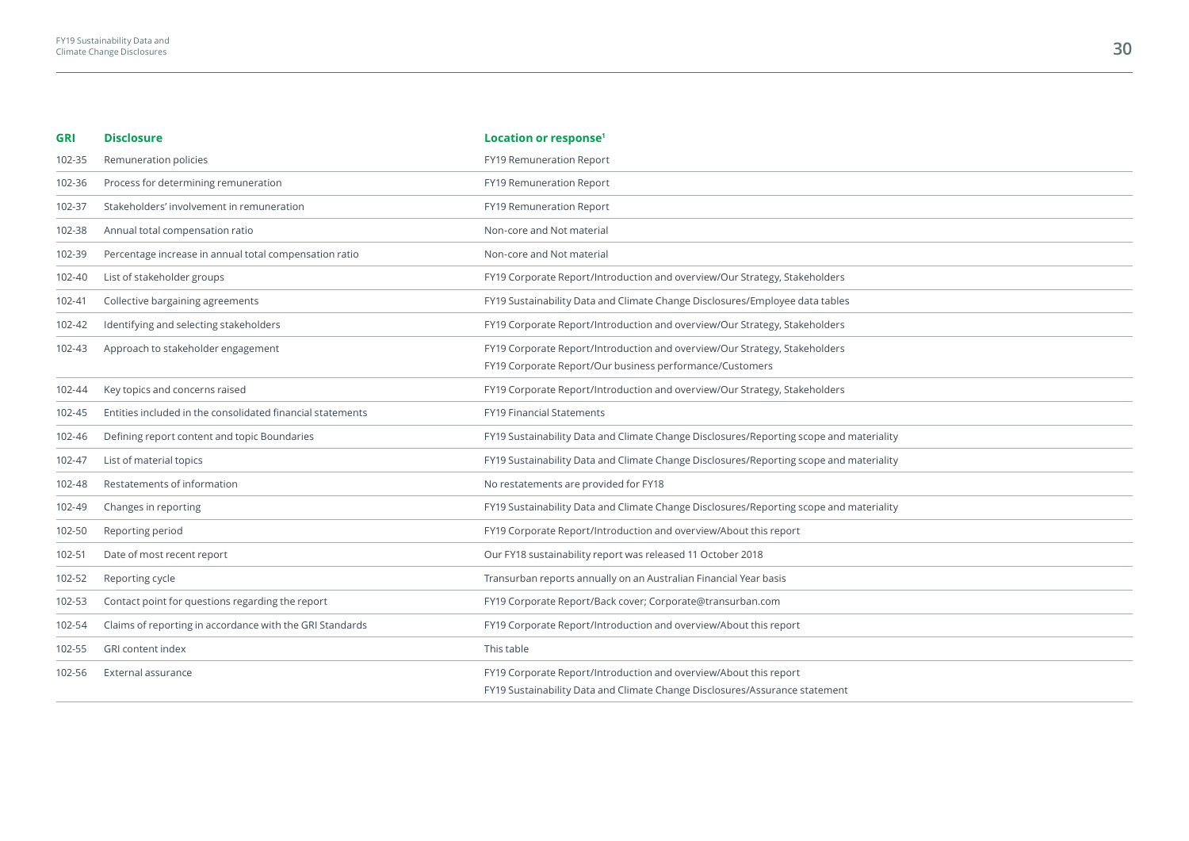| GRI | Disclosure | Location or response[1] |
|---|---|---|
| 102-35 | Remuneration policies | FY19 Remuneration Report |
| 102-36 | Process for determining remuneration | FY19 Remuneration Report |
| 102-37 | Stakeholders' involvement in remuneration | FY19 Remuneration Report |
| 102-38 | Annual total compensation ratio | Non-core and Not material |
| 102-39 | Percentage increase in annual total compensation ratio | Non-core and Not material |
| 102-40 | List of stakeholder groups | FY19 Corporate Report/Introduction and overview/Our Strategy, Stakeholders |
| 102-41 | Collective bargaining agreements | FY19 Sustainability Data and Climate Change Disclosures/Employee data tables |
| 102-42 | Identifying and selecting stakeholders | FY19 Corporate Report/Introduction and overview/Our Strategy, Stakeholders |
| 102-43 | Approach to stakeholder engagement | FY19 Corporate Report/Introduction and overview/Our Strategy, Stakeholders<br>FY19 Corporate Report/Our business performance/Customers |
| 102-44 | Key topics and concerns raised | FY19 Corporate Report/Introduction and overview/Our Strategy, Stakeholders |
| 102-45 | Entities included in the consolidated financial statements | FY19 Financial Statements |
| 102-46 | Defining report content and topic Boundaries | FY19 Sustainability Data and Climate Change Disclosures/Reporting scope and materiality |
| 102-47 | List of material topics | FY19 Sustainability Data and Climate Change Disclosures/Reporting scope and materiality |
| 102-48 | Restatements of information | No restatements are provided for FY18 |
| 102-49 | Changes in reporting | FY19 Sustainability Data and Climate Change Disclosures/Reporting scope and materiality |
| 102-50 | Reporting period | FY19 Corporate Report/Introduction and overview/About this report |
| 102-51 | Date of most recent report | Our FY18 sustainability report was released 11 October 2018 |
| 102-52 | Reporting cycle | Transurban reports annually on an Australian Financial Year basis |
| 102-53 | Contact point for questions regarding the report | FY19 Corporate Report/Back cover; Corporate@transurban.com |
| 102-54 | Claims of reporting in accordance with the GRI Standards | FY19 Corporate Report/Introduction and overview/About this report |
| 102-55 | GRI content index | This table |
| 102-56 | External assurance | FY19 Corporate Report/Introduction and overview/About this report<br>FY19 Sustainability Data and Climate Change Disclosures/Assurance statement |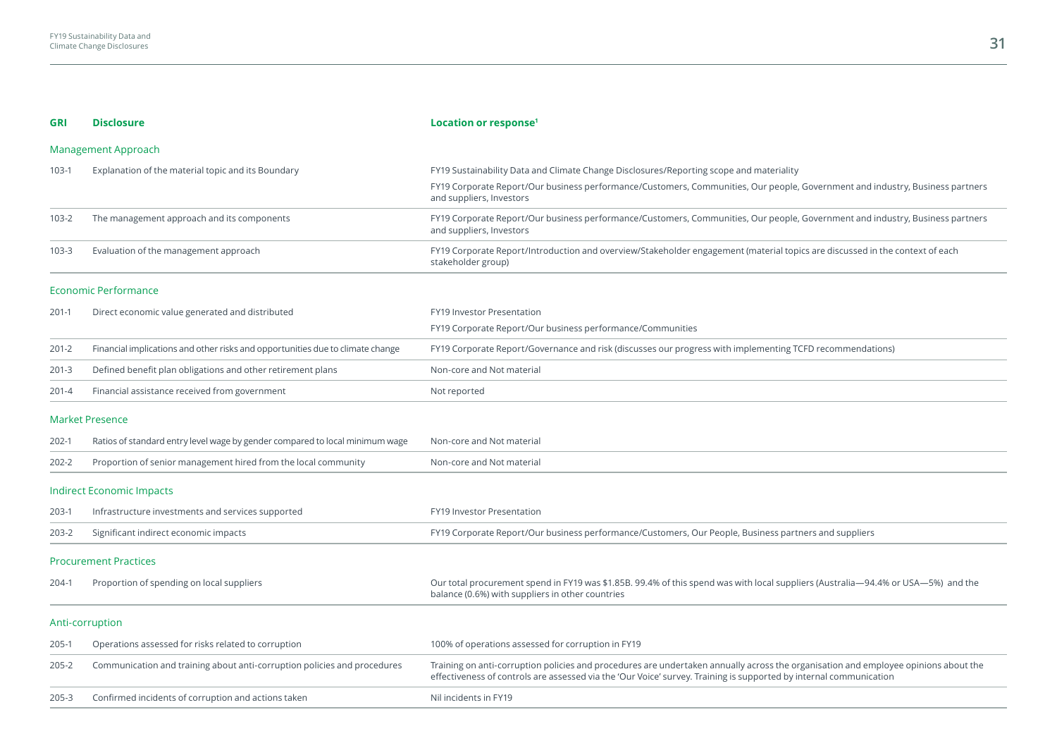| GRI | Disclosure | Location or response[1] |
|---|---|---|
| **Management Approach** | | |
| 103-1 | Explanation of the material topic and its Boundary | FY19 Sustainability Data and Climate Change Disclosures/Reporting scope and materiality<br>FY19 Corporate Report/Our business performance/Customers, Communities, Our people, Government and industry, Business partners and suppliers, Investors |
| 103-2 | The management approach and its components | FY19 Corporate Report/Our business performance/Customers, Communities, Our people, Government and industry, Business partners and suppliers, Investors |
| 103-3 | Evaluation of the management approach | FY19 Corporate Report/Introduction and overview/Stakeholder engagement (material topics are discussed in the context of each stakeholder group) |
| **Economic Performance** | | |
| 201-1 | Direct economic value generated and distributed | FY19 Investor Presentation<br>FY19 Corporate Report/Our business performance/Communities |
| 201-2 | Financial implications and other risks and opportunities due to climate change | FY19 Corporate Report/Governance and risk (discusses our progress with implementing TCFD recommendations) |
| 201-3 | Defined benefit plan obligations and other retirement plans | Non-core and Not material |
| 201-4 | Financial assistance received from government | Not reported |
| **Market Presence** | | |
| 202-1 | Ratios of standard entry level wage by gender compared to local minimum wage | Non-core and Not material |
| 202-2 | Proportion of senior management hired from the local community | Non-core and Not material |
| **Indirect Economic Impacts** | | |
| 203-1 | Infrastructure investments and services supported | FY19 Investor Presentation |
| 203-2 | Significant indirect economic impacts | FY19 Corporate Report/Our business performance/Customers, Our People, Business partners and suppliers |
| **Procurement Practices** | | |
| 204-1 | Proportion of spending on local suppliers | Our total procurement spend in FY19 was $1.85B. 99.4% of this spend was with local suppliers (Australia—94.4% or USA—5%) and the balance (0.6%) with suppliers in other countries |
| **Anti-corruption** | | |
| 205-1 | Operations assessed for risks related to corruption | 100% of operations assessed for corruption in FY19 |
| 205-2 | Communication and training about anti-corruption policies and procedures | Training on anti-corruption policies and procedures are undertaken annually across the organisation and employee opinions about the effectiveness of controls are assessed via the 'Our Voice' survey. Training is supported by internal communication |
| 205-3 | Confirmed incidents of corruption and actions taken | Nil incidents in FY19 |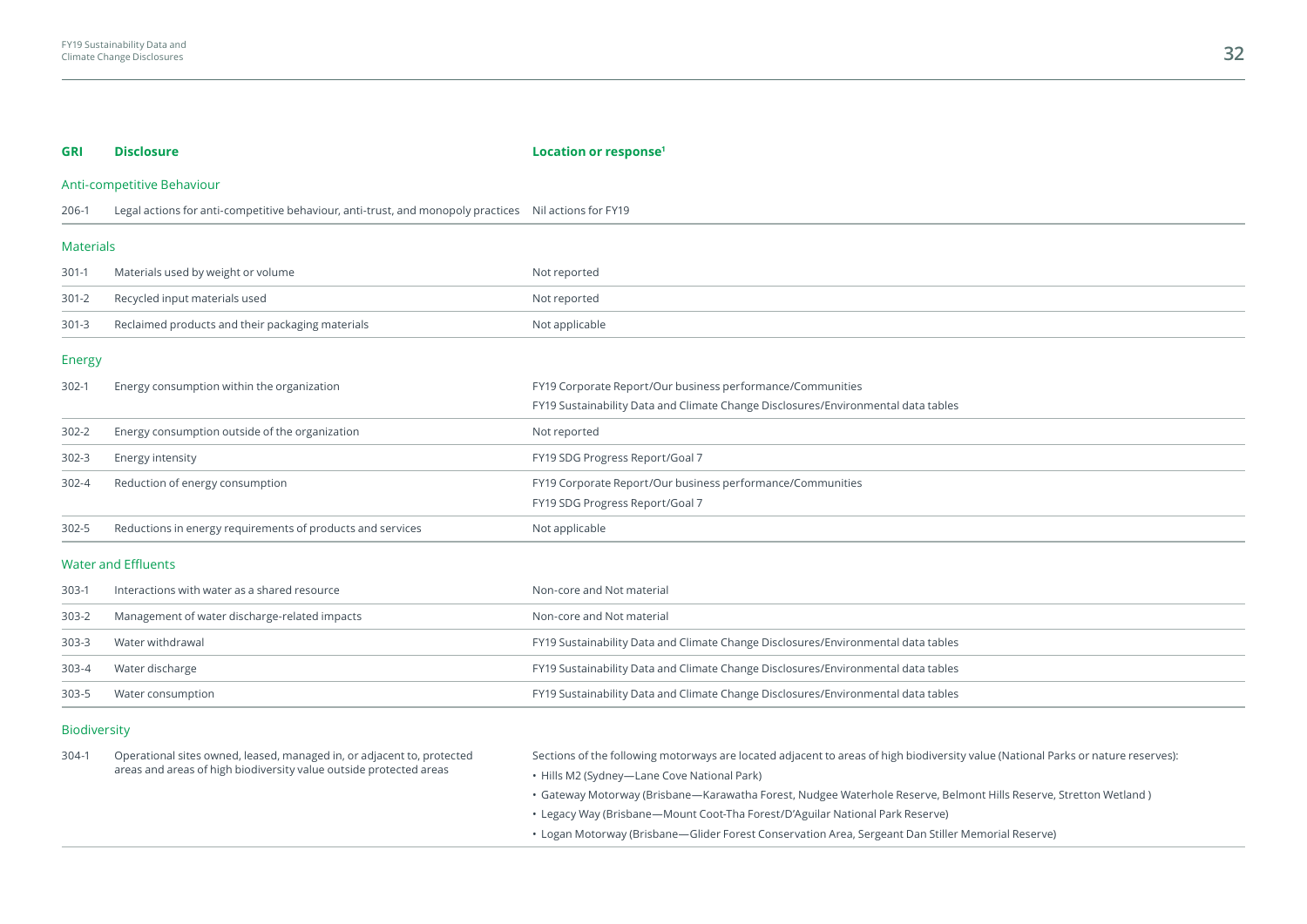| GRI | Disclosure | Location or response[1] |
|---|---|---|
| **Anti-competitive Behaviour** | | |
| 206-1 | Legal actions for anti-competitive behaviour, anti-trust, and monopoly practices | Nil actions for FY19 |
| **Materials** | | |
| 301-1 | Materials used by weight or volume | Not reported |
| 301-2 | Recycled input materials used | Not reported |
| 301-3 | Reclaimed products and their packaging materials | Not applicable |
| **Energy** | | |
| 302-1 | Energy consumption within the organization | FY19 Corporate Report/Our business performance/Communities<br>FY19 Sustainability Data and Climate Change Disclosures/Environmental data tables |
| 302-2 | Energy consumption outside of the organization | Not reported |
| 302-3 | Energy intensity | FY19 SDG Progress Report/Goal 7 |
| 302-4 | Reduction of energy consumption | FY19 Corporate Report/Our business performance/Communities<br>FY19 SDG Progress Report/Goal 7 |
| 302-5 | Reductions in energy requirements of products and services | Not applicable |
| **Water and Effluents** | | |
| 303-1 | Interactions with water as a shared resource | Non-core and Not material |
| 303-2 | Management of water discharge-related impacts | Non-core and Not material |
| 303-3 | Water withdrawal | FY19 Sustainability Data and Climate Change Disclosures/Environmental data tables |
| 303-4 | Water discharge | FY19 Sustainability Data and Climate Change Disclosures/Environmental data tables |
| 303-5 | Water consumption | FY19 Sustainability Data and Climate Change Disclosures/Environmental data tables |
| **Biodiversity** | | |
| 304-1 | Operational sites owned, leased, managed in, or adjacent to, protected areas and areas of high biodiversity value outside protected areas | Sections of the following motorways are located adjacent to areas of high biodiversity value (National Parks or nature reserves):<br>• Hills M2 (Sydney—Lane Cove National Park)<br>• Gateway Motorway (Brisbane—Karawatha Forest, Nudgee Waterhole Reserve, Belmont Hills Reserve, Stretton Wetland )<br>• Legacy Way (Brisbane—Mount Coot-Tha Forest/D'Aguilar National Park Reserve)<br>• Logan Motorway (Brisbane—Glider Forest Conservation Area, Sergeant Dan Stiller Memorial Reserve) |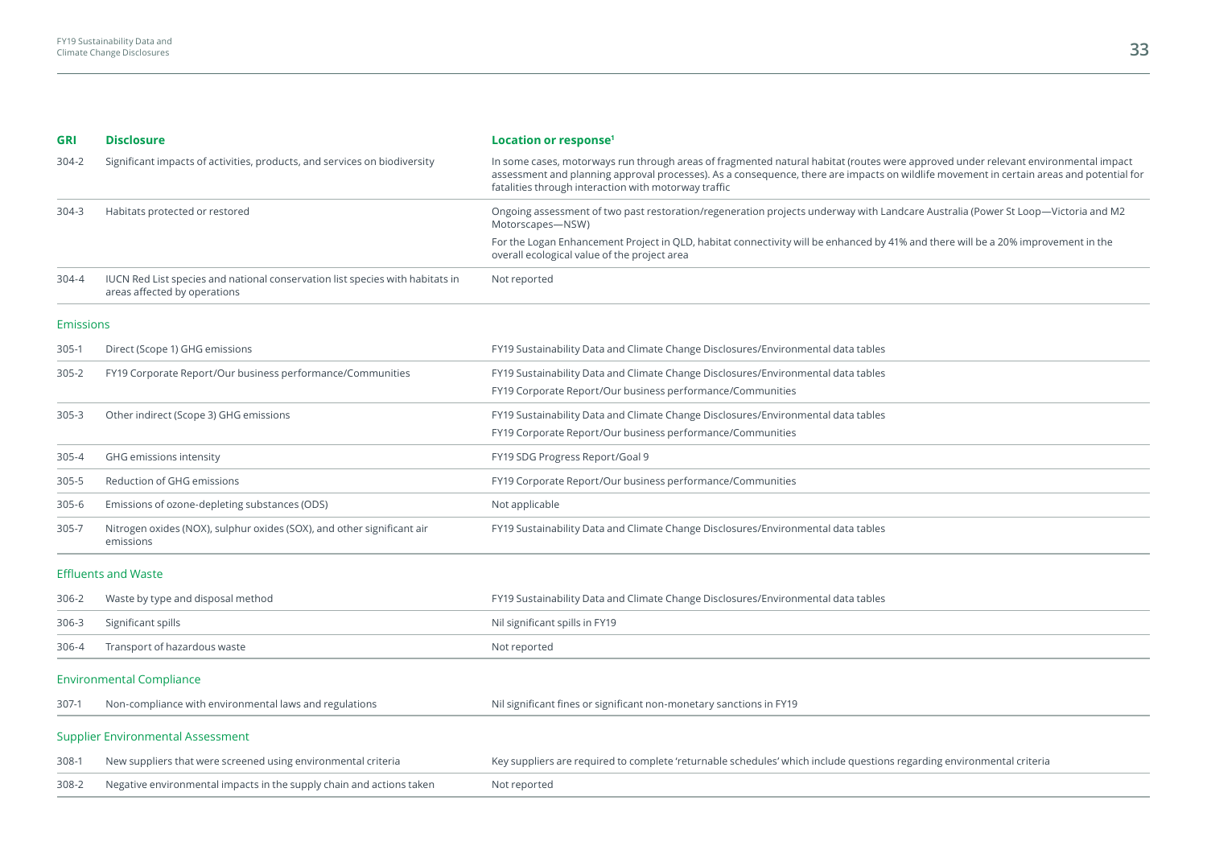| GRI | Disclosure | Location or response[1] |
| --- | --- | --- |
| 304-2 | Significant impacts of activities, products, and services on biodiversity | In some cases, motorways run through areas of fragmented natural habitat (routes were approved under relevant environmental impact assessment and planning approval processes). As a consequence, there are impacts on wildlife movement in certain areas and potential for fatalities through interaction with motorway traffic |
| 304-3 | Habitats protected or restored | Ongoing assessment of two past restoration/regeneration projects underway with Landcare Australia (Power St Loop—Victoria and M2 Motorscapes—NSW)<br><br>For the Logan Enhancement Project in QLD, habitat connectivity will be enhanced by 41% and there will be a 20% improvement in the overall ecological value of the project area |
| 304-4 | IUCN Red List species and national conservation list species with habitats in areas affected by operations | Not reported |
| **Emissions** | | |
| 305-1 | Direct (Scope 1) GHG emissions | FY19 Sustainability Data and Climate Change Disclosures/Environmental data tables |
| 305-2 | FY19 Corporate Report/Our business performance/Communities | FY19 Sustainability Data and Climate Change Disclosures/Environmental data tables<br>FY19 Corporate Report/Our business performance/Communities |
| 305-3 | Other indirect (Scope 3) GHG emissions | FY19 Sustainability Data and Climate Change Disclosures/Environmental data tables<br>FY19 Corporate Report/Our business performance/Communities |
| 305-4 | GHG emissions intensity | FY19 SDG Progress Report/Goal 9 |
| 305-5 | Reduction of GHG emissions | FY19 Corporate Report/Our business performance/Communities |
| 305-6 | Emissions of ozone-depleting substances (ODS) | Not applicable |
| 305-7 | Nitrogen oxides (NOX), sulphur oxides (SOX), and other significant air emissions | FY19 Sustainability Data and Climate Change Disclosures/Environmental data tables |
| **Effluents and Waste** | | |
| 306-2 | Waste by type and disposal method | FY19 Sustainability Data and Climate Change Disclosures/Environmental data tables |
| 306-3 | Significant spills | Nil significant spills in FY19 |
| 306-4 | Transport of hazardous waste | Not reported |
| **Environmental Compliance** | | |
| 307-1 | Non-compliance with environmental laws and regulations | Nil significant fines or significant non-monetary sanctions in FY19 |
| **Supplier Environmental Assessment** | | |
| 308-1 | New suppliers that were screened using environmental criteria | Key suppliers are required to complete 'returnable schedules' which include questions regarding environmental criteria |
| 308-2 | Negative environmental impacts in the supply chain and actions taken | Not reported |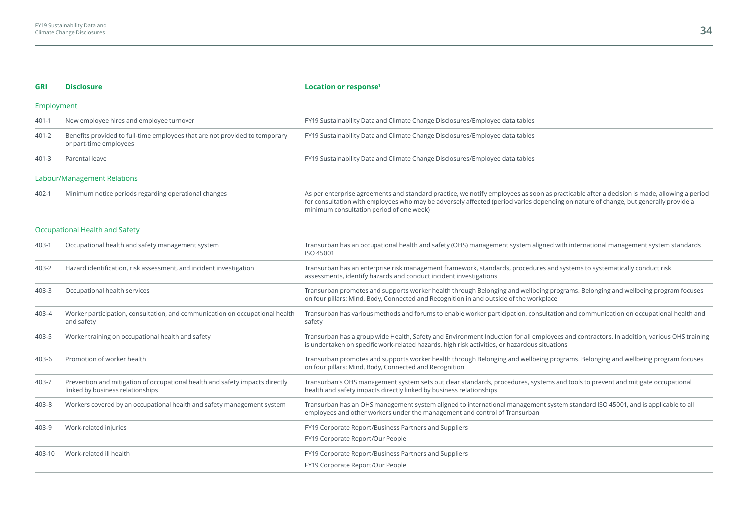| GRI | Disclosure | Location or response[1] |
|---|---|---|
| **Employment** | | |
| 401-1 | New employee hires and employee turnover | FY19 Sustainability Data and Climate Change Disclosures/Employee data tables |
| 401-2 | Benefits provided to full-time employees that are not provided to temporary or part-time employees | FY19 Sustainability Data and Climate Change Disclosures/Employee data tables |
| 401-3 | Parental leave | FY19 Sustainability Data and Climate Change Disclosures/Employee data tables |
| **Labour/Management Relations** | | |
| 402-1 | Minimum notice periods regarding operational changes | As per enterprise agreements and standard practice, we notify employees as soon as practicable after a decision is made, allowing a period for consultation with employees who may be adversely affected (period varies depending on nature of change, but generally provide a minimum consultation period of one week) |
| **Occupational Health and Safety** | | |
| 403-1 | Occupational health and safety management system | Transurban has an occupational health and safety (OHS) management system aligned with international management system standards ISO 45001 |
| 403-2 | Hazard identification, risk assessment, and incident investigation | Transurban has an enterprise risk management framework, standards, procedures and systems to systematically conduct risk assessments, identify hazards and conduct incident investigations |
| 403-3 | Occupational health services | Transurban promotes and supports worker health through Belonging and wellbeing programs. Belonging and wellbeing program focuses on four pillars: Mind, Body, Connected and Recognition in and outside of the workplace |
| 403-4 | Worker participation, consultation, and communication on occupational health and safety | Transurban has various methods and forums to enable worker participation, consultation and communication on occupational health and safety |
| 403-5 | Worker training on occupational health and safety | Transurban has a group wide Health, Safety and Environment Induction for all employees and contractors. In addition, various OHS training is undertaken on specific work-related hazards, high risk activities, or hazardous situations |
| 403-6 | Promotion of worker health | Transurban promotes and supports worker health through Belonging and wellbeing programs. Belonging and wellbeing program focuses on four pillars: Mind, Body, Connected and Recognition |
| 403-7 | Prevention and mitigation of occupational health and safety impacts directly linked by business relationships | Transurban's OHS management system sets out clear standards, procedures, systems and tools to prevent and mitigate occupational health and safety impacts directly linked by business relationships |
| 403-8 | Workers covered by an occupational health and safety management system | Transurban has an OHS management system aligned to international management system standard ISO 45001, and is applicable to all employees and other workers under the management and control of Transurban |
| 403-9 | Work-related injuries | FY19 Corporate Report/Business Partners and Suppliers<br>FY19 Corporate Report/Our People |
| 403-10 | Work-related ill health | FY19 Corporate Report/Business Partners and Suppliers<br>FY19 Corporate Report/Our People |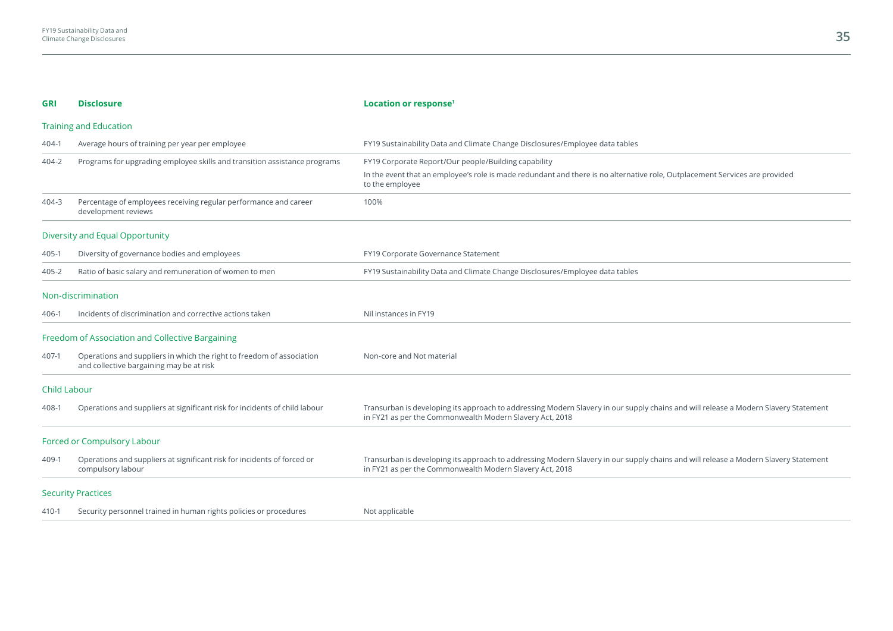| GRI | Disclosure | Location or response[1] |
|---|---|---|
| **Training and Education** | | |
| 404-1 | Average hours of training per year per employee | FY19 Sustainability Data and Climate Change Disclosures/Employee data tables |
| 404-2 | Programs for upgrading employee skills and transition assistance programs | FY19 Corporate Report/Our people/Building capability<br>In the event that an employee's role is made redundant and there is no alternative role, Outplacement Services are provided to the employee |
| 404-3 | Percentage of employees receiving regular performance and career development reviews | 100% |
| **Diversity and Equal Opportunity** | | |
| 405-1 | Diversity of governance bodies and employees | FY19 Corporate Governance Statement |
| 405-2 | Ratio of basic salary and remuneration of women to men | FY19 Sustainability Data and Climate Change Disclosures/Employee data tables |
| **Non-discrimination** | | |
| 406-1 | Incidents of discrimination and corrective actions taken | Nil instances in FY19 |
| **Freedom of Association and Collective Bargaining** | | |
| 407-1 | Operations and suppliers in which the right to freedom of association and collective bargaining may be at risk | Non-core and Not material |
| **Child Labour** | | |
| 408-1 | Operations and suppliers at significant risk for incidents of child labour | Transurban is developing its approach to addressing Modern Slavery in our supply chains and will release a Modern Slavery Statement in FY21 as per the Commonwealth Modern Slavery Act, 2018 |
| **Forced or Compulsory Labour** | | |
| 409-1 | Operations and suppliers at significant risk for incidents of forced or compulsory labour | Transurban is developing its approach to addressing Modern Slavery in our supply chains and will release a Modern Slavery Statement in FY21 as per the Commonwealth Modern Slavery Act, 2018 |
| **Security Practices** | | |
| 410-1 | Security personnel trained in human rights policies or procedures | Not applicable |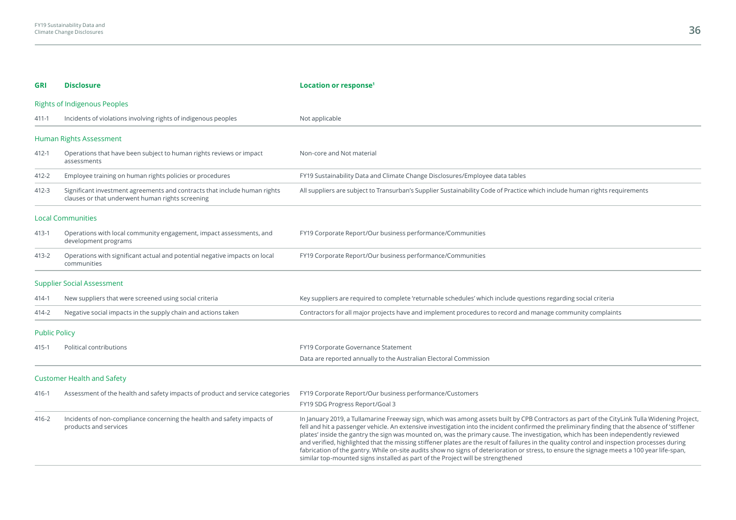| GRI | Disclosure | Location or response[1] |
|---|---|---|
| **Rights of Indigenous Peoples** | | |
| 411-1 | Incidents of violations involving rights of indigenous peoples | Not applicable |
| **Human Rights Assessment** | | |
| 412-1 | Operations that have been subject to human rights reviews or impact assessments | Non-core and Not material |
| 412-2 | Employee training on human rights policies or procedures | FY19 Sustainability Data and Climate Change Disclosures/Employee data tables |
| 412-3 | Significant investment agreements and contracts that include human rights clauses or that underwent human rights screening | All suppliers are subject to Transurban's Supplier Sustainability Code of Practice which include human rights requirements |
| **Local Communities** | | |
| 413-1 | Operations with local community engagement, impact assessments, and development programs | FY19 Corporate Report/Our business performance/Communities |
| 413-2 | Operations with significant actual and potential negative impacts on local communities | FY19 Corporate Report/Our business performance/Communities |
| **Supplier Social Assessment** | | |
| 414-1 | New suppliers that were screened using social criteria | Key suppliers are required to complete 'returnable schedules' which include questions regarding social criteria |
| 414-2 | Negative social impacts in the supply chain and actions taken | Contractors for all major projects have and implement procedures to record and manage community complaints |
| **Public Policy** | | |
| 415-1 | Political contributions | FY19 Corporate Governance Statement<br>Data are reported annually to the Australian Electoral Commission |
| **Customer Health and Safety** | | |
| 416-1 | Assessment of the health and safety impacts of product and service categories | FY19 Corporate Report/Our business performance/Customers<br>FY19 SDG Progress Report/Goal 3 |
| 416-2 | Incidents of non-compliance concerning the health and safety impacts of products and services | In January 2019, a Tullamarine Freeway sign, which was among assets built by CPB Contractors as part of the CityLink Tulla Widening Project, fell and hit a passenger vehicle. An extensive investigation into the incident confirmed the preliminary finding that the absence of 'stiffener plates' inside the gantry the sign was mounted on, was the primary cause. The investigation, which has been independently reviewed and verified, highlighted that the missing stiffener plates are the result of failures in the quality control and inspection processes during fabrication of the gantry. While on-site audits show no signs of deterioration or stress, to ensure the signage meets a 100 year life-span, similar top-mounted signs installed as part of the Project will be strengthened |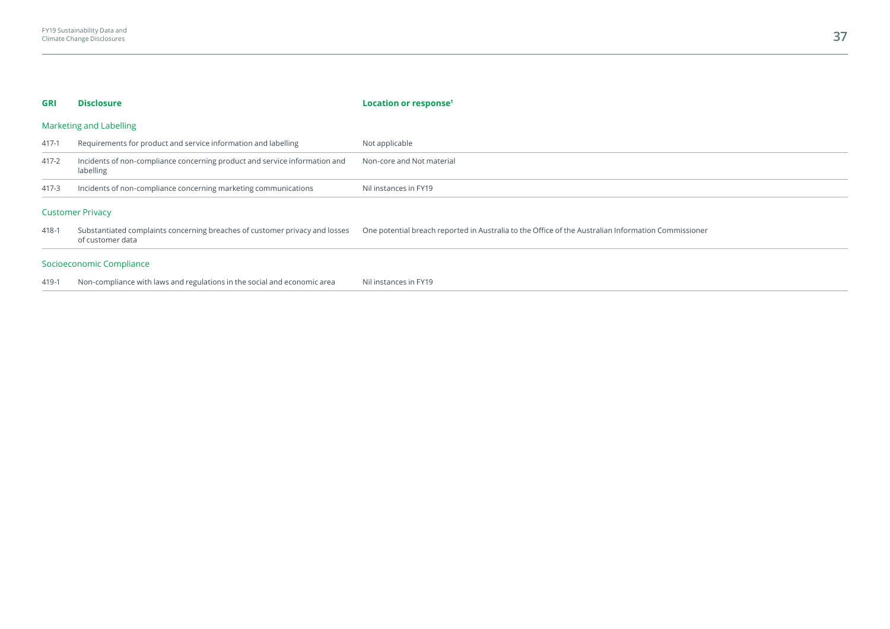| GRI | Disclosure | Location or response[1] |
|---|---|---|
| **Marketing and Labelling** | | |
| 417-1 | Requirements for product and service information and labelling | Not applicable |
| 417-2 | Incidents of non-compliance concerning product and service information and labelling | Non-core and Not material |
| 417-3 | Incidents of non-compliance concerning marketing communications | Nil instances in FY19 |
| **Customer Privacy** | | |
| 418-1 | Substantiated complaints concerning breaches of customer privacy and losses of customer data | One potential breach reported in Australia to the Office of the Australian Information Commissioner |
| **Socioeconomic Compliance** | | |
| 419-1 | Non-compliance with laws and regulations in the social and economic area | Nil instances in FY19 |